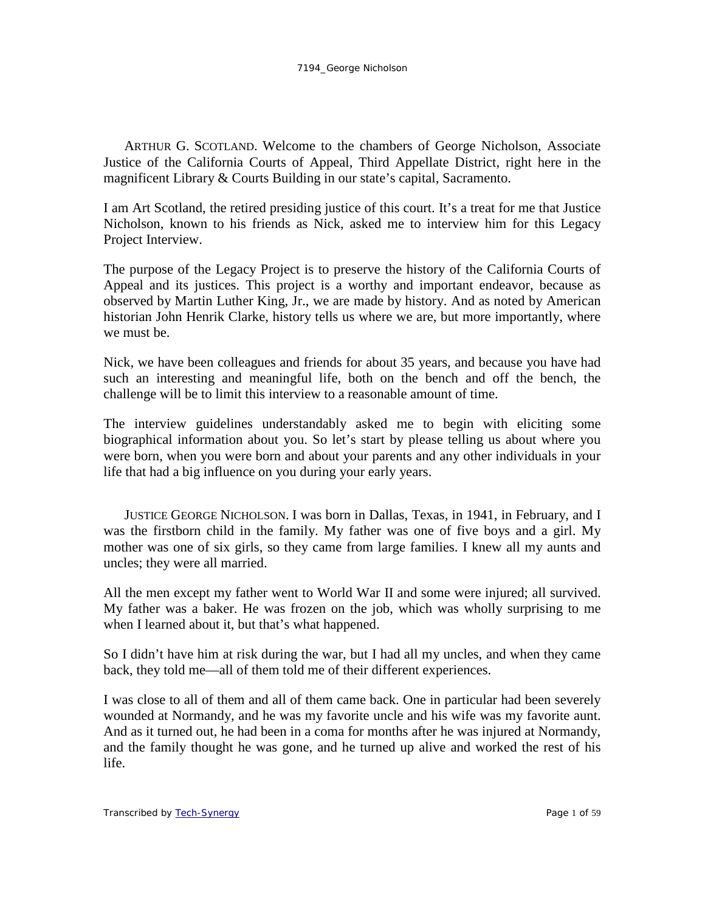ARTHUR G. SCOTLAND. Welcome to the chambers of George Nicholson, Associate Justice of the California Courts of Appeal, Third Appellate District, right here in the magnificent Library & Courts Building in our state's capital, Sacramento.

I am Art Scotland, the retired presiding justice of this court. It's a treat for me that Justice Nicholson, known to his friends as Nick, asked me to interview him for this Legacy Project Interview.

The purpose of the Legacy Project is to preserve the history of the California Courts of Appeal and its justices. This project is a worthy and important endeavor, because as observed by Martin Luther King, Jr., we are made by history. And as noted by American historian John Henrik Clarke, history tells us where we are, but more importantly, where we must be.

Nick, we have been colleagues and friends for about 35 years, and because you have had such an interesting and meaningful life, both on the bench and off the bench, the challenge will be to limit this interview to a reasonable amount of time.

The interview guidelines understandably asked me to begin with eliciting some biographical information about you. So let's start by please telling us about where you were born, when you were born and about your parents and any other individuals in your life that had a big influence on you during your early years.

JUSTICE GEORGE NICHOLSON. I was born in Dallas, Texas, in 1941, in February, and I was the firstborn child in the family. My father was one of five boys and a girl. My mother was one of six girls, so they came from large families. I knew all my aunts and uncles; they were all married.

All the men except my father went to World War II and some were injured; all survived. My father was a baker. He was frozen on the job, which was wholly surprising to me when I learned about it, but that's what happened.

So I didn't have him at risk during the war, but I had all my uncles, and when they came back, they told me—all of them told me of their different experiences.

I was close to all of them and all of them came back. One in particular had been severely wounded at Normandy, and he was my favorite uncle and his wife was my favorite aunt. And as it turned out, he had been in a coma for months after he was injured at Normandy, and the family thought he was gone, and he turned up alive and worked the rest of his life.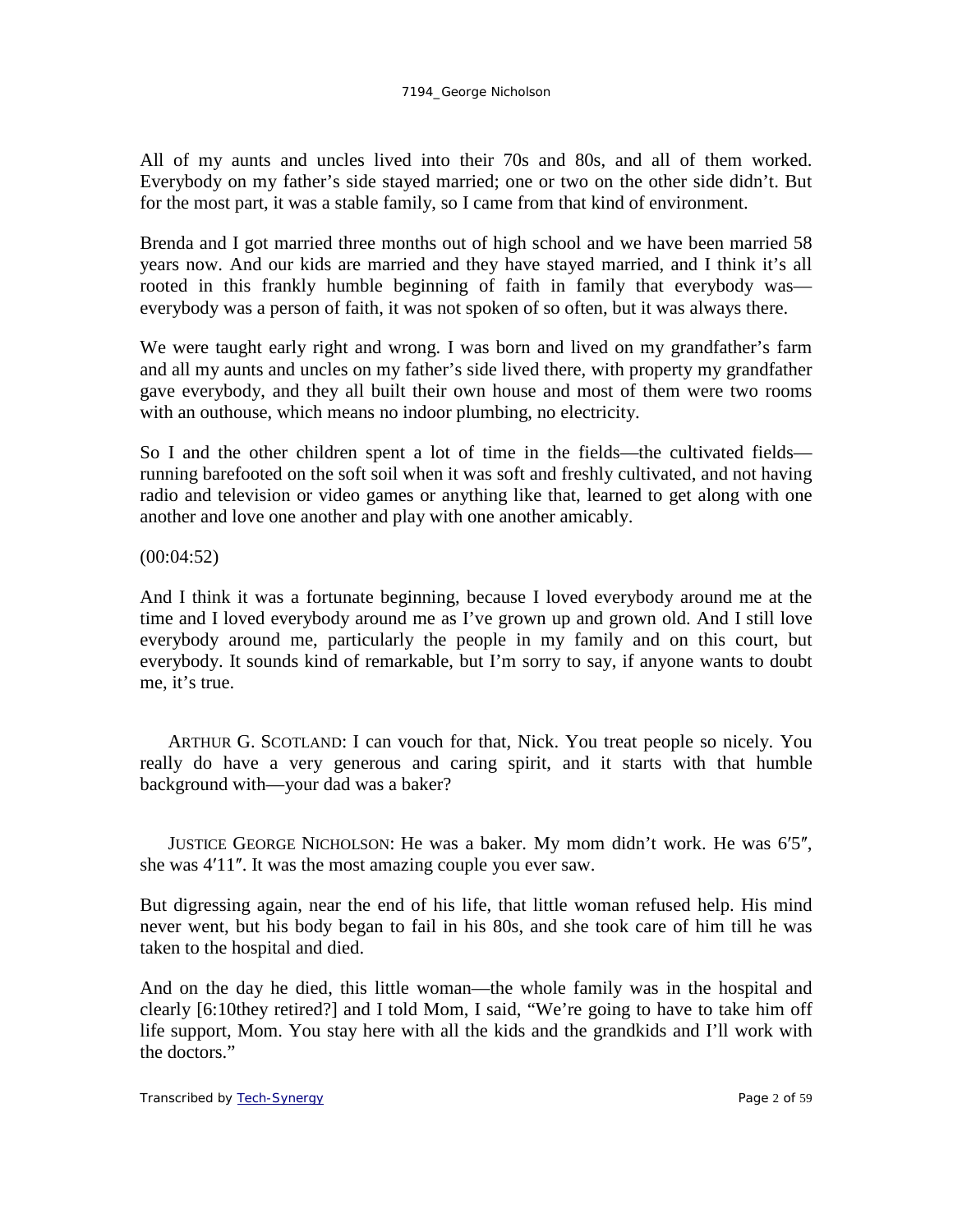All of my aunts and uncles lived into their 70s and 80s, and all of them worked. Everybody on my father's side stayed married; one or two on the other side didn't. But for the most part, it was a stable family, so I came from that kind of environment.

Brenda and I got married three months out of high school and we have been married 58 years now. And our kids are married and they have stayed married, and I think it's all rooted in this frankly humble beginning of faith in family that everybody was—everybody was a person of faith, it was not spoken of so often, but it was always there.

We were taught early right and wrong. I was born and lived on my grandfather's farm and all my aunts and uncles on my father's side lived there, with property my grandfather gave everybody, and they all built their own house and most of them were two rooms with an outhouse, which means no indoor plumbing, no electricity.

So I and the other children spent a lot of time in the fields—the cultivated fields—running barefooted on the soft soil when it was soft and freshly cultivated, and not having radio and television or video games or anything like that, learned to get along with one another and love one another and play with one another amicably.

(00:04:52)

And I think it was a fortunate beginning, because I loved everybody around me at the time and I loved everybody around me as I've grown up and grown old. And I still love everybody around me, particularly the people in my family and on this court, but everybody. It sounds kind of remarkable, but I'm sorry to say, if anyone wants to doubt me, it's true.

ARTHUR G. SCOTLAND: I can vouch for that, Nick. You treat people so nicely. You really do have a very generous and caring spirit, and it starts with that humble background with—your dad was a baker?

JUSTICE GEORGE NICHOLSON: He was a baker. My mom didn't work. He was 6′5″, she was 4′11″. It was the most amazing couple you ever saw.

But digressing again, near the end of his life, that little woman refused help. His mind never went, but his body began to fail in his 80s, and she took care of him till he was taken to the hospital and died.

And on the day he died, this little woman—the whole family was in the hospital and clearly [6:10they retired?] and I told Mom, I said, "We're going to have to take him off life support, Mom. You stay here with all the kids and the grandkids and I'll work with the doctors."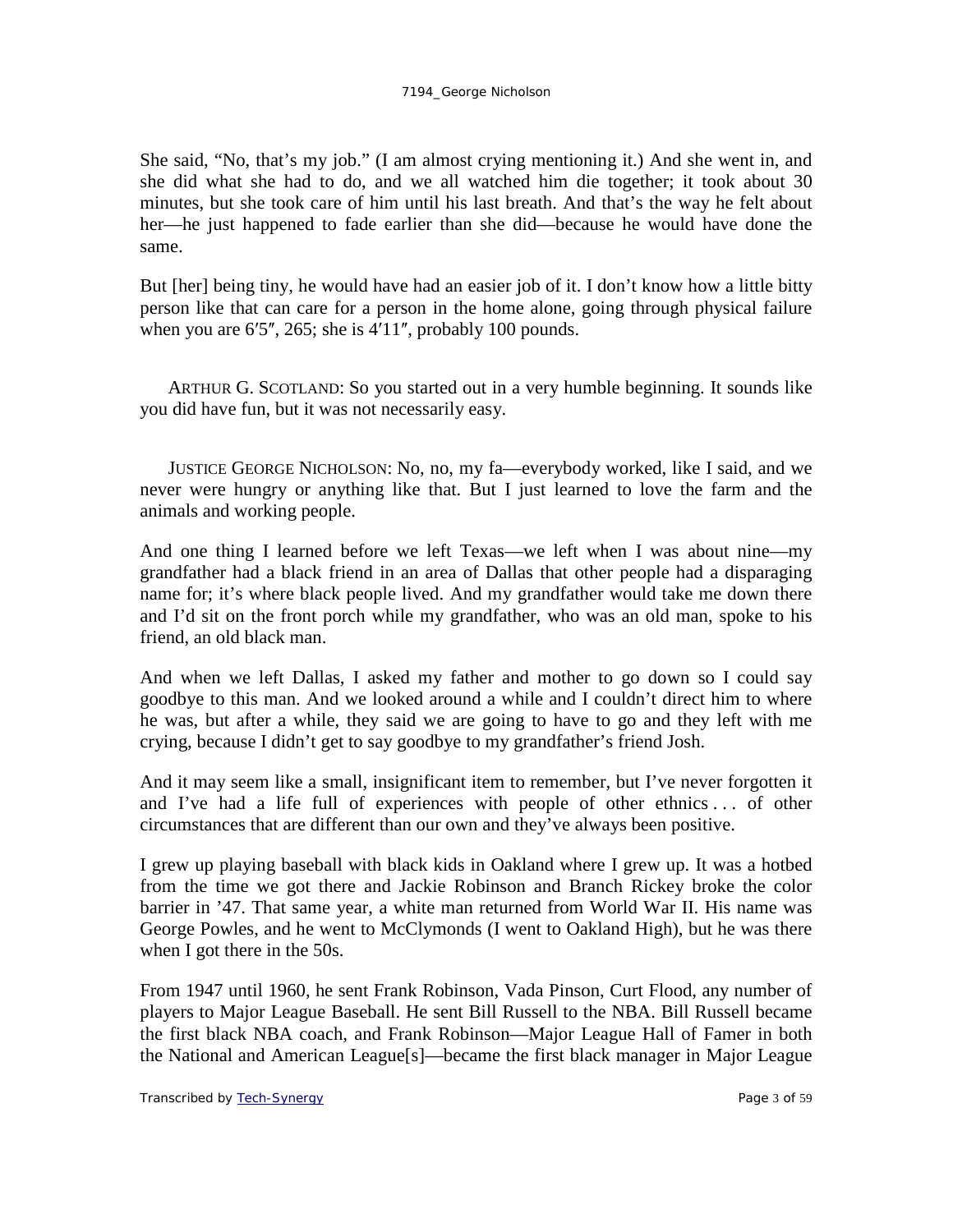She said, "No, that's my job." (I am almost crying mentioning it.) And she went in, and she did what she had to do, and we all watched him die together; it took about 30 minutes, but she took care of him until his last breath. And that's the way he felt about her—he just happened to fade earlier than she did—because he would have done the same.

But [her] being tiny, he would have had an easier job of it. I don't know how a little bitty person like that can care for a person in the home alone, going through physical failure when you are 6′5″, 265; she is 4′11″, probably 100 pounds.

ARTHUR G. SCOTLAND: So you started out in a very humble beginning. It sounds like you did have fun, but it was not necessarily easy.

JUSTICE GEORGE NICHOLSON: No, no, my fa—everybody worked, like I said, and we never were hungry or anything like that. But I just learned to love the farm and the animals and working people.

And one thing I learned before we left Texas—we left when I was about nine—my grandfather had a black friend in an area of Dallas that other people had a disparaging name for; it's where black people lived. And my grandfather would take me down there and I'd sit on the front porch while my grandfather, who was an old man, spoke to his friend, an old black man.

And when we left Dallas, I asked my father and mother to go down so I could say goodbye to this man. And we looked around a while and I couldn't direct him to where he was, but after a while, they said we are going to have to go and they left with me crying, because I didn't get to say goodbye to my grandfather's friend Josh.

And it may seem like a small, insignificant item to remember, but I've never forgotten it and I've had a life full of experiences with people of other ethnics . . . of other circumstances that are different than our own and they've always been positive.

I grew up playing baseball with black kids in Oakland where I grew up. It was a hotbed from the time we got there and Jackie Robinson and Branch Rickey broke the color barrier in '47. That same year, a white man returned from World War II. His name was George Powles, and he went to McClymonds (I went to Oakland High), but he was there when I got there in the 50s.

From 1947 until 1960, he sent Frank Robinson, Vada Pinson, Curt Flood, any number of players to Major League Baseball. He sent Bill Russell to the NBA. Bill Russell became the first black NBA coach, and Frank Robinson—Major League Hall of Famer in both the National and American League[s]—became the first black manager in Major League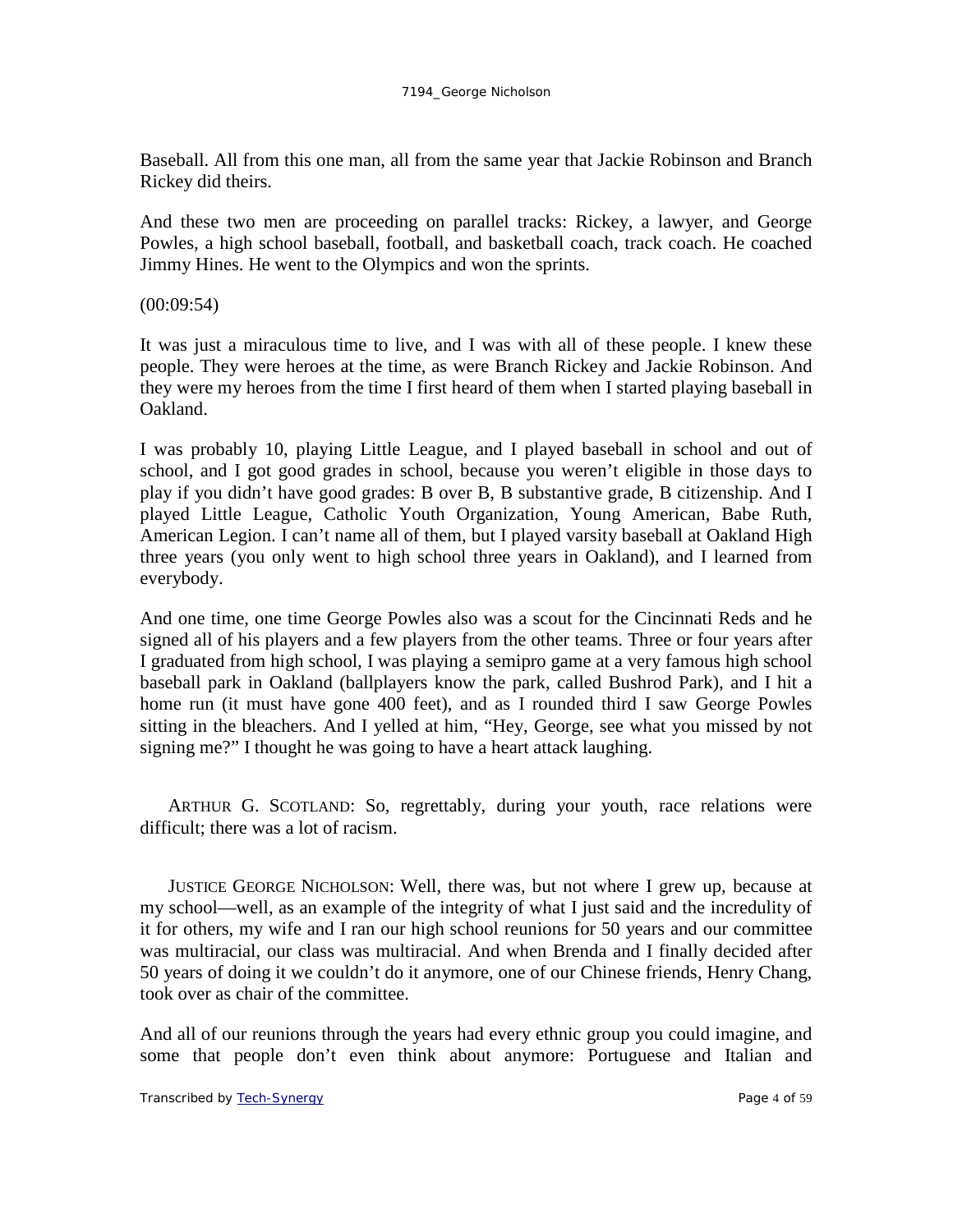Baseball. All from this one man, all from the same year that Jackie Robinson and Branch Rickey did theirs.

And these two men are proceeding on parallel tracks: Rickey, a lawyer, and George Powles, a high school baseball, football, and basketball coach, track coach. He coached Jimmy Hines. He went to the Olympics and won the sprints.

(00:09:54)

It was just a miraculous time to live, and I was with all of these people. I knew these people. They were heroes at the time, as were Branch Rickey and Jackie Robinson. And they were my heroes from the time I first heard of them when I started playing baseball in Oakland.

I was probably 10, playing Little League, and I played baseball in school and out of school, and I got good grades in school, because you weren't eligible in those days to play if you didn't have good grades: B over B, B substantive grade, B citizenship. And I played Little League, Catholic Youth Organization, Young American, Babe Ruth, American Legion. I can't name all of them, but I played varsity baseball at Oakland High three years (you only went to high school three years in Oakland), and I learned from everybody.

And one time, one time George Powles also was a scout for the Cincinnati Reds and he signed all of his players and a few players from the other teams. Three or four years after I graduated from high school, I was playing a semipro game at a very famous high school baseball park in Oakland (ballplayers know the park, called Bushrod Park), and I hit a home run (it must have gone 400 feet), and as I rounded third I saw George Powles sitting in the bleachers. And I yelled at him, "Hey, George, see what you missed by not signing me?" I thought he was going to have a heart attack laughing.

ARTHUR G. SCOTLAND: So, regrettably, during your youth, race relations were difficult; there was a lot of racism.

JUSTICE GEORGE NICHOLSON: Well, there was, but not where I grew up, because at my school—well, as an example of the integrity of what I just said and the incredulity of it for others, my wife and I ran our high school reunions for 50 years and our committee was multiracial, our class was multiracial. And when Brenda and I finally decided after 50 years of doing it we couldn't do it anymore, one of our Chinese friends, Henry Chang, took over as chair of the committee.

And all of our reunions through the years had every ethnic group you could imagine, and some that people don't even think about anymore: Portuguese and Italian and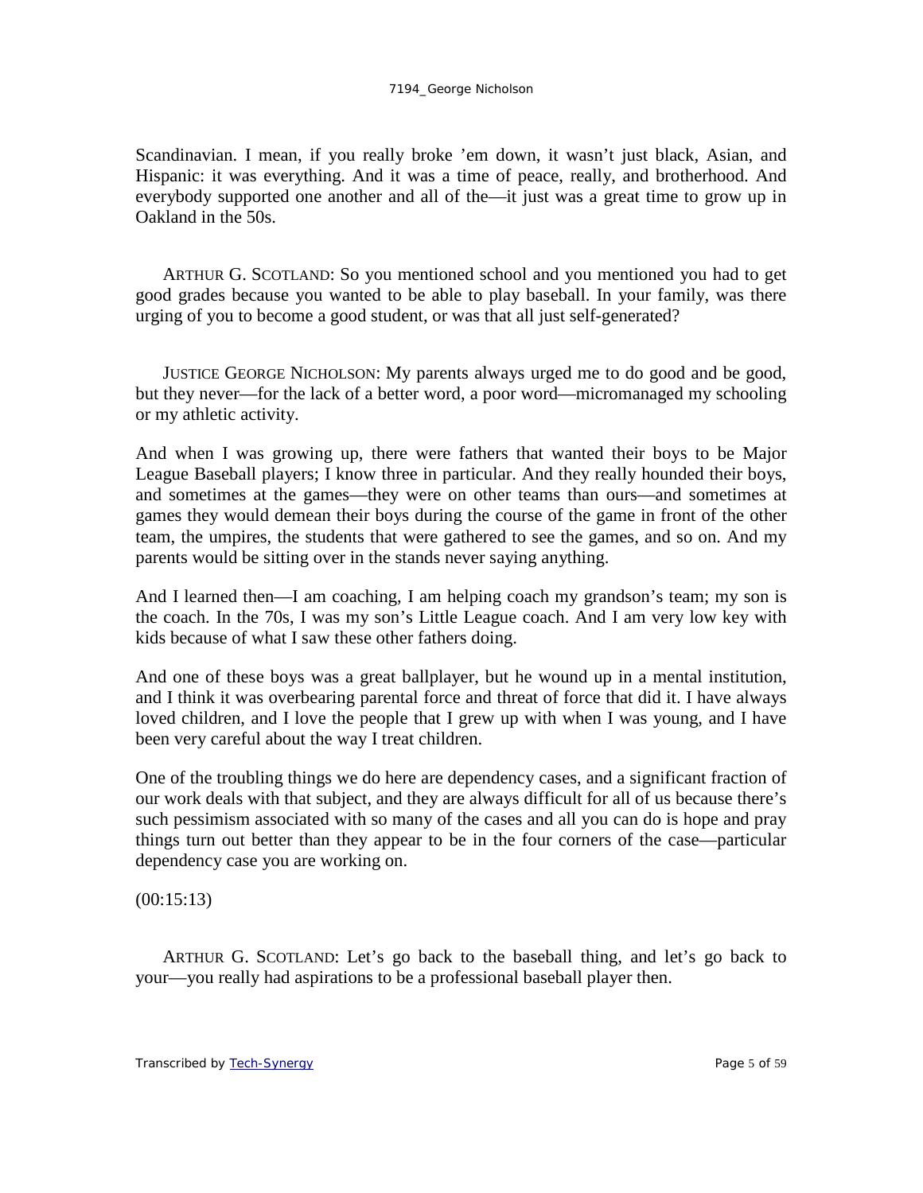Scandinavian. I mean, if you really broke 'em down, it wasn't just black, Asian, and Hispanic: it was everything. And it was a time of peace, really, and brotherhood. And everybody supported one another and all of the—it just was a great time to grow up in Oakland in the 50s.

ARTHUR G. SCOTLAND: So you mentioned school and you mentioned you had to get good grades because you wanted to be able to play baseball. In your family, was there urging of you to become a good student, or was that all just self-generated?

JUSTICE GEORGE NICHOLSON: My parents always urged me to do good and be good, but they never—for the lack of a better word, a poor word—micromanaged my schooling or my athletic activity.

And when I was growing up, there were fathers that wanted their boys to be Major League Baseball players; I know three in particular. And they really hounded their boys, and sometimes at the games—they were on other teams than ours—and sometimes at games they would demean their boys during the course of the game in front of the other team, the umpires, the students that were gathered to see the games, and so on. And my parents would be sitting over in the stands never saying anything.

And I learned then—I am coaching, I am helping coach my grandson's team; my son is the coach. In the 70s, I was my son's Little League coach. And I am very low key with kids because of what I saw these other fathers doing.

And one of these boys was a great ballplayer, but he wound up in a mental institution, and I think it was overbearing parental force and threat of force that did it. I have always loved children, and I love the people that I grew up with when I was young, and I have been very careful about the way I treat children.

One of the troubling things we do here are dependency cases, and a significant fraction of our work deals with that subject, and they are always difficult for all of us because there's such pessimism associated with so many of the cases and all you can do is hope and pray things turn out better than they appear to be in the four corners of the case—particular dependency case you are working on.

(00:15:13)

ARTHUR G. SCOTLAND: Let's go back to the baseball thing, and let's go back to your—you really had aspirations to be a professional baseball player then.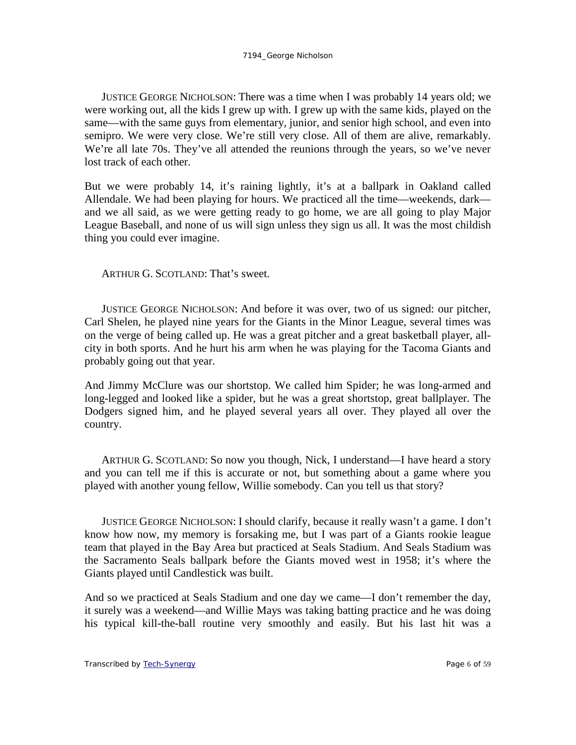JUSTICE GEORGE NICHOLSON: There was a time when I was probably 14 years old; we were working out, all the kids I grew up with. I grew up with the same kids, played on the same—with the same guys from elementary, junior, and senior high school, and even into semipro. We were very close. We're still very close. All of them are alive, remarkably. We're all late 70s. They've all attended the reunions through the years, so we've never lost track of each other.

But we were probably 14, it's raining lightly, it's at a ballpark in Oakland called Allendale. We had been playing for hours. We practiced all the time—weekends, dark—and we all said, as we were getting ready to go home, we are all going to play Major League Baseball, and none of us will sign unless they sign us all. It was the most childish thing you could ever imagine.

ARTHUR G. SCOTLAND: That's sweet.

JUSTICE GEORGE NICHOLSON: And before it was over, two of us signed: our pitcher, Carl Shelen, he played nine years for the Giants in the Minor League, several times was on the verge of being called up. He was a great pitcher and a great basketball player, all-city in both sports. And he hurt his arm when he was playing for the Tacoma Giants and probably going out that year.

And Jimmy McClure was our shortstop. We called him Spider; he was long-armed and long-legged and looked like a spider, but he was a great shortstop, great ballplayer. The Dodgers signed him, and he played several years all over. They played all over the country.

ARTHUR G. SCOTLAND: So now you though, Nick, I understand—I have heard a story and you can tell me if this is accurate or not, but something about a game where you played with another young fellow, Willie somebody. Can you tell us that story?

JUSTICE GEORGE NICHOLSON: I should clarify, because it really wasn't a game. I don't know how now, my memory is forsaking me, but I was part of a Giants rookie league team that played in the Bay Area but practiced at Seals Stadium. And Seals Stadium was the Sacramento Seals ballpark before the Giants moved west in 1958; it's where the Giants played until Candlestick was built.

And so we practiced at Seals Stadium and one day we came—I don't remember the day, it surely was a weekend—and Willie Mays was taking batting practice and he was doing his typical kill-the-ball routine very smoothly and easily. But his last hit was a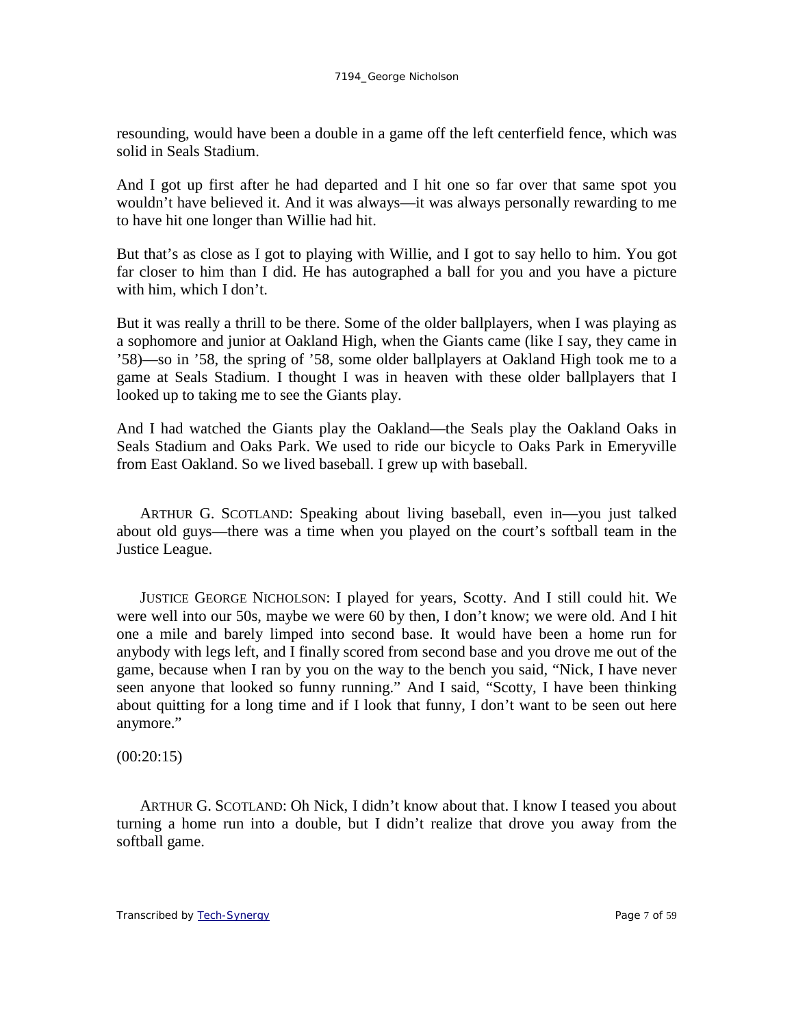resounding, would have been a double in a game off the left centerfield fence, which was solid in Seals Stadium.

And I got up first after he had departed and I hit one so far over that same spot you wouldn't have believed it. And it was always—it was always personally rewarding to me to have hit one longer than Willie had hit.

But that's as close as I got to playing with Willie, and I got to say hello to him. You got far closer to him than I did. He has autographed a ball for you and you have a picture with him, which I don't.

But it was really a thrill to be there. Some of the older ballplayers, when I was playing as a sophomore and junior at Oakland High, when the Giants came (like I say, they came in '58)—so in '58, the spring of '58, some older ballplayers at Oakland High took me to a game at Seals Stadium. I thought I was in heaven with these older ballplayers that I looked up to taking me to see the Giants play.

And I had watched the Giants play the Oakland—the Seals play the Oakland Oaks in Seals Stadium and Oaks Park. We used to ride our bicycle to Oaks Park in Emeryville from East Oakland. So we lived baseball. I grew up with baseball.

ARTHUR G. SCOTLAND: Speaking about living baseball, even in—you just talked about old guys—there was a time when you played on the court's softball team in the Justice League.

JUSTICE GEORGE NICHOLSON: I played for years, Scotty. And I still could hit. We were well into our 50s, maybe we were 60 by then, I don't know; we were old. And I hit one a mile and barely limped into second base. It would have been a home run for anybody with legs left, and I finally scored from second base and you drove me out of the game, because when I ran by you on the way to the bench you said, "Nick, I have never seen anyone that looked so funny running." And I said, "Scotty, I have been thinking about quitting for a long time and if I look that funny, I don't want to be seen out here anymore."

(00:20:15)

ARTHUR G. SCOTLAND: Oh Nick, I didn't know about that. I know I teased you about turning a home run into a double, but I didn't realize that drove you away from the softball game.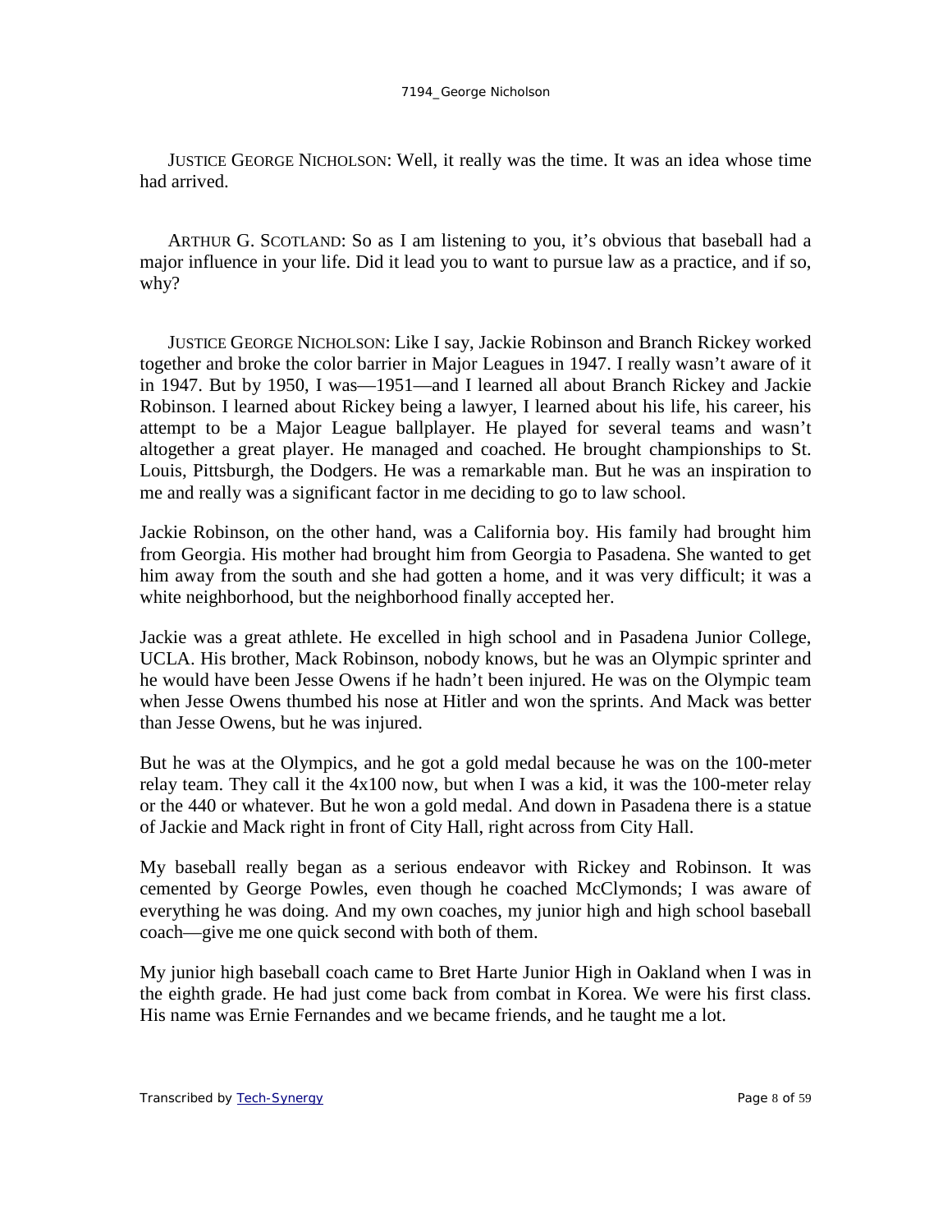JUSTICE GEORGE NICHOLSON: Well, it really was the time. It was an idea whose time had arrived.

ARTHUR G. SCOTLAND: So as I am listening to you, it's obvious that baseball had a major influence in your life. Did it lead you to want to pursue law as a practice, and if so, why?

JUSTICE GEORGE NICHOLSON: Like I say, Jackie Robinson and Branch Rickey worked together and broke the color barrier in Major Leagues in 1947. I really wasn't aware of it in 1947. But by 1950, I was—1951—and I learned all about Branch Rickey and Jackie Robinson. I learned about Rickey being a lawyer, I learned about his life, his career, his attempt to be a Major League ballplayer. He played for several teams and wasn't altogether a great player. He managed and coached. He brought championships to St. Louis, Pittsburgh, the Dodgers. He was a remarkable man. But he was an inspiration to me and really was a significant factor in me deciding to go to law school.

Jackie Robinson, on the other hand, was a California boy. His family had brought him from Georgia. His mother had brought him from Georgia to Pasadena. She wanted to get him away from the south and she had gotten a home, and it was very difficult; it was a white neighborhood, but the neighborhood finally accepted her.

Jackie was a great athlete. He excelled in high school and in Pasadena Junior College, UCLA. His brother, Mack Robinson, nobody knows, but he was an Olympic sprinter and he would have been Jesse Owens if he hadn't been injured. He was on the Olympic team when Jesse Owens thumbed his nose at Hitler and won the sprints. And Mack was better than Jesse Owens, but he was injured.

But he was at the Olympics, and he got a gold medal because he was on the 100-meter relay team. They call it the 4x100 now, but when I was a kid, it was the 100-meter relay or the 440 or whatever. But he won a gold medal. And down in Pasadena there is a statue of Jackie and Mack right in front of City Hall, right across from City Hall.

My baseball really began as a serious endeavor with Rickey and Robinson. It was cemented by George Powles, even though he coached McClymonds; I was aware of everything he was doing. And my own coaches, my junior high and high school baseball coach—give me one quick second with both of them.

My junior high baseball coach came to Bret Harte Junior High in Oakland when I was in the eighth grade. He had just come back from combat in Korea. We were his first class. His name was Ernie Fernandes and we became friends, and he taught me a lot.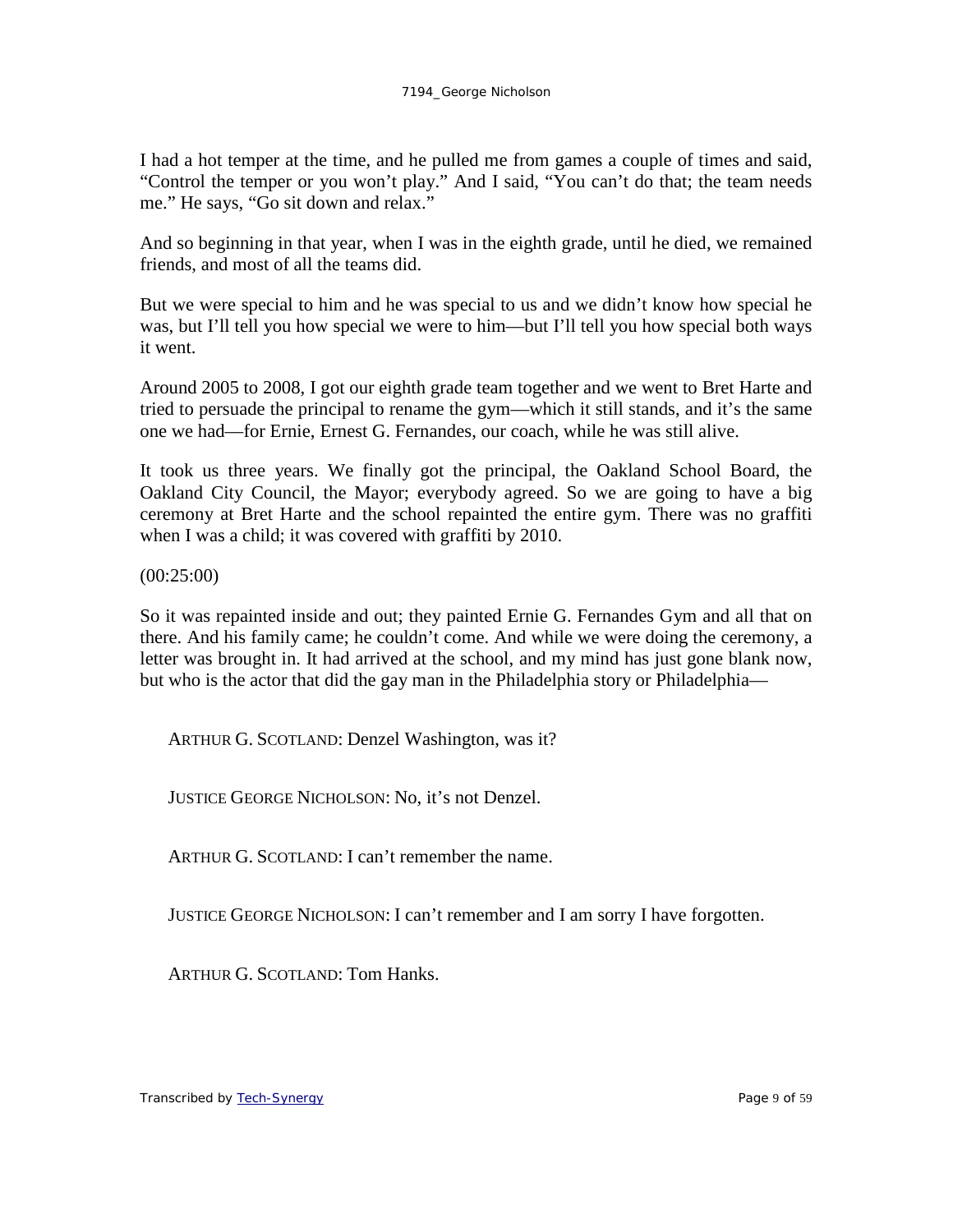I had a hot temper at the time, and he pulled me from games a couple of times and said, "Control the temper or you won't play." And I said, "You can't do that; the team needs me." He says, "Go sit down and relax."

And so beginning in that year, when I was in the eighth grade, until he died, we remained friends, and most of all the teams did.

But we were special to him and he was special to us and we didn't know how special he was, but I'll tell you how special we were to him—but I'll tell you how special both ways it went.

Around 2005 to 2008, I got our eighth grade team together and we went to Bret Harte and tried to persuade the principal to rename the gym—which it still stands, and it's the same one we had—for Ernie, Ernest G. Fernandes, our coach, while he was still alive.

It took us three years. We finally got the principal, the Oakland School Board, the Oakland City Council, the Mayor; everybody agreed. So we are going to have a big ceremony at Bret Harte and the school repainted the entire gym. There was no graffiti when I was a child; it was covered with graffiti by 2010.

(00:25:00)

So it was repainted inside and out; they painted Ernie G. Fernandes Gym and all that on there. And his family came; he couldn't come. And while we were doing the ceremony, a letter was brought in. It had arrived at the school, and my mind has just gone blank now, but who is the actor that did the gay man in the Philadelphia story or Philadelphia—

ARTHUR G. SCOTLAND: Denzel Washington, was it?

JUSTICE GEORGE NICHOLSON: No, it's not Denzel.

ARTHUR G. SCOTLAND: I can't remember the name.

JUSTICE GEORGE NICHOLSON: I can't remember and I am sorry I have forgotten.

ARTHUR G. SCOTLAND: Tom Hanks.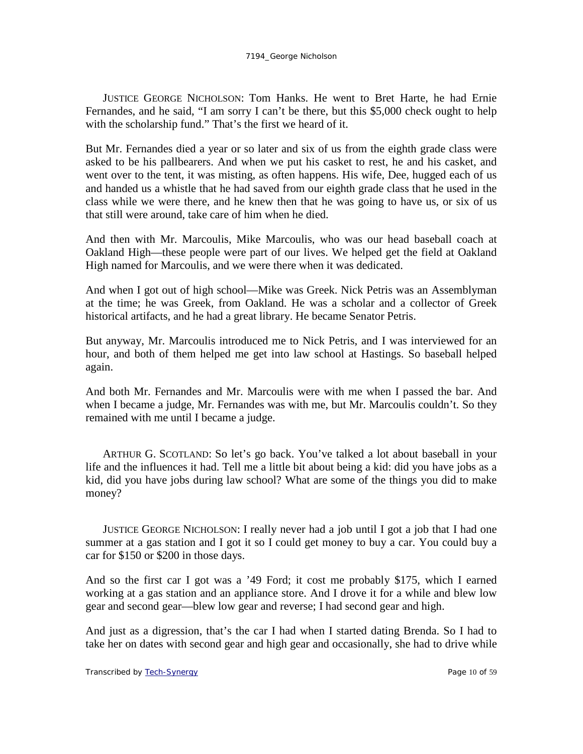JUSTICE GEORGE NICHOLSON: Tom Hanks. He went to Bret Harte, he had Ernie Fernandes, and he said, "I am sorry I can't be there, but this $5,000 check ought to help with the scholarship fund." That's the first we heard of it.

But Mr. Fernandes died a year or so later and six of us from the eighth grade class were asked to be his pallbearers. And when we put his casket to rest, he and his casket, and went over to the tent, it was misting, as often happens. His wife, Dee, hugged each of us and handed us a whistle that he had saved from our eighth grade class that he used in the class while we were there, and he knew then that he was going to have us, or six of us that still were around, take care of him when he died.

And then with Mr. Marcoulis, Mike Marcoulis, who was our head baseball coach at Oakland High—these people were part of our lives. We helped get the field at Oakland High named for Marcoulis, and we were there when it was dedicated.

And when I got out of high school—Mike was Greek. Nick Petris was an Assemblyman at the time; he was Greek, from Oakland. He was a scholar and a collector of Greek historical artifacts, and he had a great library. He became Senator Petris.

But anyway, Mr. Marcoulis introduced me to Nick Petris, and I was interviewed for an hour, and both of them helped me get into law school at Hastings. So baseball helped again.

And both Mr. Fernandes and Mr. Marcoulis were with me when I passed the bar. And when I became a judge, Mr. Fernandes was with me, but Mr. Marcoulis couldn't. So they remained with me until I became a judge.

ARTHUR G. SCOTLAND: So let's go back. You've talked a lot about baseball in your life and the influences it had. Tell me a little bit about being a kid: did you have jobs as a kid, did you have jobs during law school? What are some of the things you did to make money?

JUSTICE GEORGE NICHOLSON: I really never had a job until I got a job that I had one summer at a gas station and I got it so I could get money to buy a car. You could buy a car for $150 or $200 in those days.

And so the first car I got was a '49 Ford; it cost me probably $175, which I earned working at a gas station and an appliance store. And I drove it for a while and blew low gear and second gear—blew low gear and reverse; I had second gear and high.

And just as a digression, that's the car I had when I started dating Brenda. So I had to take her on dates with second gear and high gear and occasionally, she had to drive while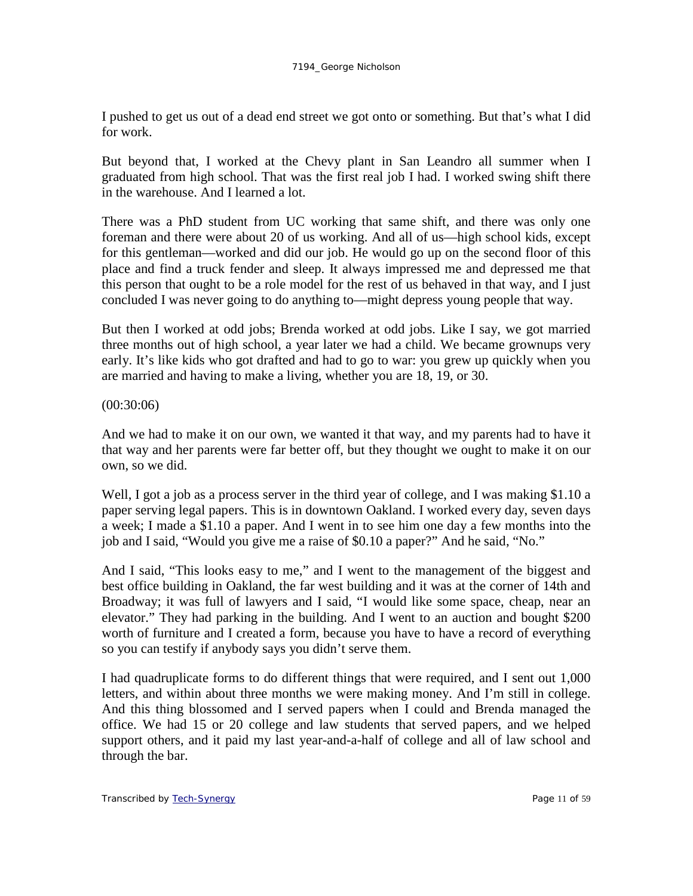I pushed to get us out of a dead end street we got onto or something. But that's what I did for work.

But beyond that, I worked at the Chevy plant in San Leandro all summer when I graduated from high school. That was the first real job I had. I worked swing shift there in the warehouse. And I learned a lot.

There was a PhD student from UC working that same shift, and there was only one foreman and there were about 20 of us working. And all of us—high school kids, except for this gentleman—worked and did our job. He would go up on the second floor of this place and find a truck fender and sleep. It always impressed me and depressed me that this person that ought to be a role model for the rest of us behaved in that way, and I just concluded I was never going to do anything to—might depress young people that way.

But then I worked at odd jobs; Brenda worked at odd jobs. Like I say, we got married three months out of high school, a year later we had a child. We became grownups very early. It's like kids who got drafted and had to go to war: you grew up quickly when you are married and having to make a living, whether you are 18, 19, or 30.

(00:30:06)

And we had to make it on our own, we wanted it that way, and my parents had to have it that way and her parents were far better off, but they thought we ought to make it on our own, so we did.

Well, I got a job as a process server in the third year of college, and I was making $1.10 a paper serving legal papers. This is in downtown Oakland. I worked every day, seven days a week; I made a $1.10 a paper. And I went in to see him one day a few months into the job and I said, "Would you give me a raise of $0.10 a paper?" And he said, "No."

And I said, "This looks easy to me," and I went to the management of the biggest and best office building in Oakland, the far west building and it was at the corner of 14th and Broadway; it was full of lawyers and I said, "I would like some space, cheap, near an elevator." They had parking in the building. And I went to an auction and bought $200 worth of furniture and I created a form, because you have to have a record of everything so you can testify if anybody says you didn't serve them.

I had quadruplicate forms to do different things that were required, and I sent out 1,000 letters, and within about three months we were making money. And I'm still in college. And this thing blossomed and I served papers when I could and Brenda managed the office. We had 15 or 20 college and law students that served papers, and we helped support others, and it paid my last year-and-a-half of college and all of law school and through the bar.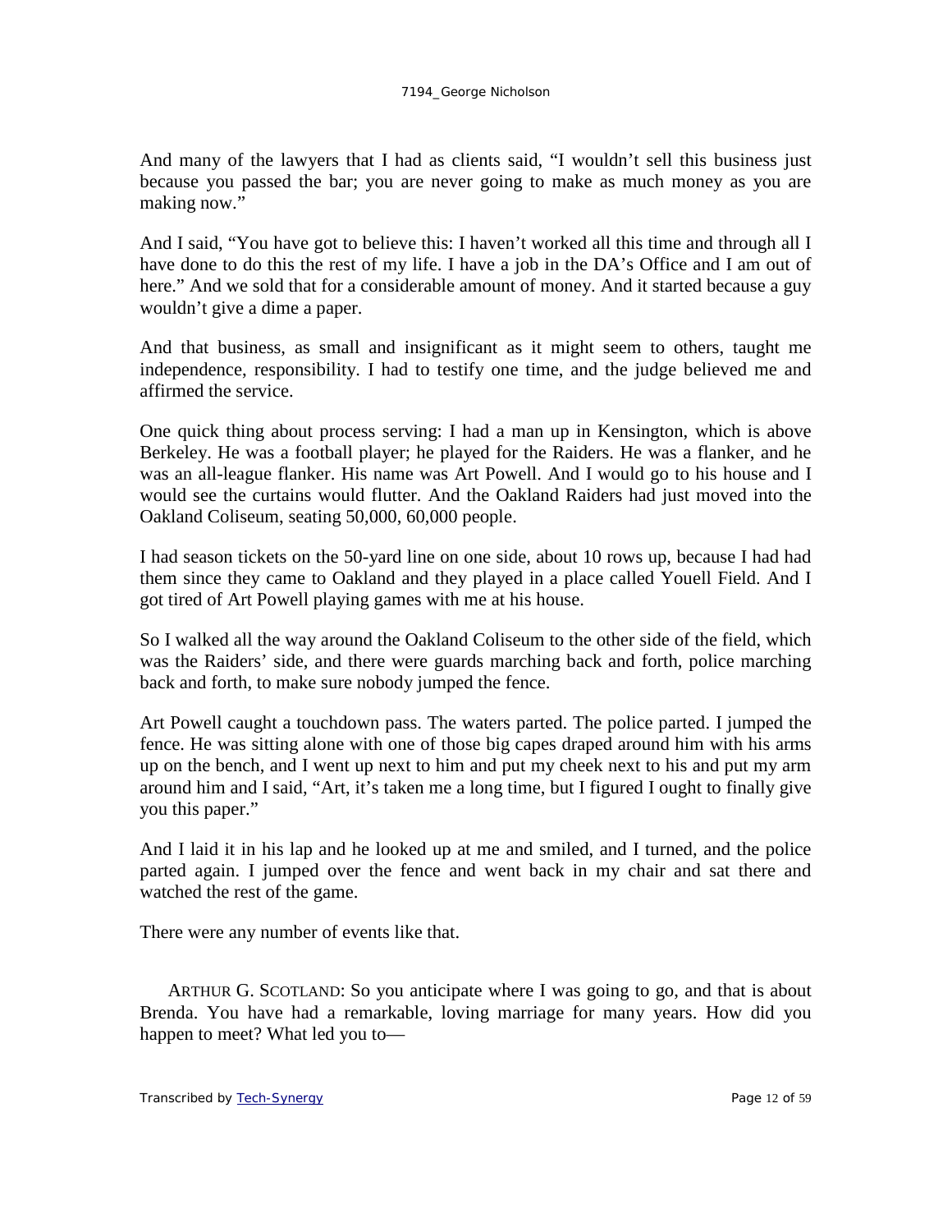And many of the lawyers that I had as clients said, "I wouldn't sell this business just because you passed the bar; you are never going to make as much money as you are making now."

And I said, "You have got to believe this: I haven't worked all this time and through all I have done to do this the rest of my life. I have a job in the DA's Office and I am out of here." And we sold that for a considerable amount of money. And it started because a guy wouldn't give a dime a paper.

And that business, as small and insignificant as it might seem to others, taught me independence, responsibility. I had to testify one time, and the judge believed me and affirmed the service.

One quick thing about process serving: I had a man up in Kensington, which is above Berkeley. He was a football player; he played for the Raiders. He was a flanker, and he was an all-league flanker. His name was Art Powell. And I would go to his house and I would see the curtains would flutter. And the Oakland Raiders had just moved into the Oakland Coliseum, seating 50,000, 60,000 people.

I had season tickets on the 50-yard line on one side, about 10 rows up, because I had had them since they came to Oakland and they played in a place called Youell Field. And I got tired of Art Powell playing games with me at his house.

So I walked all the way around the Oakland Coliseum to the other side of the field, which was the Raiders' side, and there were guards marching back and forth, police marching back and forth, to make sure nobody jumped the fence.

Art Powell caught a touchdown pass. The waters parted. The police parted. I jumped the fence. He was sitting alone with one of those big capes draped around him with his arms up on the bench, and I went up next to him and put my cheek next to his and put my arm around him and I said, "Art, it's taken me a long time, but I figured I ought to finally give you this paper."

And I laid it in his lap and he looked up at me and smiled, and I turned, and the police parted again. I jumped over the fence and went back in my chair and sat there and watched the rest of the game.

There were any number of events like that.

ARTHUR G. SCOTLAND: So you anticipate where I was going to go, and that is about Brenda. You have had a remarkable, loving marriage for many years. How did you happen to meet? What led you to—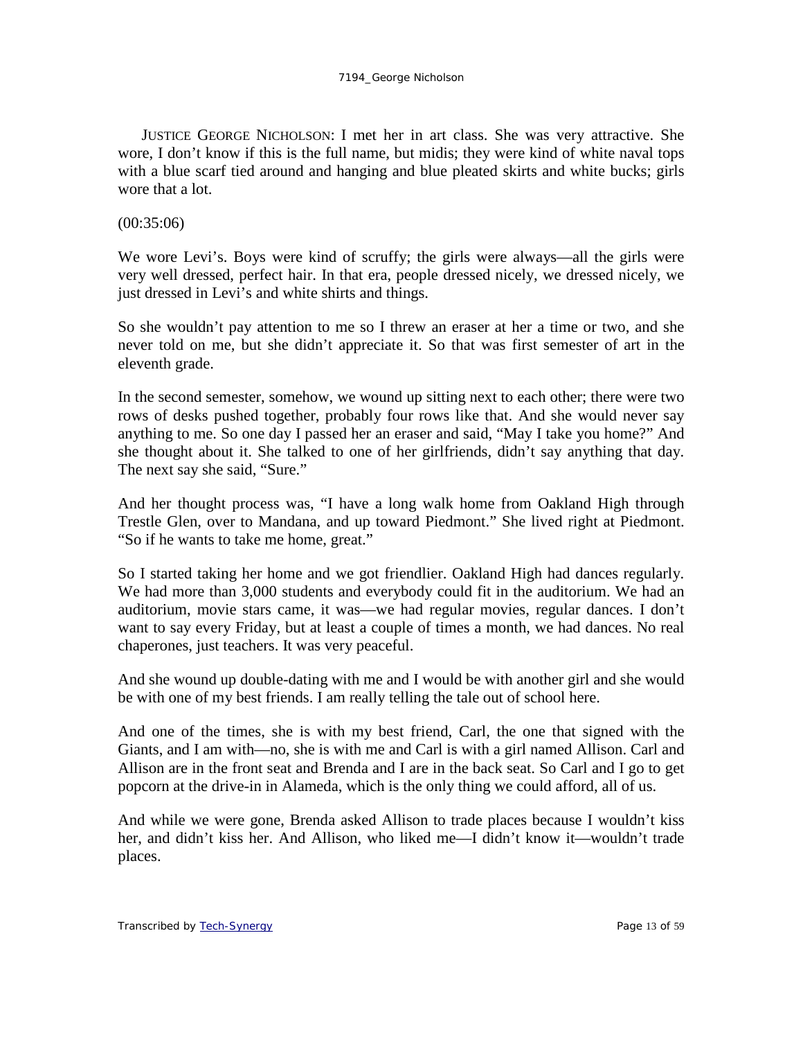JUSTICE GEORGE NICHOLSON: I met her in art class. She was very attractive. She wore, I don't know if this is the full name, but midis; they were kind of white naval tops with a blue scarf tied around and hanging and blue pleated skirts and white bucks; girls wore that a lot.

(00:35:06)

We wore Levi's. Boys were kind of scruffy; the girls were always—all the girls were very well dressed, perfect hair. In that era, people dressed nicely, we dressed nicely, we just dressed in Levi's and white shirts and things.

So she wouldn't pay attention to me so I threw an eraser at her a time or two, and she never told on me, but she didn't appreciate it. So that was first semester of art in the eleventh grade.

In the second semester, somehow, we wound up sitting next to each other; there were two rows of desks pushed together, probably four rows like that. And she would never say anything to me. So one day I passed her an eraser and said, "May I take you home?" And she thought about it. She talked to one of her girlfriends, didn't say anything that day. The next say she said, "Sure."

And her thought process was, "I have a long walk home from Oakland High through Trestle Glen, over to Mandana, and up toward Piedmont." She lived right at Piedmont. "So if he wants to take me home, great."

So I started taking her home and we got friendlier. Oakland High had dances regularly. We had more than 3,000 students and everybody could fit in the auditorium. We had an auditorium, movie stars came, it was—we had regular movies, regular dances. I don't want to say every Friday, but at least a couple of times a month, we had dances. No real chaperones, just teachers. It was very peaceful.

And she wound up double-dating with me and I would be with another girl and she would be with one of my best friends. I am really telling the tale out of school here.

And one of the times, she is with my best friend, Carl, the one that signed with the Giants, and I am with—no, she is with me and Carl is with a girl named Allison. Carl and Allison are in the front seat and Brenda and I are in the back seat. So Carl and I go to get popcorn at the drive-in in Alameda, which is the only thing we could afford, all of us.

And while we were gone, Brenda asked Allison to trade places because I wouldn't kiss her, and didn't kiss her. And Allison, who liked me—I didn't know it—wouldn't trade places.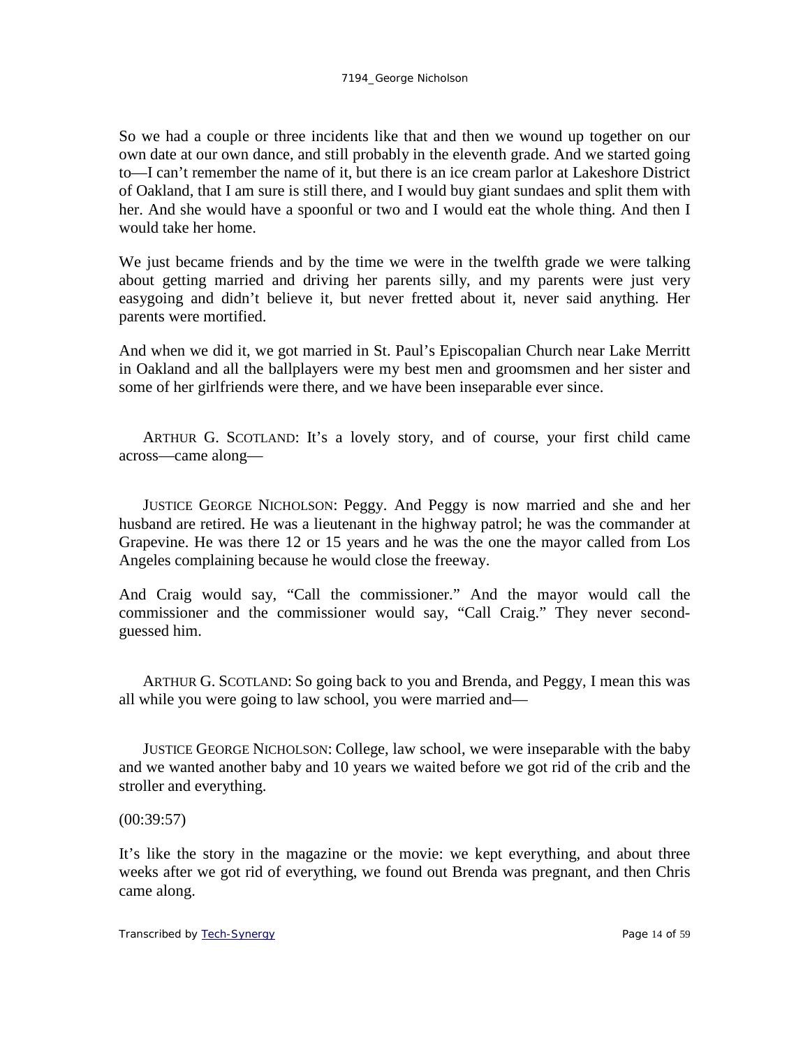So we had a couple or three incidents like that and then we wound up together on our own date at our own dance, and still probably in the eleventh grade. And we started going to—I can't remember the name of it, but there is an ice cream parlor at Lakeshore District of Oakland, that I am sure is still there, and I would buy giant sundaes and split them with her. And she would have a spoonful or two and I would eat the whole thing. And then I would take her home.

We just became friends and by the time we were in the twelfth grade we were talking about getting married and driving her parents silly, and my parents were just very easygoing and didn't believe it, but never fretted about it, never said anything. Her parents were mortified.

And when we did it, we got married in St. Paul's Episcopalian Church near Lake Merritt in Oakland and all the ballplayers were my best men and groomsmen and her sister and some of her girlfriends were there, and we have been inseparable ever since.

ARTHUR G. SCOTLAND: It's a lovely story, and of course, your first child came across—came along—

JUSTICE GEORGE NICHOLSON: Peggy. And Peggy is now married and she and her husband are retired. He was a lieutenant in the highway patrol; he was the commander at Grapevine. He was there 12 or 15 years and he was the one the mayor called from Los Angeles complaining because he would close the freeway.

And Craig would say, "Call the commissioner." And the mayor would call the commissioner and the commissioner would say, "Call Craig." They never second-guessed him.

ARTHUR G. SCOTLAND: So going back to you and Brenda, and Peggy, I mean this was all while you were going to law school, you were married and—

JUSTICE GEORGE NICHOLSON: College, law school, we were inseparable with the baby and we wanted another baby and 10 years we waited before we got rid of the crib and the stroller and everything.

(00:39:57)

It's like the story in the magazine or the movie: we kept everything, and about three weeks after we got rid of everything, we found out Brenda was pregnant, and then Chris came along.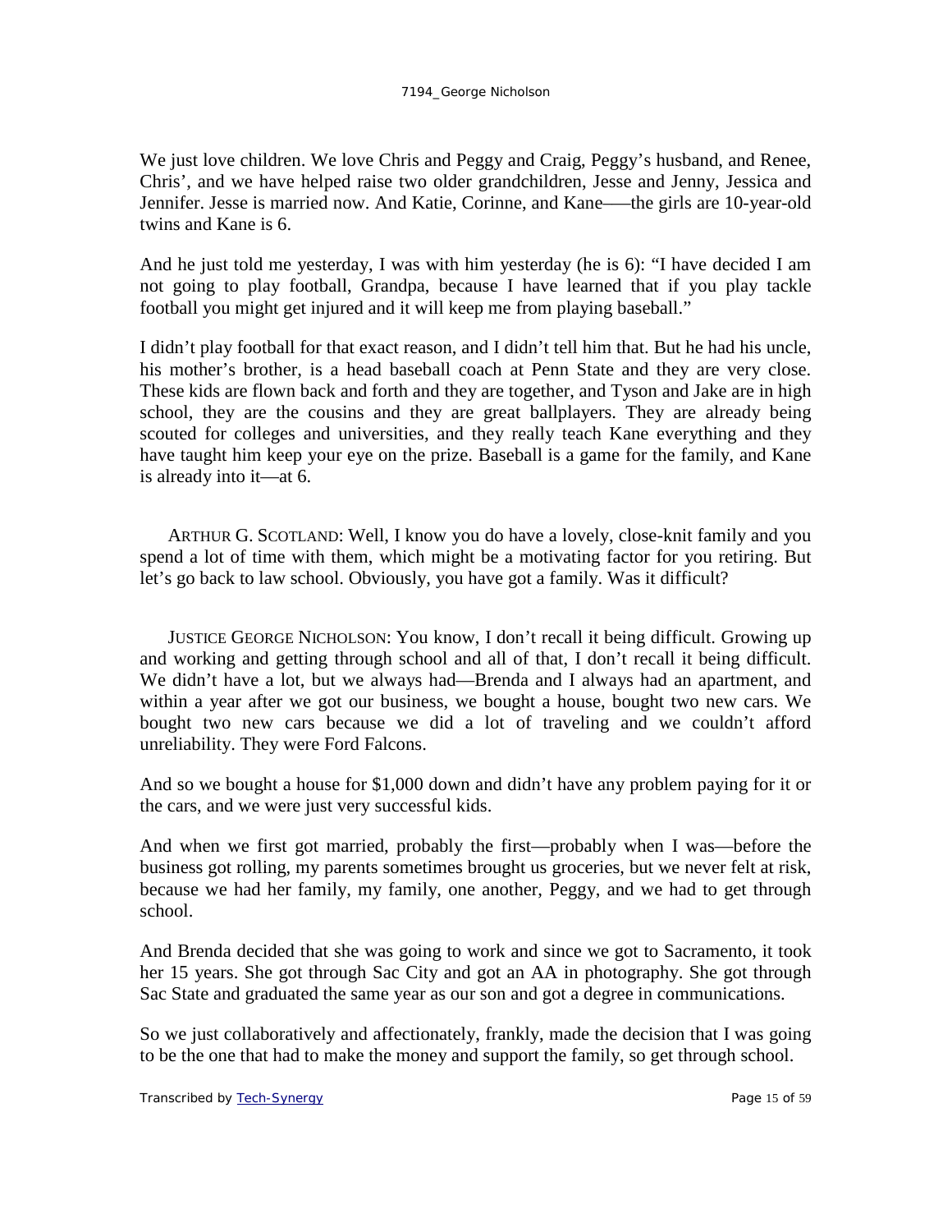We just love children. We love Chris and Peggy and Craig, Peggy's husband, and Renee, Chris', and we have helped raise two older grandchildren, Jesse and Jenny, Jessica and Jennifer. Jesse is married now. And Katie, Corinne, and Kane——the girls are 10-year-old twins and Kane is 6.

And he just told me yesterday, I was with him yesterday (he is 6): "I have decided I am not going to play football, Grandpa, because I have learned that if you play tackle football you might get injured and it will keep me from playing baseball."

I didn't play football for that exact reason, and I didn't tell him that. But he had his uncle, his mother's brother, is a head baseball coach at Penn State and they are very close. These kids are flown back and forth and they are together, and Tyson and Jake are in high school, they are the cousins and they are great ballplayers. They are already being scouted for colleges and universities, and they really teach Kane everything and they have taught him keep your eye on the prize. Baseball is a game for the family, and Kane is already into it—at 6.

ARTHUR G. SCOTLAND: Well, I know you do have a lovely, close-knit family and you spend a lot of time with them, which might be a motivating factor for you retiring. But let's go back to law school. Obviously, you have got a family. Was it difficult?

JUSTICE GEORGE NICHOLSON: You know, I don't recall it being difficult. Growing up and working and getting through school and all of that, I don't recall it being difficult. We didn't have a lot, but we always had—Brenda and I always had an apartment, and within a year after we got our business, we bought a house, bought two new cars. We bought two new cars because we did a lot of traveling and we couldn't afford unreliability. They were Ford Falcons.

And so we bought a house for $1,000 down and didn't have any problem paying for it or the cars, and we were just very successful kids.

And when we first got married, probably the first—probably when I was—before the business got rolling, my parents sometimes brought us groceries, but we never felt at risk, because we had her family, my family, one another, Peggy, and we had to get through school.

And Brenda decided that she was going to work and since we got to Sacramento, it took her 15 years. She got through Sac City and got an AA in photography. She got through Sac State and graduated the same year as our son and got a degree in communications.

So we just collaboratively and affectionately, frankly, made the decision that I was going to be the one that had to make the money and support the family, so get through school.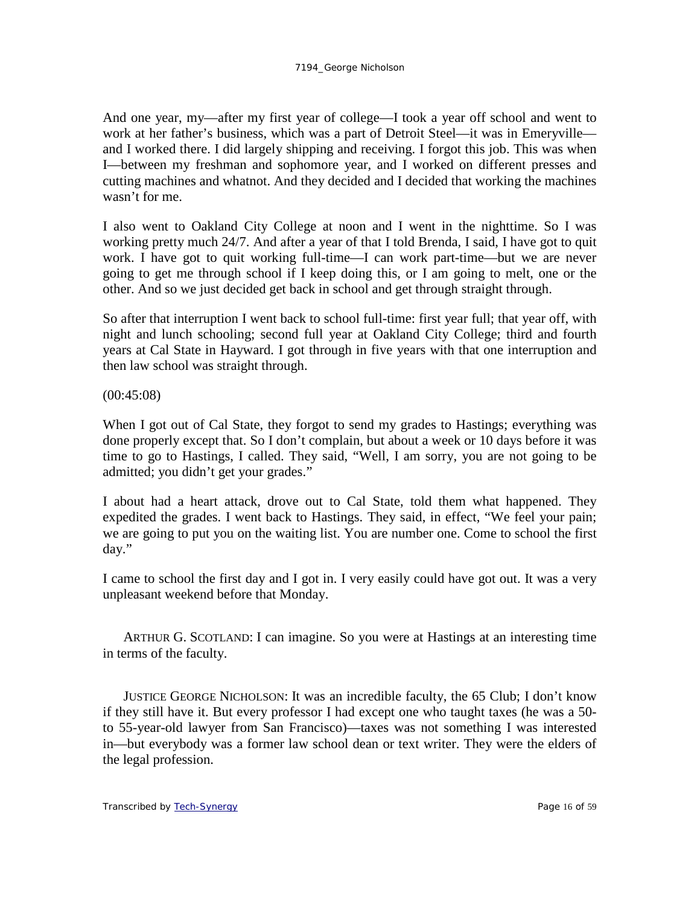And one year, my—after my first year of college—I took a year off school and went to work at her father's business, which was a part of Detroit Steel—it was in Emeryville—and I worked there. I did largely shipping and receiving. I forgot this job. This was when I—between my freshman and sophomore year, and I worked on different presses and cutting machines and whatnot. And they decided and I decided that working the machines wasn't for me.

I also went to Oakland City College at noon and I went in the nighttime. So I was working pretty much 24/7. And after a year of that I told Brenda, I said, I have got to quit work. I have got to quit working full-time—I can work part-time—but we are never going to get me through school if I keep doing this, or I am going to melt, one or the other. And so we just decided get back in school and get through straight through.

So after that interruption I went back to school full-time: first year full; that year off, with night and lunch schooling; second full year at Oakland City College; third and fourth years at Cal State in Hayward. I got through in five years with that one interruption and then law school was straight through.

(00:45:08)

When I got out of Cal State, they forgot to send my grades to Hastings; everything was done properly except that. So I don't complain, but about a week or 10 days before it was time to go to Hastings, I called. They said, "Well, I am sorry, you are not going to be admitted; you didn't get your grades."

I about had a heart attack, drove out to Cal State, told them what happened. They expedited the grades. I went back to Hastings. They said, in effect, "We feel your pain; we are going to put you on the waiting list. You are number one. Come to school the first day."

I came to school the first day and I got in. I very easily could have got out. It was a very unpleasant weekend before that Monday.

ARTHUR G. SCOTLAND: I can imagine. So you were at Hastings at an interesting time in terms of the faculty.

JUSTICE GEORGE NICHOLSON: It was an incredible faculty, the 65 Club; I don't know if they still have it. But every professor I had except one who taught taxes (he was a 50- to 55-year-old lawyer from San Francisco)—taxes was not something I was interested in—but everybody was a former law school dean or text writer. They were the elders of the legal profession.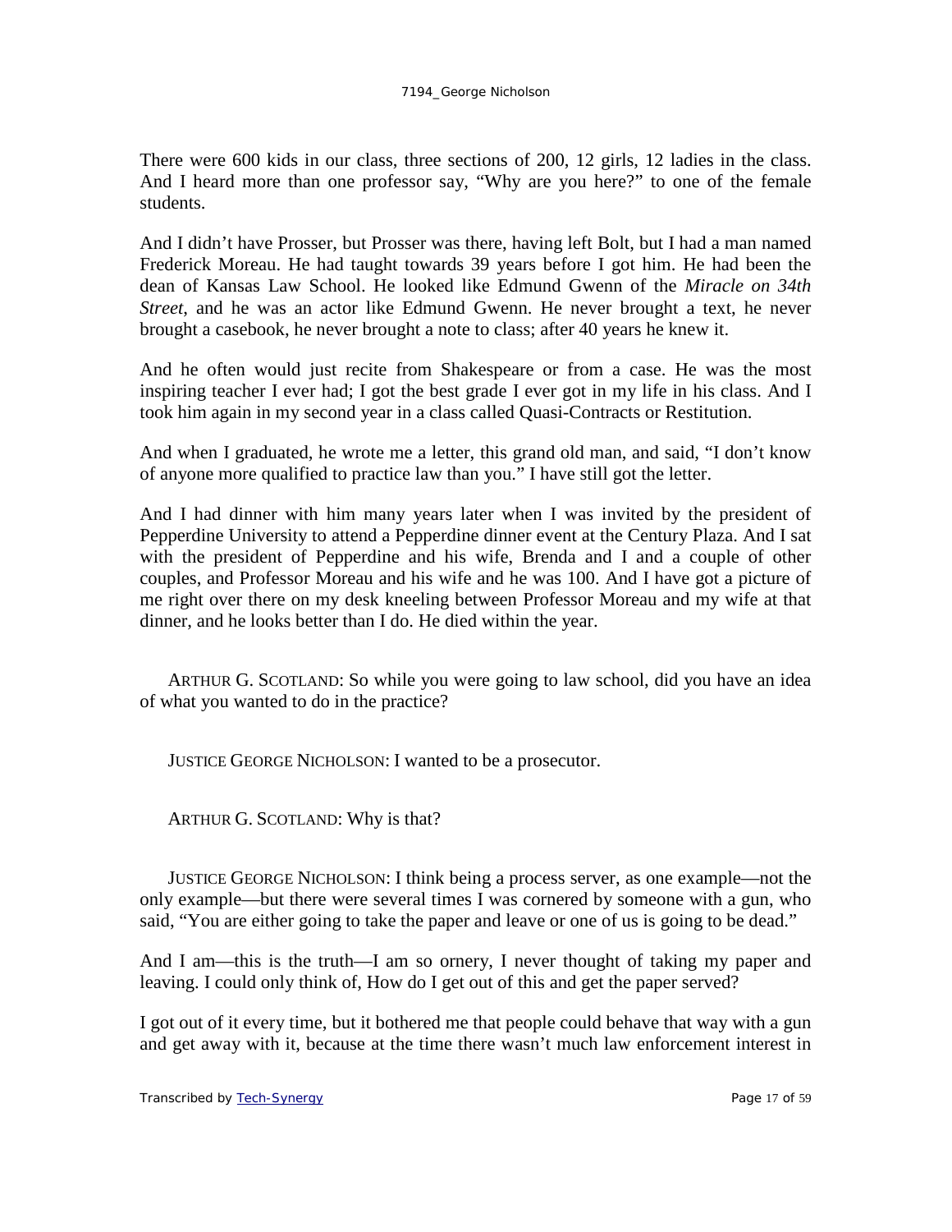There were 600 kids in our class, three sections of 200, 12 girls, 12 ladies in the class. And I heard more than one professor say, "Why are you here?" to one of the female students.

And I didn't have Prosser, but Prosser was there, having left Bolt, but I had a man named Frederick Moreau. He had taught towards 39 years before I got him. He had been the dean of Kansas Law School. He looked like Edmund Gwenn of the *Miracle on 34th Street*, and he was an actor like Edmund Gwenn. He never brought a text, he never brought a casebook, he never brought a note to class; after 40 years he knew it.

And he often would just recite from Shakespeare or from a case. He was the most inspiring teacher I ever had; I got the best grade I ever got in my life in his class. And I took him again in my second year in a class called Quasi-Contracts or Restitution.

And when I graduated, he wrote me a letter, this grand old man, and said, "I don't know of anyone more qualified to practice law than you." I have still got the letter.

And I had dinner with him many years later when I was invited by the president of Pepperdine University to attend a Pepperdine dinner event at the Century Plaza. And I sat with the president of Pepperdine and his wife, Brenda and I and a couple of other couples, and Professor Moreau and his wife and he was 100. And I have got a picture of me right over there on my desk kneeling between Professor Moreau and my wife at that dinner, and he looks better than I do. He died within the year.

ARTHUR G. SCOTLAND: So while you were going to law school, did you have an idea of what you wanted to do in the practice?

JUSTICE GEORGE NICHOLSON: I wanted to be a prosecutor.

ARTHUR G. SCOTLAND: Why is that?

JUSTICE GEORGE NICHOLSON: I think being a process server, as one example—not the only example—but there were several times I was cornered by someone with a gun, who said, "You are either going to take the paper and leave or one of us is going to be dead."

And I am—this is the truth—I am so ornery, I never thought of taking my paper and leaving. I could only think of, How do I get out of this and get the paper served?

I got out of it every time, but it bothered me that people could behave that way with a gun and get away with it, because at the time there wasn't much law enforcement interest in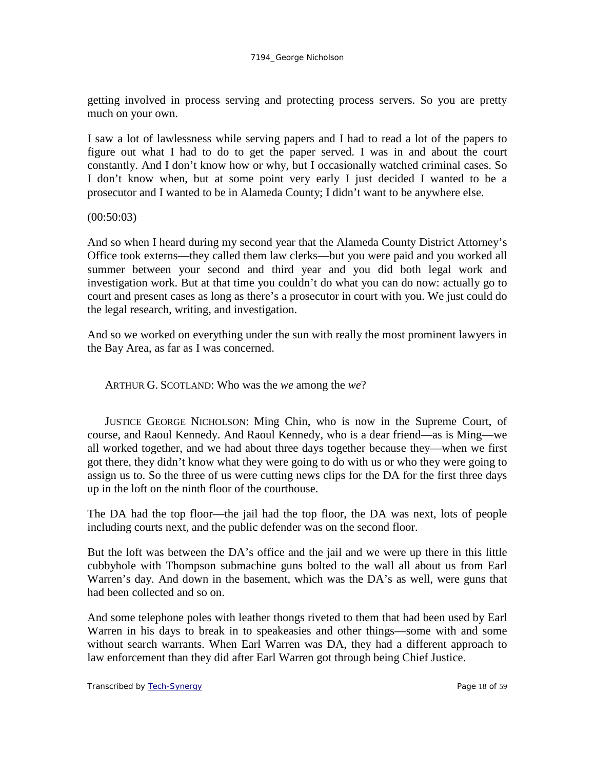getting involved in process serving and protecting process servers. So you are pretty much on your own.

I saw a lot of lawlessness while serving papers and I had to read a lot of the papers to figure out what I had to do to get the paper served. I was in and about the court constantly. And I don't know how or why, but I occasionally watched criminal cases. So I don't know when, but at some point very early I just decided I wanted to be a prosecutor and I wanted to be in Alameda County; I didn't want to be anywhere else.

(00:50:03)

And so when I heard during my second year that the Alameda County District Attorney's Office took externs—they called them law clerks—but you were paid and you worked all summer between your second and third year and you did both legal work and investigation work. But at that time you couldn't do what you can do now: actually go to court and present cases as long as there's a prosecutor in court with you. We just could do the legal research, writing, and investigation.

And so we worked on everything under the sun with really the most prominent lawyers in the Bay Area, as far as I was concerned.

ARTHUR G. SCOTLAND: Who was the *we* among the *we*?

JUSTICE GEORGE NICHOLSON: Ming Chin, who is now in the Supreme Court, of course, and Raoul Kennedy. And Raoul Kennedy, who is a dear friend—as is Ming—we all worked together, and we had about three days together because they—when we first got there, they didn't know what they were going to do with us or who they were going to assign us to. So the three of us were cutting news clips for the DA for the first three days up in the loft on the ninth floor of the courthouse.

The DA had the top floor—the jail had the top floor, the DA was next, lots of people including courts next, and the public defender was on the second floor.

But the loft was between the DA's office and the jail and we were up there in this little cubbyhole with Thompson submachine guns bolted to the wall all about us from Earl Warren's day. And down in the basement, which was the DA's as well, were guns that had been collected and so on.

And some telephone poles with leather thongs riveted to them that had been used by Earl Warren in his days to break in to speakeasies and other things—some with and some without search warrants. When Earl Warren was DA, they had a different approach to law enforcement than they did after Earl Warren got through being Chief Justice.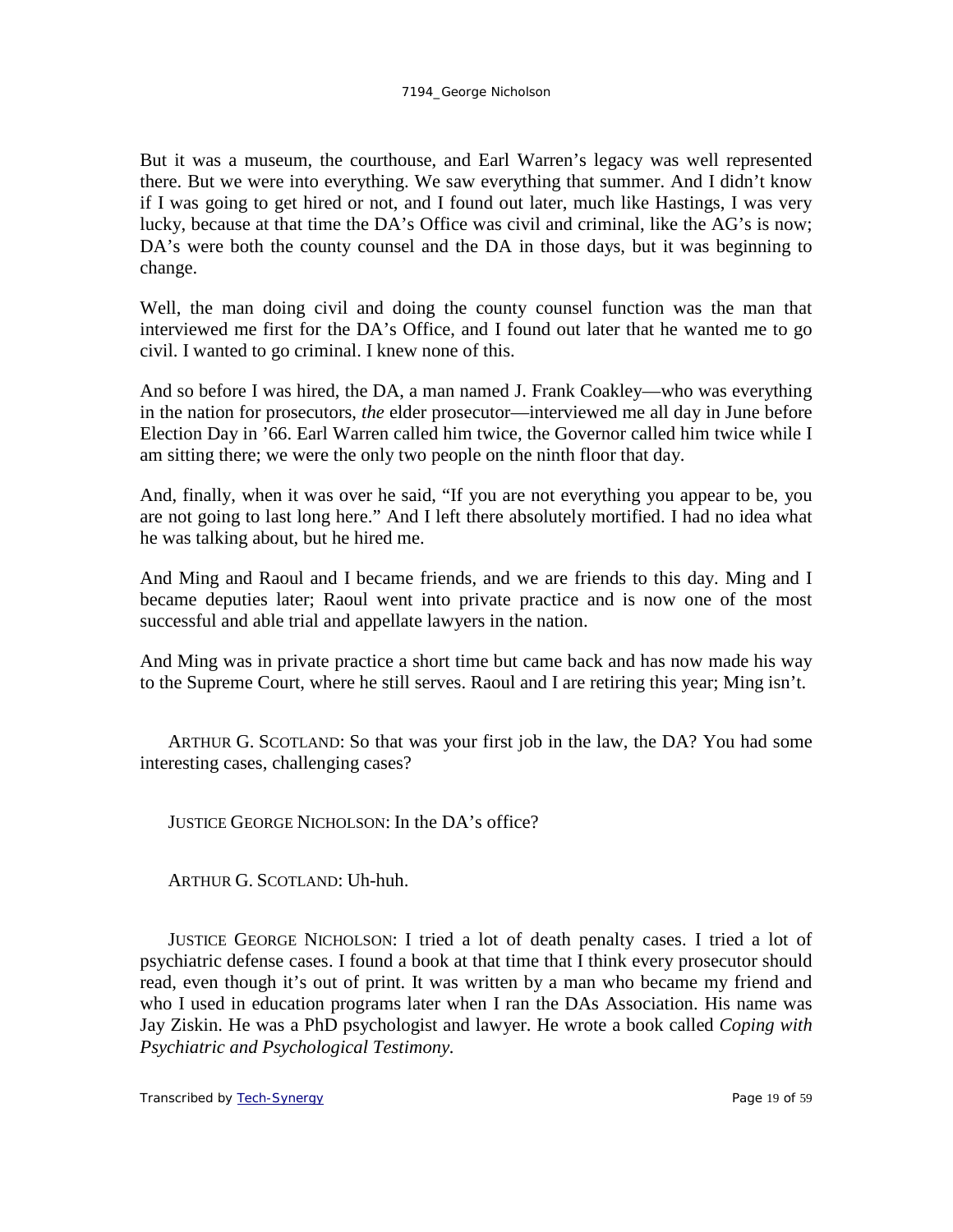But it was a museum, the courthouse, and Earl Warren's legacy was well represented there. But we were into everything. We saw everything that summer. And I didn't know if I was going to get hired or not, and I found out later, much like Hastings, I was very lucky, because at that time the DA's Office was civil and criminal, like the AG's is now; DA's were both the county counsel and the DA in those days, but it was beginning to change.

Well, the man doing civil and doing the county counsel function was the man that interviewed me first for the DA's Office, and I found out later that he wanted me to go civil. I wanted to go criminal. I knew none of this.

And so before I was hired, the DA, a man named J. Frank Coakley—who was everything in the nation for prosecutors, *the* elder prosecutor—interviewed me all day in June before Election Day in '66. Earl Warren called him twice, the Governor called him twice while I am sitting there; we were the only two people on the ninth floor that day.

And, finally, when it was over he said, "If you are not everything you appear to be, you are not going to last long here." And I left there absolutely mortified. I had no idea what he was talking about, but he hired me.

And Ming and Raoul and I became friends, and we are friends to this day. Ming and I became deputies later; Raoul went into private practice and is now one of the most successful and able trial and appellate lawyers in the nation.

And Ming was in private practice a short time but came back and has now made his way to the Supreme Court, where he still serves. Raoul and I are retiring this year; Ming isn't.

ARTHUR G. SCOTLAND: So that was your first job in the law, the DA? You had some interesting cases, challenging cases?

JUSTICE GEORGE NICHOLSON: In the DA's office?

ARTHUR G. SCOTLAND: Uh-huh.

JUSTICE GEORGE NICHOLSON: I tried a lot of death penalty cases. I tried a lot of psychiatric defense cases. I found a book at that time that I think every prosecutor should read, even though it's out of print. It was written by a man who became my friend and who I used in education programs later when I ran the DAs Association. His name was Jay Ziskin. He was a PhD psychologist and lawyer. He wrote a book called *Coping with Psychiatric and Psychological Testimony.*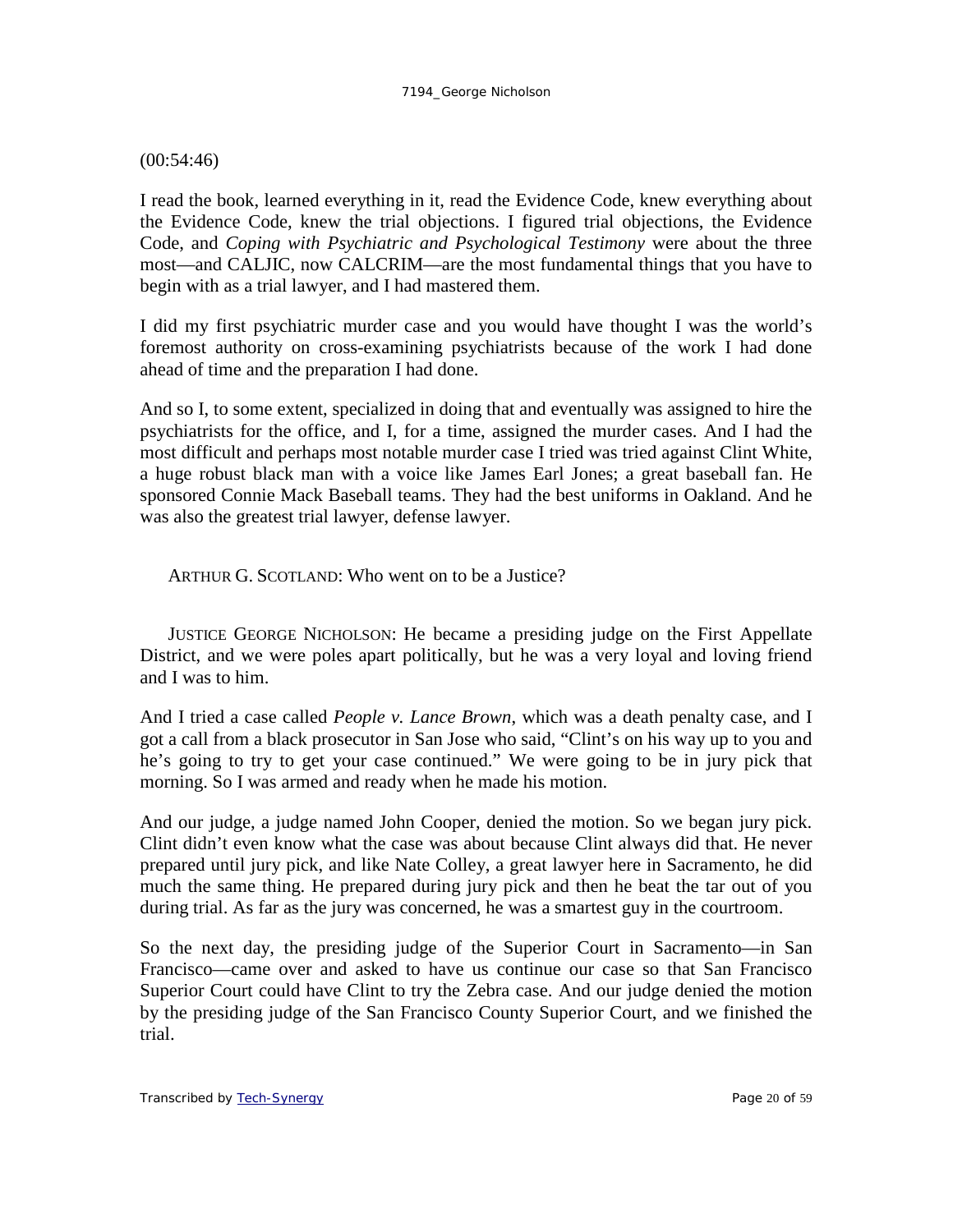(00:54:46)

I read the book, learned everything in it, read the Evidence Code, knew everything about the Evidence Code, knew the trial objections. I figured trial objections, the Evidence Code, and *Coping with Psychiatric and Psychological Testimony* were about the three most—and CALJIC, now CALCRIM—are the most fundamental things that you have to begin with as a trial lawyer, and I had mastered them.

I did my first psychiatric murder case and you would have thought I was the world's foremost authority on cross-examining psychiatrists because of the work I had done ahead of time and the preparation I had done.

And so I, to some extent, specialized in doing that and eventually was assigned to hire the psychiatrists for the office, and I, for a time, assigned the murder cases. And I had the most difficult and perhaps most notable murder case I tried was tried against Clint White, a huge robust black man with a voice like James Earl Jones; a great baseball fan. He sponsored Connie Mack Baseball teams. They had the best uniforms in Oakland. And he was also the greatest trial lawyer, defense lawyer.

ARTHUR G. SCOTLAND: Who went on to be a Justice?

JUSTICE GEORGE NICHOLSON: He became a presiding judge on the First Appellate District, and we were poles apart politically, but he was a very loyal and loving friend and I was to him.

And I tried a case called *People v. Lance Brown*, which was a death penalty case, and I got a call from a black prosecutor in San Jose who said, "Clint's on his way up to you and he's going to try to get your case continued." We were going to be in jury pick that morning. So I was armed and ready when he made his motion.

And our judge, a judge named John Cooper, denied the motion. So we began jury pick. Clint didn't even know what the case was about because Clint always did that. He never prepared until jury pick, and like Nate Colley, a great lawyer here in Sacramento, he did much the same thing. He prepared during jury pick and then he beat the tar out of you during trial. As far as the jury was concerned, he was a smartest guy in the courtroom.

So the next day, the presiding judge of the Superior Court in Sacramento—in San Francisco—came over and asked to have us continue our case so that San Francisco Superior Court could have Clint to try the Zebra case. And our judge denied the motion by the presiding judge of the San Francisco County Superior Court, and we finished the trial.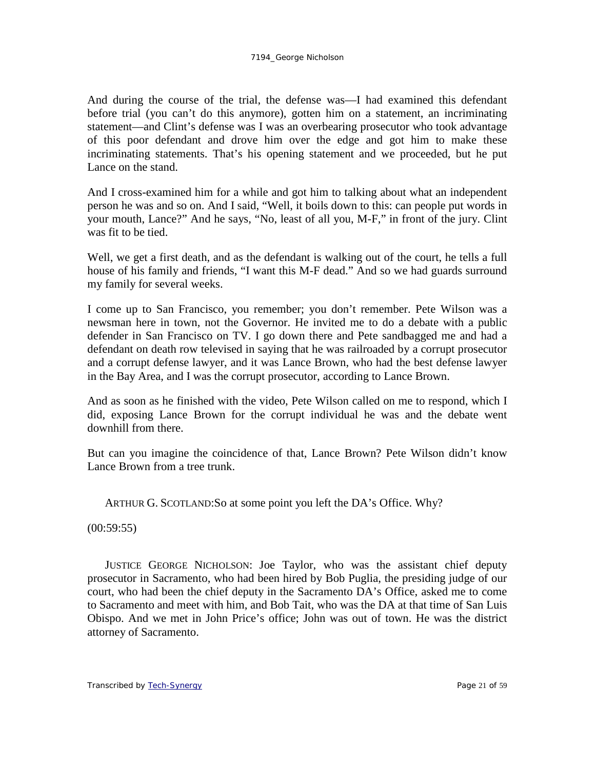And during the course of the trial, the defense was—I had examined this defendant before trial (you can't do this anymore), gotten him on a statement, an incriminating statement—and Clint's defense was I was an overbearing prosecutor who took advantage of this poor defendant and drove him over the edge and got him to make these incriminating statements. That's his opening statement and we proceeded, but he put Lance on the stand.

And I cross-examined him for a while and got him to talking about what an independent person he was and so on. And I said, "Well, it boils down to this: can people put words in your mouth, Lance?" And he says, "No, least of all you, M-F," in front of the jury. Clint was fit to be tied.

Well, we get a first death, and as the defendant is walking out of the court, he tells a full house of his family and friends, "I want this M-F dead." And so we had guards surround my family for several weeks.

I come up to San Francisco, you remember; you don't remember. Pete Wilson was a newsman here in town, not the Governor. He invited me to do a debate with a public defender in San Francisco on TV. I go down there and Pete sandbagged me and had a defendant on death row televised in saying that he was railroaded by a corrupt prosecutor and a corrupt defense lawyer, and it was Lance Brown, who had the best defense lawyer in the Bay Area, and I was the corrupt prosecutor, according to Lance Brown.

And as soon as he finished with the video, Pete Wilson called on me to respond, which I did, exposing Lance Brown for the corrupt individual he was and the debate went downhill from there.

But can you imagine the coincidence of that, Lance Brown? Pete Wilson didn't know Lance Brown from a tree trunk.

ARTHUR G. SCOTLAND: So at some point you left the DA's Office. Why?

(00:59:55)

JUSTICE GEORGE NICHOLSON: Joe Taylor, who was the assistant chief deputy prosecutor in Sacramento, who had been hired by Bob Puglia, the presiding judge of our court, who had been the chief deputy in the Sacramento DA's Office, asked me to come to Sacramento and meet with him, and Bob Tait, who was the DA at that time of San Luis Obispo. And we met in John Price's office; John was out of town. He was the district attorney of Sacramento.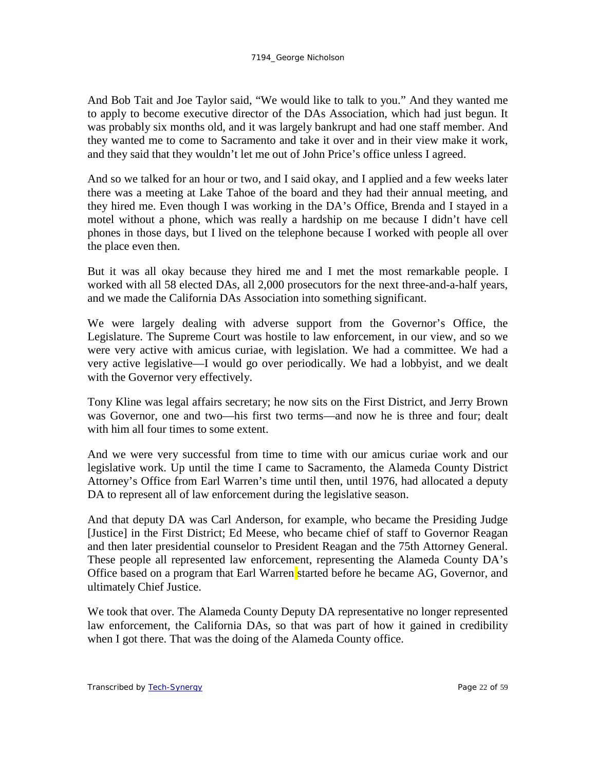And Bob Tait and Joe Taylor said, "We would like to talk to you." And they wanted me to apply to become executive director of the DAs Association, which had just begun. It was probably six months old, and it was largely bankrupt and had one staff member. And they wanted me to come to Sacramento and take it over and in their view make it work, and they said that they wouldn't let me out of John Price's office unless I agreed.

And so we talked for an hour or two, and I said okay, and I applied and a few weeks later there was a meeting at Lake Tahoe of the board and they had their annual meeting, and they hired me. Even though I was working in the DA's Office, Brenda and I stayed in a motel without a phone, which was really a hardship on me because I didn't have cell phones in those days, but I lived on the telephone because I worked with people all over the place even then.

But it was all okay because they hired me and I met the most remarkable people. I worked with all 58 elected DAs, all 2,000 prosecutors for the next three-and-a-half years, and we made the California DAs Association into something significant.

We were largely dealing with adverse support from the Governor's Office, the Legislature. The Supreme Court was hostile to law enforcement, in our view, and so we were very active with amicus curiae, with legislation. We had a committee. We had a very active legislative—I would go over periodically. We had a lobbyist, and we dealt with the Governor very effectively.

Tony Kline was legal affairs secretary; he now sits on the First District, and Jerry Brown was Governor, one and two—his first two terms—and now he is three and four; dealt with him all four times to some extent.

And we were very successful from time to time with our amicus curiae work and our legislative work. Up until the time I came to Sacramento, the Alameda County District Attorney's Office from Earl Warren's time until then, until 1976, had allocated a deputy DA to represent all of law enforcement during the legislative season.

And that deputy DA was Carl Anderson, for example, who became the Presiding Judge [Justice] in the First District; Ed Meese, who became chief of staff to Governor Reagan and then later presidential counselor to President Reagan and the 75th Attorney General. These people all represented law enforcement, representing the Alameda County DA's Office based on a program that Earl Warren started before he became AG, Governor, and ultimately Chief Justice.

We took that over. The Alameda County Deputy DA representative no longer represented law enforcement, the California DAs, so that was part of how it gained in credibility when I got there. That was the doing of the Alameda County office.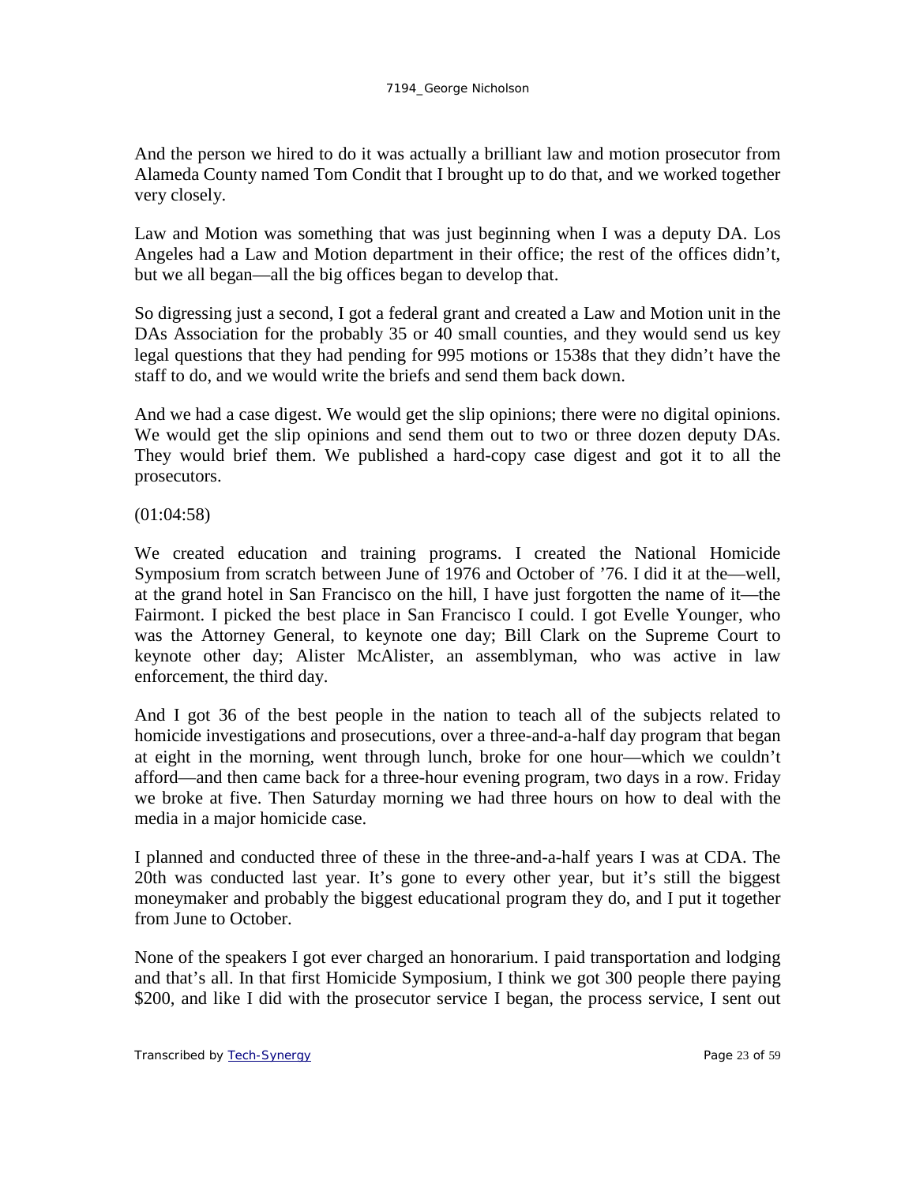And the person we hired to do it was actually a brilliant law and motion prosecutor from Alameda County named Tom Condit that I brought up to do that, and we worked together very closely.

Law and Motion was something that was just beginning when I was a deputy DA. Los Angeles had a Law and Motion department in their office; the rest of the offices didn't, but we all began—all the big offices began to develop that.

So digressing just a second, I got a federal grant and created a Law and Motion unit in the DAs Association for the probably 35 or 40 small counties, and they would send us key legal questions that they had pending for 995 motions or 1538s that they didn't have the staff to do, and we would write the briefs and send them back down.

And we had a case digest. We would get the slip opinions; there were no digital opinions. We would get the slip opinions and send them out to two or three dozen deputy DAs. They would brief them. We published a hard-copy case digest and got it to all the prosecutors.

(01:04:58)

We created education and training programs. I created the National Homicide Symposium from scratch between June of 1976 and October of '76. I did it at the—well, at the grand hotel in San Francisco on the hill, I have just forgotten the name of it—the Fairmont. I picked the best place in San Francisco I could. I got Evelle Younger, who was the Attorney General, to keynote one day; Bill Clark on the Supreme Court to keynote other day; Alister McAlister, an assemblyman, who was active in law enforcement, the third day.

And I got 36 of the best people in the nation to teach all of the subjects related to homicide investigations and prosecutions, over a three-and-a-half day program that began at eight in the morning, went through lunch, broke for one hour—which we couldn't afford—and then came back for a three-hour evening program, two days in a row. Friday we broke at five. Then Saturday morning we had three hours on how to deal with the media in a major homicide case.

I planned and conducted three of these in the three-and-a-half years I was at CDA. The 20th was conducted last year. It's gone to every other year, but it's still the biggest moneymaker and probably the biggest educational program they do, and I put it together from June to October.

None of the speakers I got ever charged an honorarium. I paid transportation and lodging and that's all. In that first Homicide Symposium, I think we got 300 people there paying $200, and like I did with the prosecutor service I began, the process service, I sent out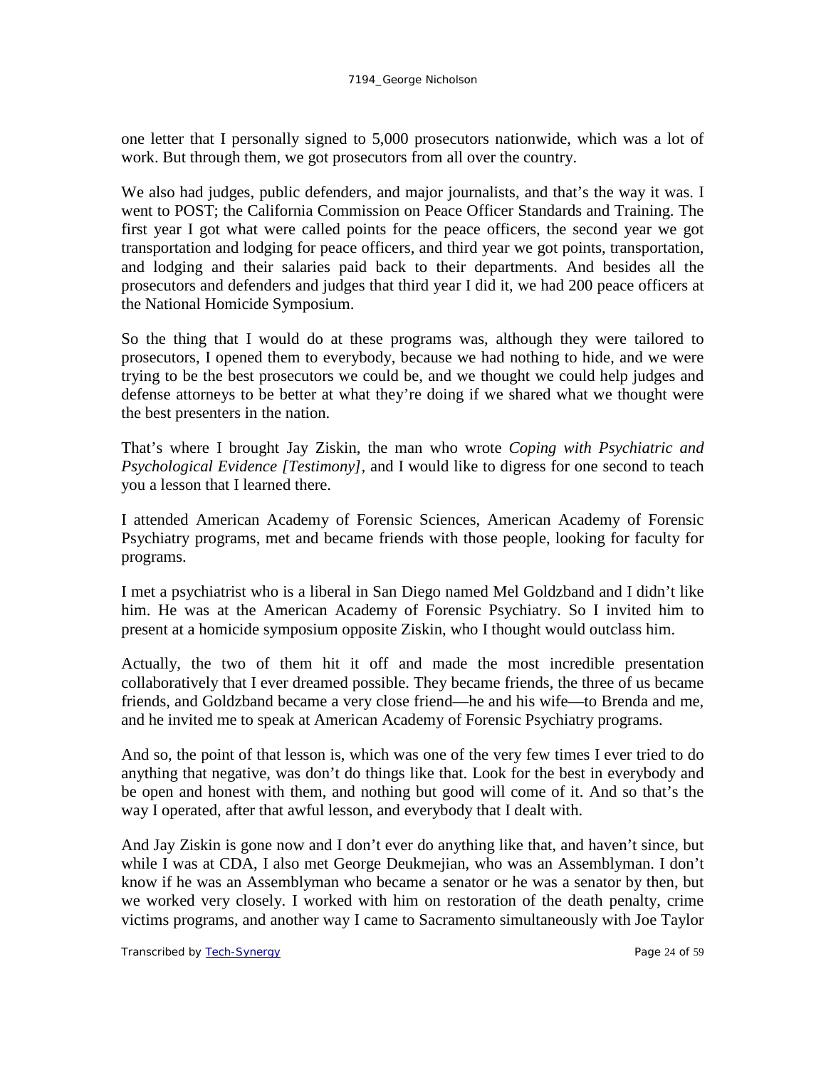one letter that I personally signed to 5,000 prosecutors nationwide, which was a lot of work. But through them, we got prosecutors from all over the country.

We also had judges, public defenders, and major journalists, and that's the way it was. I went to POST; the California Commission on Peace Officer Standards and Training. The first year I got what were called points for the peace officers, the second year we got transportation and lodging for peace officers, and third year we got points, transportation, and lodging and their salaries paid back to their departments. And besides all the prosecutors and defenders and judges that third year I did it, we had 200 peace officers at the National Homicide Symposium.

So the thing that I would do at these programs was, although they were tailored to prosecutors, I opened them to everybody, because we had nothing to hide, and we were trying to be the best prosecutors we could be, and we thought we could help judges and defense attorneys to be better at what they're doing if we shared what we thought were the best presenters in the nation.

That's where I brought Jay Ziskin, the man who wrote *Coping with Psychiatric and Psychological Evidence [Testimony]*, and I would like to digress for one second to teach you a lesson that I learned there.

I attended American Academy of Forensic Sciences, American Academy of Forensic Psychiatry programs, met and became friends with those people, looking for faculty for programs.

I met a psychiatrist who is a liberal in San Diego named Mel Goldzband and I didn't like him. He was at the American Academy of Forensic Psychiatry. So I invited him to present at a homicide symposium opposite Ziskin, who I thought would outclass him.

Actually, the two of them hit it off and made the most incredible presentation collaboratively that I ever dreamed possible. They became friends, the three of us became friends, and Goldzband became a very close friend—he and his wife—to Brenda and me, and he invited me to speak at American Academy of Forensic Psychiatry programs.

And so, the point of that lesson is, which was one of the very few times I ever tried to do anything that negative, was don't do things like that. Look for the best in everybody and be open and honest with them, and nothing but good will come of it. And so that's the way I operated, after that awful lesson, and everybody that I dealt with.

And Jay Ziskin is gone now and I don't ever do anything like that, and haven't since, but while I was at CDA, I also met George Deukmejian, who was an Assemblyman. I don't know if he was an Assemblyman who became a senator or he was a senator by then, but we worked very closely. I worked with him on restoration of the death penalty, crime victims programs, and another way I came to Sacramento simultaneously with Joe Taylor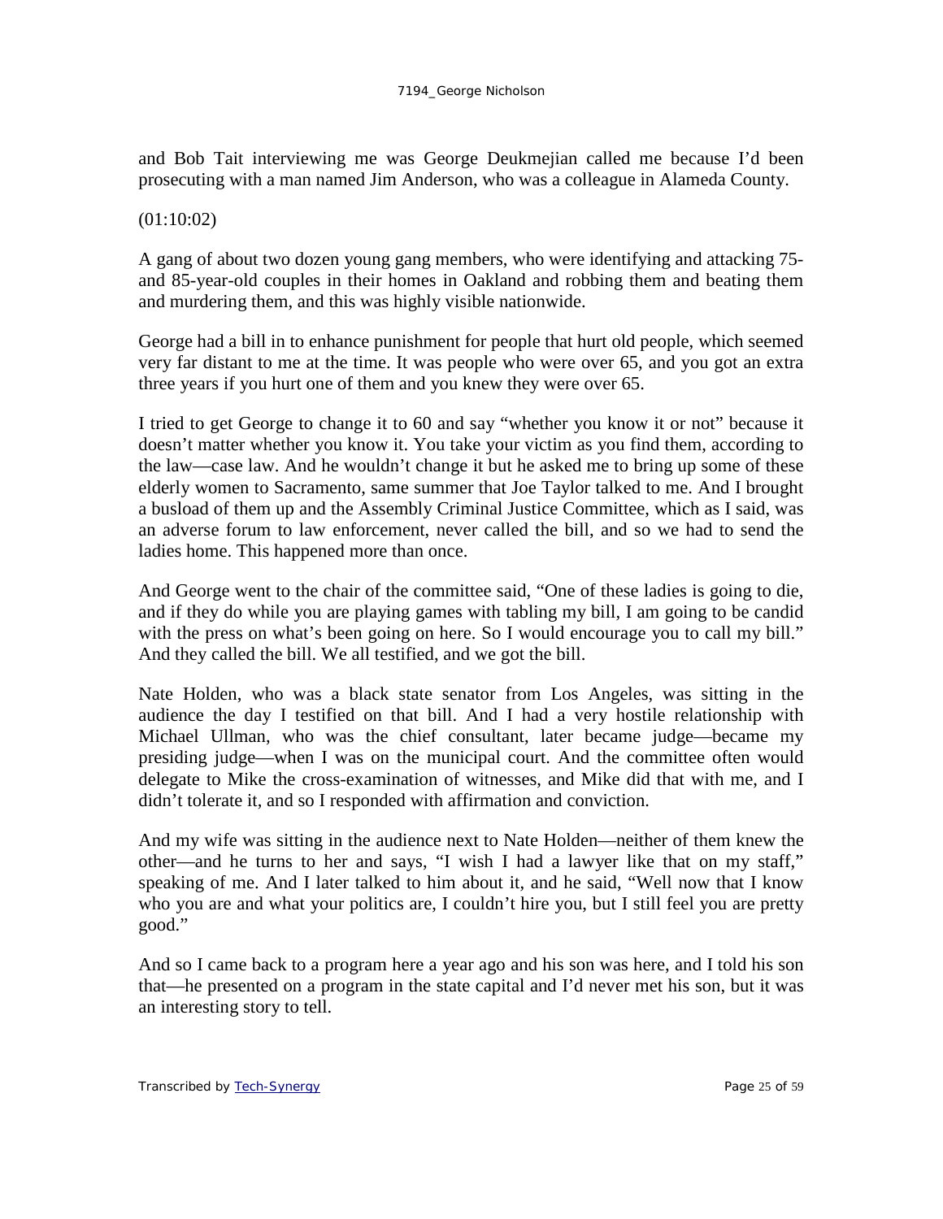and Bob Tait interviewing me was George Deukmejian called me because I'd been prosecuting with a man named Jim Anderson, who was a colleague in Alameda County.

(01:10:02)

A gang of about two dozen young gang members, who were identifying and attacking 75- and 85-year-old couples in their homes in Oakland and robbing them and beating them and murdering them, and this was highly visible nationwide.

George had a bill in to enhance punishment for people that hurt old people, which seemed very far distant to me at the time. It was people who were over 65, and you got an extra three years if you hurt one of them and you knew they were over 65.

I tried to get George to change it to 60 and say "whether you know it or not" because it doesn't matter whether you know it. You take your victim as you find them, according to the law—case law. And he wouldn't change it but he asked me to bring up some of these elderly women to Sacramento, same summer that Joe Taylor talked to me. And I brought a busload of them up and the Assembly Criminal Justice Committee, which as I said, was an adverse forum to law enforcement, never called the bill, and so we had to send the ladies home. This happened more than once.

And George went to the chair of the committee said, "One of these ladies is going to die, and if they do while you are playing games with tabling my bill, I am going to be candid with the press on what's been going on here. So I would encourage you to call my bill." And they called the bill. We all testified, and we got the bill.

Nate Holden, who was a black state senator from Los Angeles, was sitting in the audience the day I testified on that bill. And I had a very hostile relationship with Michael Ullman, who was the chief consultant, later became judge—became my presiding judge—when I was on the municipal court. And the committee often would delegate to Mike the cross-examination of witnesses, and Mike did that with me, and I didn't tolerate it, and so I responded with affirmation and conviction.

And my wife was sitting in the audience next to Nate Holden—neither of them knew the other—and he turns to her and says, "I wish I had a lawyer like that on my staff," speaking of me. And I later talked to him about it, and he said, "Well now that I know who you are and what your politics are, I couldn't hire you, but I still feel you are pretty good."

And so I came back to a program here a year ago and his son was here, and I told his son that—he presented on a program in the state capital and I'd never met his son, but it was an interesting story to tell.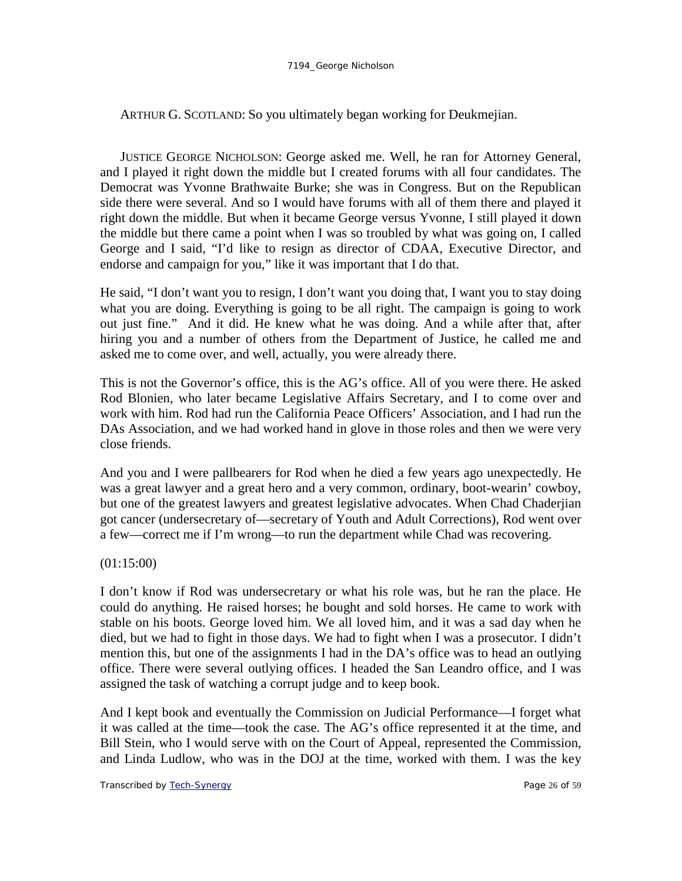ARTHUR G. SCOTLAND: So you ultimately began working for Deukmejian.

JUSTICE GEORGE NICHOLSON: George asked me. Well, he ran for Attorney General, and I played it right down the middle but I created forums with all four candidates. The Democrat was Yvonne Brathwaite Burke; she was in Congress. But on the Republican side there were several. And so I would have forums with all of them there and played it right down the middle. But when it became George versus Yvonne, I still played it down the middle but there came a point when I was so troubled by what was going on, I called George and I said, "I'd like to resign as director of CDAA, Executive Director, and endorse and campaign for you," like it was important that I do that.

He said, "I don't want you to resign, I don't want you doing that, I want you to stay doing what you are doing. Everything is going to be all right. The campaign is going to work out just fine." And it did. He knew what he was doing. And a while after that, after hiring you and a number of others from the Department of Justice, he called me and asked me to come over, and well, actually, you were already there.

This is not the Governor's office, this is the AG's office. All of you were there. He asked Rod Blonien, who later became Legislative Affairs Secretary, and I to come over and work with him. Rod had run the California Peace Officers' Association, and I had run the DAs Association, and we had worked hand in glove in those roles and then we were very close friends.

And you and I were pallbearers for Rod when he died a few years ago unexpectedly. He was a great lawyer and a great hero and a very common, ordinary, boot-wearin' cowboy, but one of the greatest lawyers and greatest legislative advocates. When Chad Chaderjian got cancer (undersecretary of—secretary of Youth and Adult Corrections), Rod went over a few—correct me if I'm wrong—to run the department while Chad was recovering.

(01:15:00)

I don't know if Rod was undersecretary or what his role was, but he ran the place. He could do anything. He raised horses; he bought and sold horses. He came to work with stable on his boots. George loved him. We all loved him, and it was a sad day when he died, but we had to fight in those days. We had to fight when I was a prosecutor. I didn't mention this, but one of the assignments I had in the DA's office was to head an outlying office. There were several outlying offices. I headed the San Leandro office, and I was assigned the task of watching a corrupt judge and to keep book.

And I kept book and eventually the Commission on Judicial Performance—I forget what it was called at the time—took the case. The AG's office represented it at the time, and Bill Stein, who I would serve with on the Court of Appeal, represented the Commission, and Linda Ludlow, who was in the DOJ at the time, worked with them. I was the key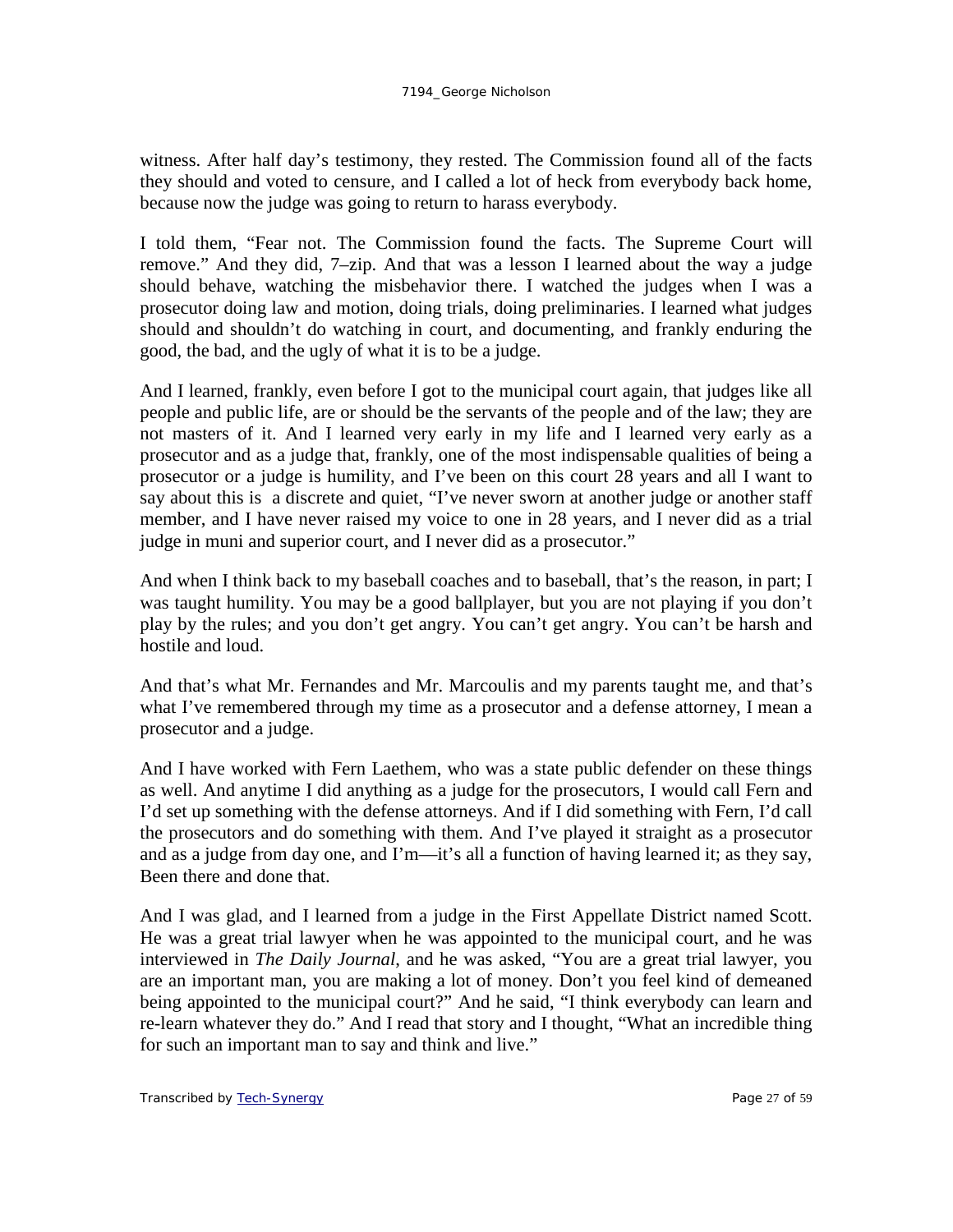witness. After half day's testimony, they rested. The Commission found all of the facts they should and voted to censure, and I called a lot of heck from everybody back home, because now the judge was going to return to harass everybody.

I told them, "Fear not. The Commission found the facts. The Supreme Court will remove." And they did, 7–zip. And that was a lesson I learned about the way a judge should behave, watching the misbehavior there. I watched the judges when I was a prosecutor doing law and motion, doing trials, doing preliminaries. I learned what judges should and shouldn't do watching in court, and documenting, and frankly enduring the good, the bad, and the ugly of what it is to be a judge.

And I learned, frankly, even before I got to the municipal court again, that judges like all people and public life, are or should be the servants of the people and of the law; they are not masters of it. And I learned very early in my life and I learned very early as a prosecutor and as a judge that, frankly, one of the most indispensable qualities of being a prosecutor or a judge is humility, and I've been on this court 28 years and all I want to say about this is a discrete and quiet, "I've never sworn at another judge or another staff member, and I have never raised my voice to one in 28 years, and I never did as a trial judge in muni and superior court, and I never did as a prosecutor."

And when I think back to my baseball coaches and to baseball, that's the reason, in part; I was taught humility. You may be a good ballplayer, but you are not playing if you don't play by the rules; and you don't get angry. You can't get angry. You can't be harsh and hostile and loud.

And that's what Mr. Fernandes and Mr. Marcoulis and my parents taught me, and that's what I've remembered through my time as a prosecutor and a defense attorney, I mean a prosecutor and a judge.

And I have worked with Fern Laethem, who was a state public defender on these things as well. And anytime I did anything as a judge for the prosecutors, I would call Fern and I'd set up something with the defense attorneys. And if I did something with Fern, I'd call the prosecutors and do something with them. And I've played it straight as a prosecutor and as a judge from day one, and I'm—it's all a function of having learned it; as they say, Been there and done that.

And I was glad, and I learned from a judge in the First Appellate District named Scott. He was a great trial lawyer when he was appointed to the municipal court, and he was interviewed in *The Daily Journal*, and he was asked, "You are a great trial lawyer, you are an important man, you are making a lot of money. Don't you feel kind of demeaned being appointed to the municipal court?" And he said, "I think everybody can learn and re-learn whatever they do." And I read that story and I thought, "What an incredible thing for such an important man to say and think and live."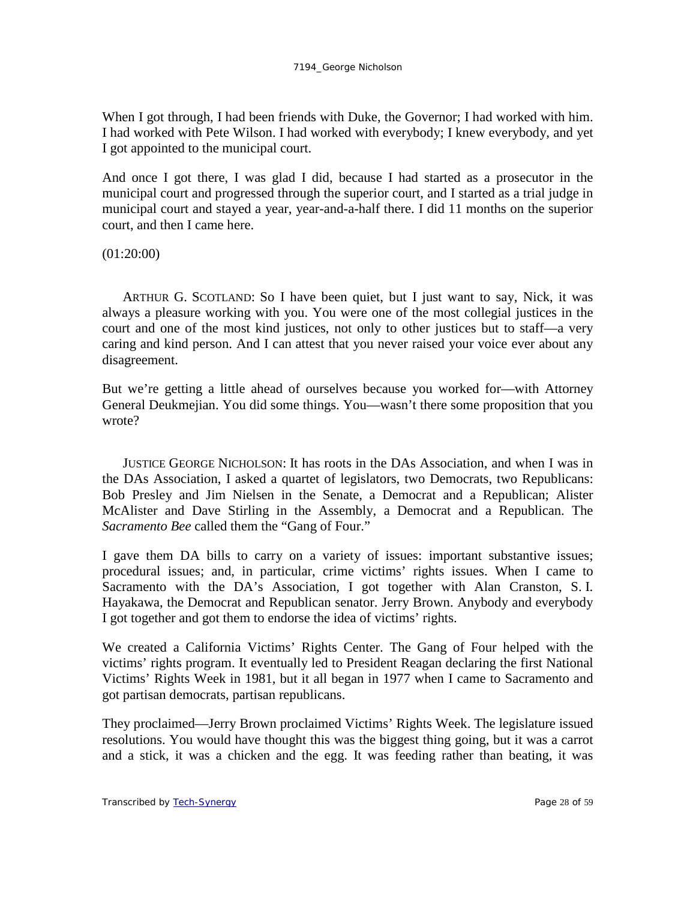When I got through, I had been friends with Duke, the Governor; I had worked with him. I had worked with Pete Wilson. I had worked with everybody; I knew everybody, and yet I got appointed to the municipal court.

And once I got there, I was glad I did, because I had started as a prosecutor in the municipal court and progressed through the superior court, and I started as a trial judge in municipal court and stayed a year, year-and-a-half there. I did 11 months on the superior court, and then I came here.

(01:20:00)

ARTHUR G. SCOTLAND: So I have been quiet, but I just want to say, Nick, it was always a pleasure working with you. You were one of the most collegial justices in the court and one of the most kind justices, not only to other justices but to staff—a very caring and kind person. And I can attest that you never raised your voice ever about any disagreement.

But we're getting a little ahead of ourselves because you worked for—with Attorney General Deukmejian. You did some things. You—wasn't there some proposition that you wrote?

JUSTICE GEORGE NICHOLSON: It has roots in the DAs Association, and when I was in the DAs Association, I asked a quartet of legislators, two Democrats, two Republicans: Bob Presley and Jim Nielsen in the Senate, a Democrat and a Republican; Alister McAlister and Dave Stirling in the Assembly, a Democrat and a Republican. The *Sacramento Bee* called them the "Gang of Four."

I gave them DA bills to carry on a variety of issues: important substantive issues; procedural issues; and, in particular, crime victims' rights issues. When I came to Sacramento with the DA's Association, I got together with Alan Cranston, S. I. Hayakawa, the Democrat and Republican senator. Jerry Brown. Anybody and everybody I got together and got them to endorse the idea of victims' rights.

We created a California Victims' Rights Center. The Gang of Four helped with the victims' rights program. It eventually led to President Reagan declaring the first National Victims' Rights Week in 1981, but it all began in 1977 when I came to Sacramento and got partisan democrats, partisan republicans.

They proclaimed—Jerry Brown proclaimed Victims' Rights Week. The legislature issued resolutions. You would have thought this was the biggest thing going, but it was a carrot and a stick, it was a chicken and the egg. It was feeding rather than beating, it was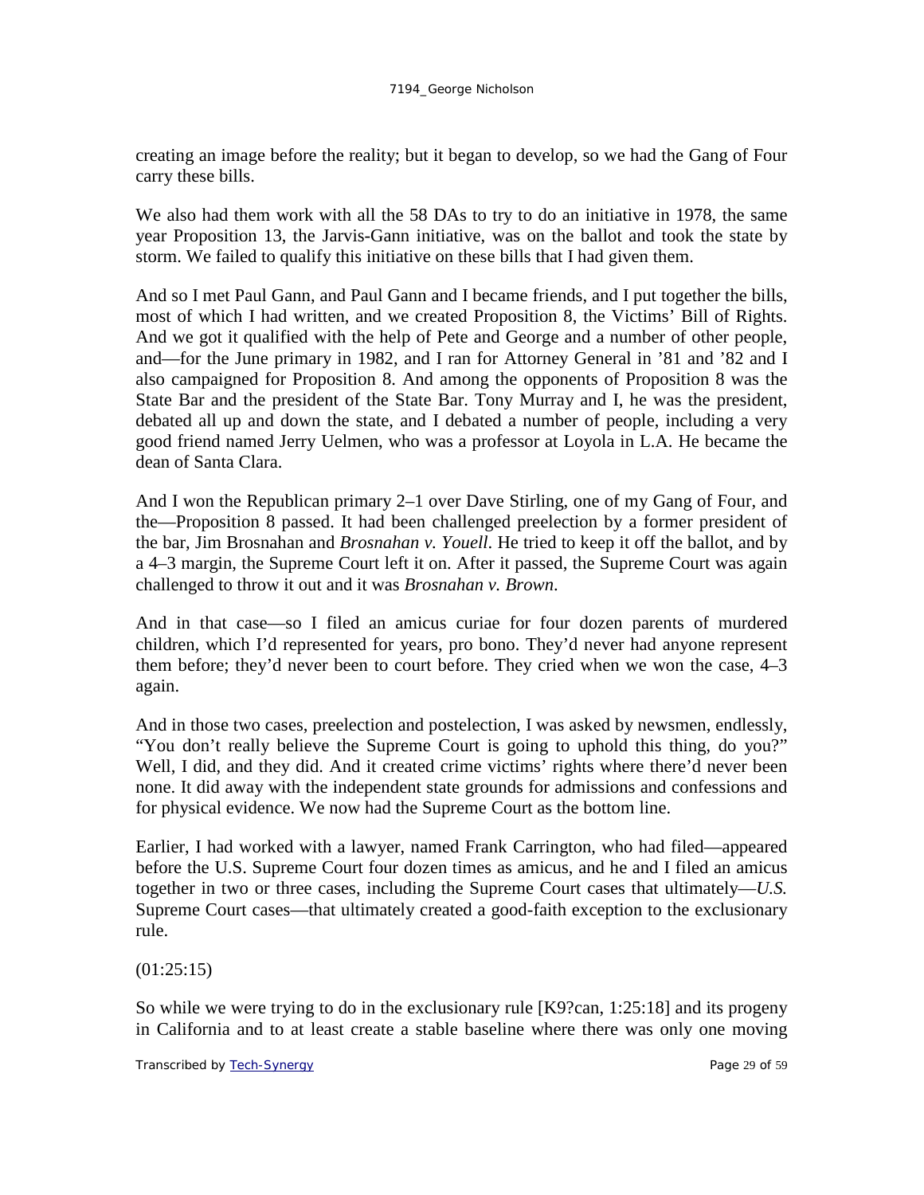creating an image before the reality; but it began to develop, so we had the Gang of Four carry these bills.

We also had them work with all the 58 DAs to try to do an initiative in 1978, the same year Proposition 13, the Jarvis-Gann initiative, was on the ballot and took the state by storm. We failed to qualify this initiative on these bills that I had given them.

And so I met Paul Gann, and Paul Gann and I became friends, and I put together the bills, most of which I had written, and we created Proposition 8, the Victims' Bill of Rights. And we got it qualified with the help of Pete and George and a number of other people, and—for the June primary in 1982, and I ran for Attorney General in '81 and '82 and I also campaigned for Proposition 8. And among the opponents of Proposition 8 was the State Bar and the president of the State Bar. Tony Murray and I, he was the president, debated all up and down the state, and I debated a number of people, including a very good friend named Jerry Uelmen, who was a professor at Loyola in L.A. He became the dean of Santa Clara.

And I won the Republican primary 2–1 over Dave Stirling, one of my Gang of Four, and the—Proposition 8 passed. It had been challenged preelection by a former president of the bar, Jim Brosnahan and *Brosnahan v. Youell*. He tried to keep it off the ballot, and by a 4–3 margin, the Supreme Court left it on. After it passed, the Supreme Court was again challenged to throw it out and it was *Brosnahan v. Brown*.

And in that case—so I filed an amicus curiae for four dozen parents of murdered children, which I'd represented for years, pro bono. They'd never had anyone represent them before; they'd never been to court before. They cried when we won the case, 4–3 again.

And in those two cases, preelection and postelection, I was asked by newsmen, endlessly, "You don't really believe the Supreme Court is going to uphold this thing, do you?" Well, I did, and they did. And it created crime victims' rights where there'd never been none. It did away with the independent state grounds for admissions and confessions and for physical evidence. We now had the Supreme Court as the bottom line.

Earlier, I had worked with a lawyer, named Frank Carrington, who had filed—appeared before the U.S. Supreme Court four dozen times as amicus, and he and I filed an amicus together in two or three cases, including the Supreme Court cases that ultimately—*U.S.* Supreme Court cases—that ultimately created a good-faith exception to the exclusionary rule.

(01:25:15)

So while we were trying to do in the exclusionary rule [K9?can, 1:25:18] and its progeny in California and to at least create a stable baseline where there was only one moving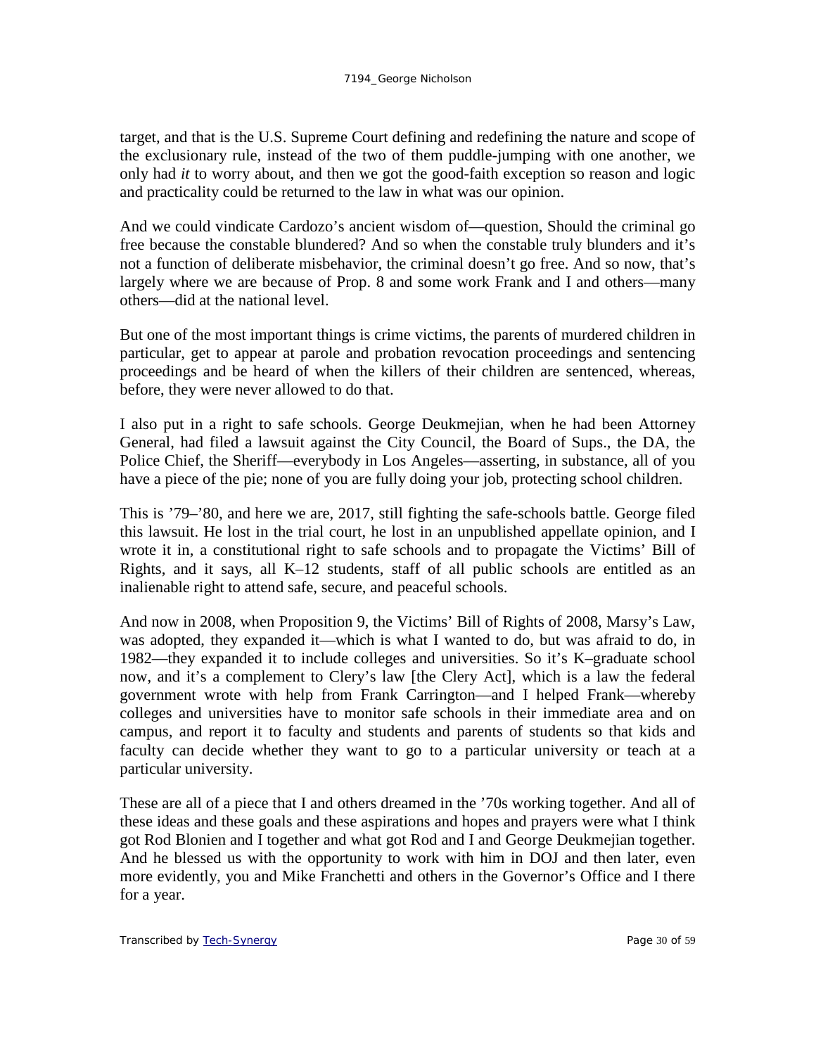target, and that is the U.S. Supreme Court defining and redefining the nature and scope of the exclusionary rule, instead of the two of them puddle-jumping with one another, we only had *it* to worry about, and then we got the good-faith exception so reason and logic and practicality could be returned to the law in what was our opinion.

And we could vindicate Cardozo's ancient wisdom of—question, Should the criminal go free because the constable blundered? And so when the constable truly blunders and it's not a function of deliberate misbehavior, the criminal doesn't go free. And so now, that's largely where we are because of Prop. 8 and some work Frank and I and others—many others—did at the national level.

But one of the most important things is crime victims, the parents of murdered children in particular, get to appear at parole and probation revocation proceedings and sentencing proceedings and be heard of when the killers of their children are sentenced, whereas, before, they were never allowed to do that.

I also put in a right to safe schools. George Deukmejian, when he had been Attorney General, had filed a lawsuit against the City Council, the Board of Sups., the DA, the Police Chief, the Sheriff—everybody in Los Angeles—asserting, in substance, all of you have a piece of the pie; none of you are fully doing your job, protecting school children.

This is '79–'80, and here we are, 2017, still fighting the safe-schools battle. George filed this lawsuit. He lost in the trial court, he lost in an unpublished appellate opinion, and I wrote it in, a constitutional right to safe schools and to propagate the Victims' Bill of Rights, and it says, all K–12 students, staff of all public schools are entitled as an inalienable right to attend safe, secure, and peaceful schools.

And now in 2008, when Proposition 9, the Victims' Bill of Rights of 2008, Marsy's Law, was adopted, they expanded it—which is what I wanted to do, but was afraid to do, in 1982—they expanded it to include colleges and universities. So it's K–graduate school now, and it's a complement to Clery's law [the Clery Act], which is a law the federal government wrote with help from Frank Carrington—and I helped Frank—whereby colleges and universities have to monitor safe schools in their immediate area and on campus, and report it to faculty and students and parents of students so that kids and faculty can decide whether they want to go to a particular university or teach at a particular university.

These are all of a piece that I and others dreamed in the '70s working together. And all of these ideas and these goals and these aspirations and hopes and prayers were what I think got Rod Blonien and I together and what got Rod and I and George Deukmejian together. And he blessed us with the opportunity to work with him in DOJ and then later, even more evidently, you and Mike Franchetti and others in the Governor's Office and I there for a year.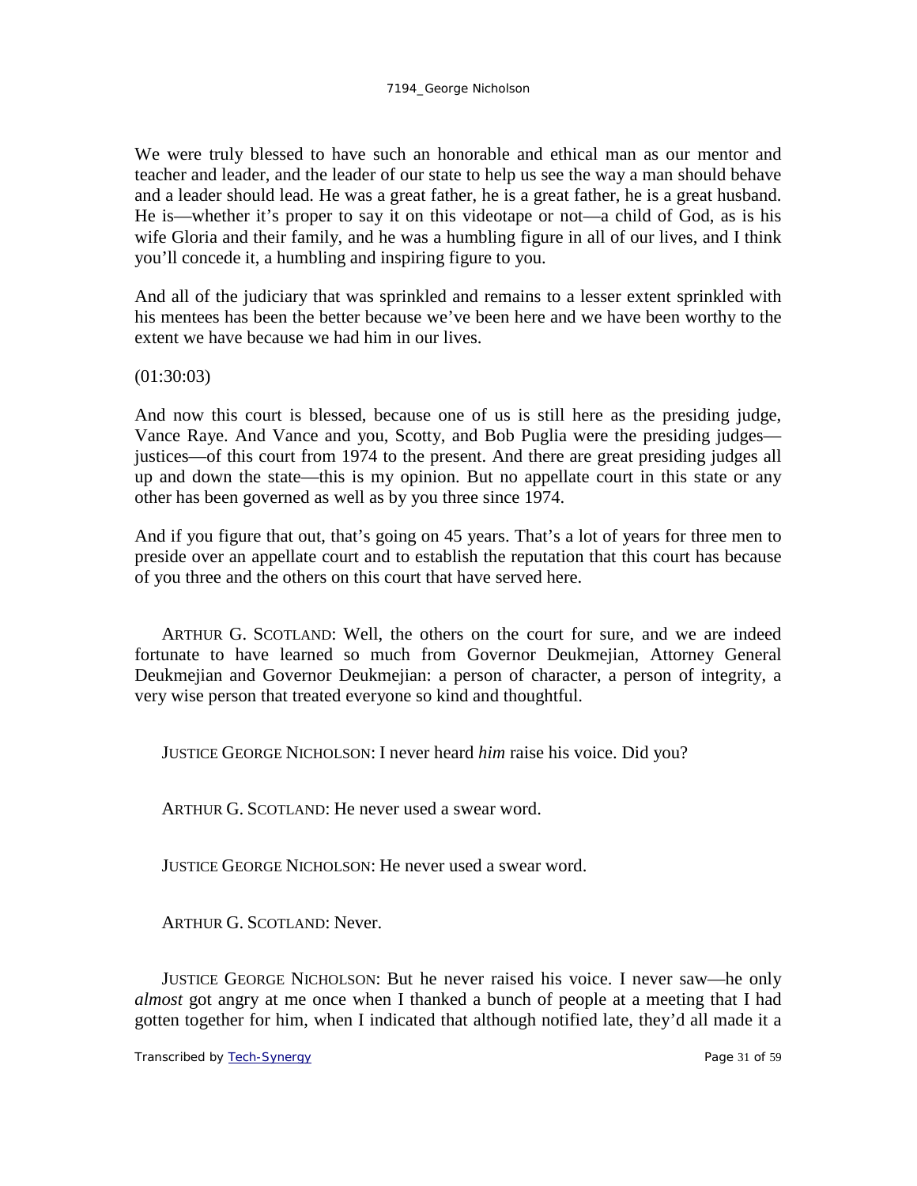We were truly blessed to have such an honorable and ethical man as our mentor and teacher and leader, and the leader of our state to help us see the way a man should behave and a leader should lead. He was a great father, he is a great father, he is a great husband. He is—whether it's proper to say it on this videotape or not—a child of God, as is his wife Gloria and their family, and he was a humbling figure in all of our lives, and I think you'll concede it, a humbling and inspiring figure to you.

And all of the judiciary that was sprinkled and remains to a lesser extent sprinkled with his mentees has been the better because we've been here and we have been worthy to the extent we have because we had him in our lives.

(01:30:03)

And now this court is blessed, because one of us is still here as the presiding judge, Vance Raye. And Vance and you, Scotty, and Bob Puglia were the presiding judges—justices—of this court from 1974 to the present. And there are great presiding judges all up and down the state—this is my opinion. But no appellate court in this state or any other has been governed as well as by you three since 1974.

And if you figure that out, that's going on 45 years. That's a lot of years for three men to preside over an appellate court and to establish the reputation that this court has because of you three and the others on this court that have served here.

ARTHUR G. SCOTLAND: Well, the others on the court for sure, and we are indeed fortunate to have learned so much from Governor Deukmejian, Attorney General Deukmejian and Governor Deukmejian: a person of character, a person of integrity, a very wise person that treated everyone so kind and thoughtful.

JUSTICE GEORGE NICHOLSON: I never heard *him* raise his voice. Did you?

ARTHUR G. SCOTLAND: He never used a swear word.

JUSTICE GEORGE NICHOLSON: He never used a swear word.

ARTHUR G. SCOTLAND: Never.

JUSTICE GEORGE NICHOLSON: But he never raised his voice. I never saw—he only *almost* got angry at me once when I thanked a bunch of people at a meeting that I had gotten together for him, when I indicated that although notified late, they'd all made it a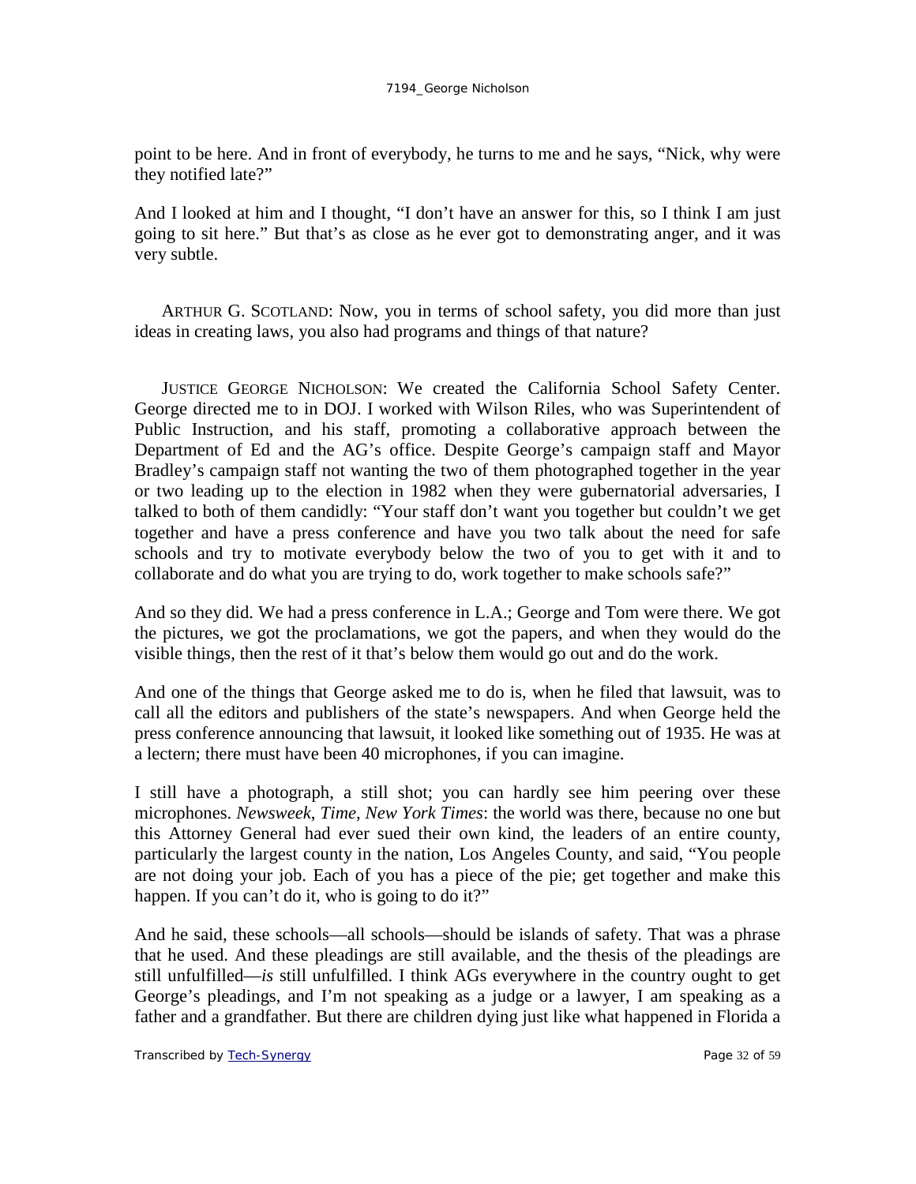point to be here. And in front of everybody, he turns to me and he says, "Nick, why were they notified late?"

And I looked at him and I thought, "I don't have an answer for this, so I think I am just going to sit here." But that's as close as he ever got to demonstrating anger, and it was very subtle.

ARTHUR G. SCOTLAND: Now, you in terms of school safety, you did more than just ideas in creating laws, you also had programs and things of that nature?

JUSTICE GEORGE NICHOLSON: We created the California School Safety Center. George directed me to in DOJ. I worked with Wilson Riles, who was Superintendent of Public Instruction, and his staff, promoting a collaborative approach between the Department of Ed and the AG's office. Despite George's campaign staff and Mayor Bradley's campaign staff not wanting the two of them photographed together in the year or two leading up to the election in 1982 when they were gubernatorial adversaries, I talked to both of them candidly: "Your staff don't want you together but couldn't we get together and have a press conference and have you two talk about the need for safe schools and try to motivate everybody below the two of you to get with it and to collaborate and do what you are trying to do, work together to make schools safe?"

And so they did. We had a press conference in L.A.; George and Tom were there. We got the pictures, we got the proclamations, we got the papers, and when they would do the visible things, then the rest of it that's below them would go out and do the work.

And one of the things that George asked me to do is, when he filed that lawsuit, was to call all the editors and publishers of the state's newspapers. And when George held the press conference announcing that lawsuit, it looked like something out of 1935. He was at a lectern; there must have been 40 microphones, if you can imagine.

I still have a photograph, a still shot; you can hardly see him peering over these microphones. *Newsweek*, *Time*, *New York Times*: the world was there, because no one but this Attorney General had ever sued their own kind, the leaders of an entire county, particularly the largest county in the nation, Los Angeles County, and said, "You people are not doing your job. Each of you has a piece of the pie; get together and make this happen. If you can't do it, who is going to do it?"

And he said, these schools—all schools—should be islands of safety. That was a phrase that he used. And these pleadings are still available, and the thesis of the pleadings are still unfulfilled—*is* still unfulfilled. I think AGs everywhere in the country ought to get George's pleadings, and I'm not speaking as a judge or a lawyer, I am speaking as a father and a grandfather. But there are children dying just like what happened in Florida a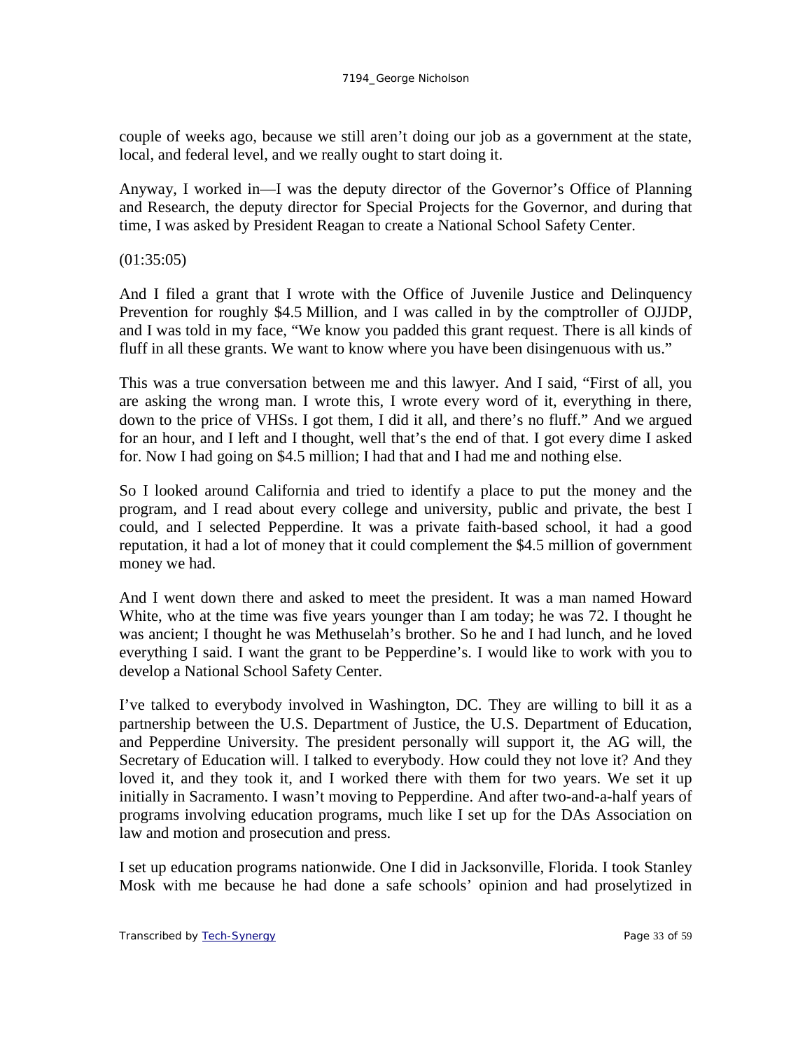couple of weeks ago, because we still aren't doing our job as a government at the state, local, and federal level, and we really ought to start doing it.

Anyway, I worked in—I was the deputy director of the Governor's Office of Planning and Research, the deputy director for Special Projects for the Governor, and during that time, I was asked by President Reagan to create a National School Safety Center.

(01:35:05)

And I filed a grant that I wrote with the Office of Juvenile Justice and Delinquency Prevention for roughly $4.5 Million, and I was called in by the comptroller of OJJDP, and I was told in my face, "We know you padded this grant request. There is all kinds of fluff in all these grants. We want to know where you have been disingenuous with us."

This was a true conversation between me and this lawyer. And I said, "First of all, you are asking the wrong man. I wrote this, I wrote every word of it, everything in there, down to the price of VHSs. I got them, I did it all, and there's no fluff." And we argued for an hour, and I left and I thought, well that's the end of that. I got every dime I asked for. Now I had going on $4.5 million; I had that and I had me and nothing else.

So I looked around California and tried to identify a place to put the money and the program, and I read about every college and university, public and private, the best I could, and I selected Pepperdine. It was a private faith-based school, it had a good reputation, it had a lot of money that it could complement the $4.5 million of government money we had.

And I went down there and asked to meet the president. It was a man named Howard White, who at the time was five years younger than I am today; he was 72. I thought he was ancient; I thought he was Methuselah's brother. So he and I had lunch, and he loved everything I said. I want the grant to be Pepperdine's. I would like to work with you to develop a National School Safety Center.

I've talked to everybody involved in Washington, DC. They are willing to bill it as a partnership between the U.S. Department of Justice, the U.S. Department of Education, and Pepperdine University. The president personally will support it, the AG will, the Secretary of Education will. I talked to everybody. How could they not love it? And they loved it, and they took it, and I worked there with them for two years. We set it up initially in Sacramento. I wasn't moving to Pepperdine. And after two-and-a-half years of programs involving education programs, much like I set up for the DAs Association on law and motion and prosecution and press.

I set up education programs nationwide. One I did in Jacksonville, Florida. I took Stanley Mosk with me because he had done a safe schools' opinion and had proselytized in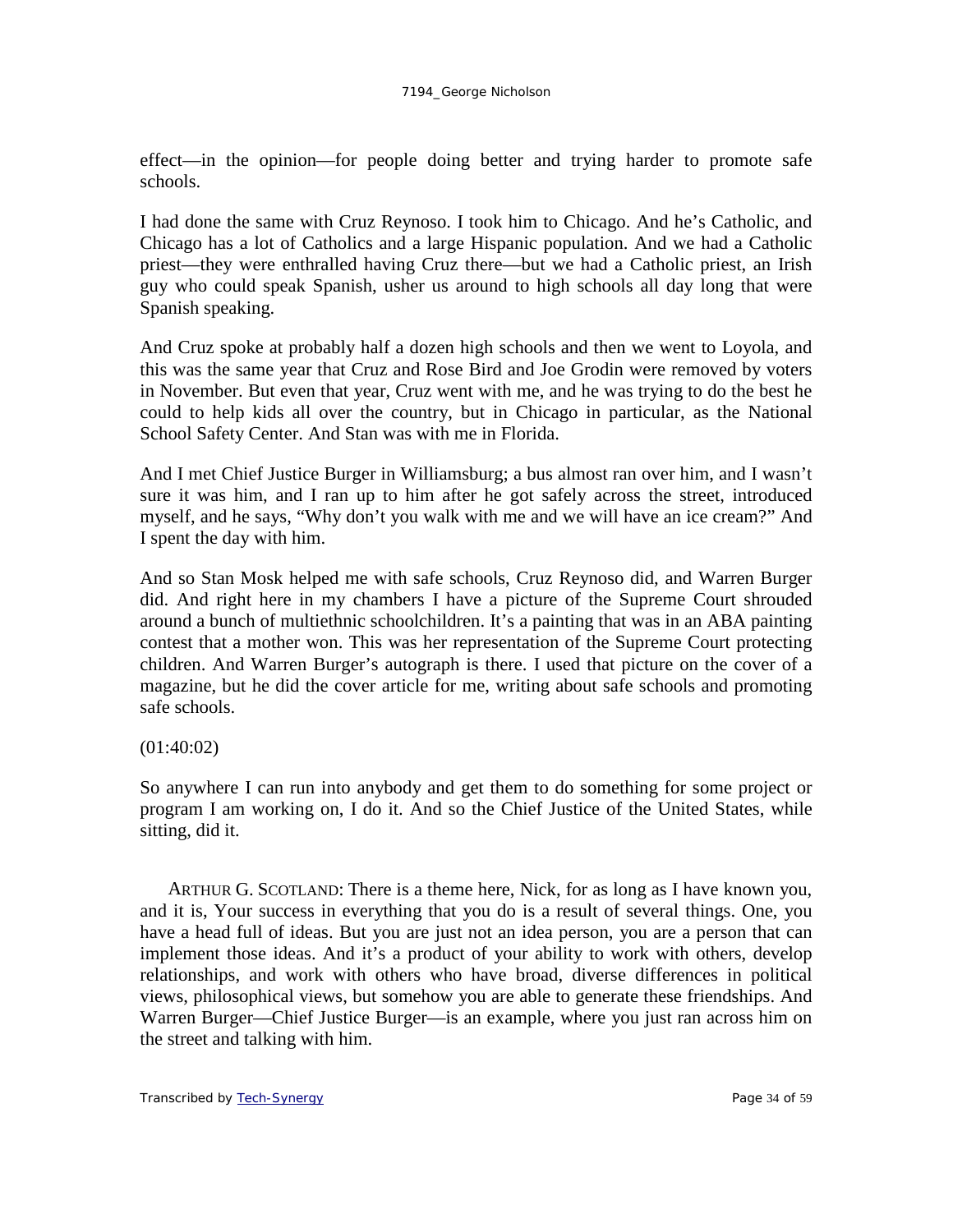effect—in the opinion—for people doing better and trying harder to promote safe schools.

I had done the same with Cruz Reynoso. I took him to Chicago. And he's Catholic, and Chicago has a lot of Catholics and a large Hispanic population. And we had a Catholic priest—they were enthralled having Cruz there—but we had a Catholic priest, an Irish guy who could speak Spanish, usher us around to high schools all day long that were Spanish speaking.

And Cruz spoke at probably half a dozen high schools and then we went to Loyola, and this was the same year that Cruz and Rose Bird and Joe Grodin were removed by voters in November. But even that year, Cruz went with me, and he was trying to do the best he could to help kids all over the country, but in Chicago in particular, as the National School Safety Center. And Stan was with me in Florida.

And I met Chief Justice Burger in Williamsburg; a bus almost ran over him, and I wasn't sure it was him, and I ran up to him after he got safely across the street, introduced myself, and he says, "Why don't you walk with me and we will have an ice cream?" And I spent the day with him.

And so Stan Mosk helped me with safe schools, Cruz Reynoso did, and Warren Burger did. And right here in my chambers I have a picture of the Supreme Court shrouded around a bunch of multiethnic schoolchildren. It's a painting that was in an ABA painting contest that a mother won. This was her representation of the Supreme Court protecting children. And Warren Burger's autograph is there. I used that picture on the cover of a magazine, but he did the cover article for me, writing about safe schools and promoting safe schools.

(01:40:02)

So anywhere I can run into anybody and get them to do something for some project or program I am working on, I do it. And so the Chief Justice of the United States, while sitting, did it.

ARTHUR G. SCOTLAND: There is a theme here, Nick, for as long as I have known you, and it is, Your success in everything that you do is a result of several things. One, you have a head full of ideas. But you are just not an idea person, you are a person that can implement those ideas. And it's a product of your ability to work with others, develop relationships, and work with others who have broad, diverse differences in political views, philosophical views, but somehow you are able to generate these friendships. And Warren Burger—Chief Justice Burger—is an example, where you just ran across him on the street and talking with him.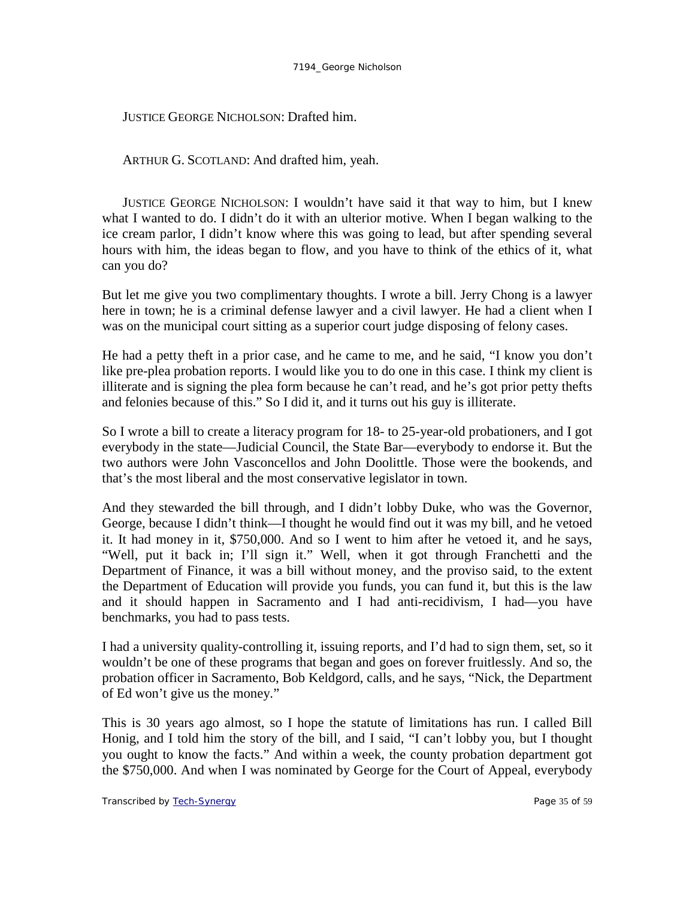JUSTICE GEORGE NICHOLSON: Drafted him.

ARTHUR G. SCOTLAND: And drafted him, yeah.

JUSTICE GEORGE NICHOLSON: I wouldn't have said it that way to him, but I knew what I wanted to do. I didn't do it with an ulterior motive. When I began walking to the ice cream parlor, I didn't know where this was going to lead, but after spending several hours with him, the ideas began to flow, and you have to think of the ethics of it, what can you do?

But let me give you two complimentary thoughts. I wrote a bill. Jerry Chong is a lawyer here in town; he is a criminal defense lawyer and a civil lawyer. He had a client when I was on the municipal court sitting as a superior court judge disposing of felony cases.

He had a petty theft in a prior case, and he came to me, and he said, "I know you don't like pre-plea probation reports. I would like you to do one in this case. I think my client is illiterate and is signing the plea form because he can't read, and he's got prior petty thefts and felonies because of this." So I did it, and it turns out his guy is illiterate.

So I wrote a bill to create a literacy program for 18- to 25-year-old probationers, and I got everybody in the state—Judicial Council, the State Bar—everybody to endorse it. But the two authors were John Vasconcellos and John Doolittle. Those were the bookends, and that's the most liberal and the most conservative legislator in town.

And they stewarded the bill through, and I didn't lobby Duke, who was the Governor, George, because I didn't think—I thought he would find out it was my bill, and he vetoed it. It had money in it, $750,000. And so I went to him after he vetoed it, and he says, "Well, put it back in; I'll sign it." Well, when it got through Franchetti and the Department of Finance, it was a bill without money, and the proviso said, to the extent the Department of Education will provide you funds, you can fund it, but this is the law and it should happen in Sacramento and I had anti-recidivism, I had—you have benchmarks, you had to pass tests.

I had a university quality-controlling it, issuing reports, and I'd had to sign them, set, so it wouldn't be one of these programs that began and goes on forever fruitlessly. And so, the probation officer in Sacramento, Bob Keldgord, calls, and he says, "Nick, the Department of Ed won't give us the money."

This is 30 years ago almost, so I hope the statute of limitations has run. I called Bill Honig, and I told him the story of the bill, and I said, "I can't lobby you, but I thought you ought to know the facts." And within a week, the county probation department got the $750,000. And when I was nominated by George for the Court of Appeal, everybody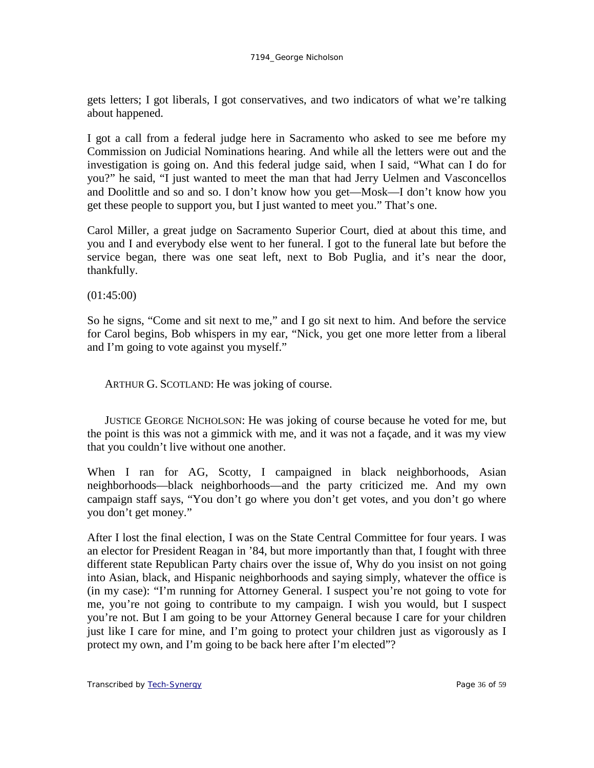gets letters; I got liberals, I got conservatives, and two indicators of what we're talking about happened.

I got a call from a federal judge here in Sacramento who asked to see me before my Commission on Judicial Nominations hearing. And while all the letters were out and the investigation is going on. And this federal judge said, when I said, "What can I do for you?" he said, "I just wanted to meet the man that had Jerry Uelmen and Vasconcellos and Doolittle and so and so. I don't know how you get—Mosk—I don't know how you get these people to support you, but I just wanted to meet you." That's one.

Carol Miller, a great judge on Sacramento Superior Court, died at about this time, and you and I and everybody else went to her funeral. I got to the funeral late but before the service began, there was one seat left, next to Bob Puglia, and it's near the door, thankfully.

(01:45:00)

So he signs, "Come and sit next to me," and I go sit next to him. And before the service for Carol begins, Bob whispers in my ear, "Nick, you get one more letter from a liberal and I'm going to vote against you myself."

ARTHUR G. SCOTLAND: He was joking of course.

JUSTICE GEORGE NICHOLSON: He was joking of course because he voted for me, but the point is this was not a gimmick with me, and it was not a façade, and it was my view that you couldn't live without one another.

When I ran for AG, Scotty, I campaigned in black neighborhoods, Asian neighborhoods—black neighborhoods—and the party criticized me. And my own campaign staff says, "You don't go where you don't get votes, and you don't go where you don't get money."

After I lost the final election, I was on the State Central Committee for four years. I was an elector for President Reagan in '84, but more importantly than that, I fought with three different state Republican Party chairs over the issue of, Why do you insist on not going into Asian, black, and Hispanic neighborhoods and saying simply, whatever the office is (in my case): "I'm running for Attorney General. I suspect you're not going to vote for me, you're not going to contribute to my campaign. I wish you would, but I suspect you're not. But I am going to be your Attorney General because I care for your children just like I care for mine, and I'm going to protect your children just as vigorously as I protect my own, and I'm going to be back here after I'm elected"?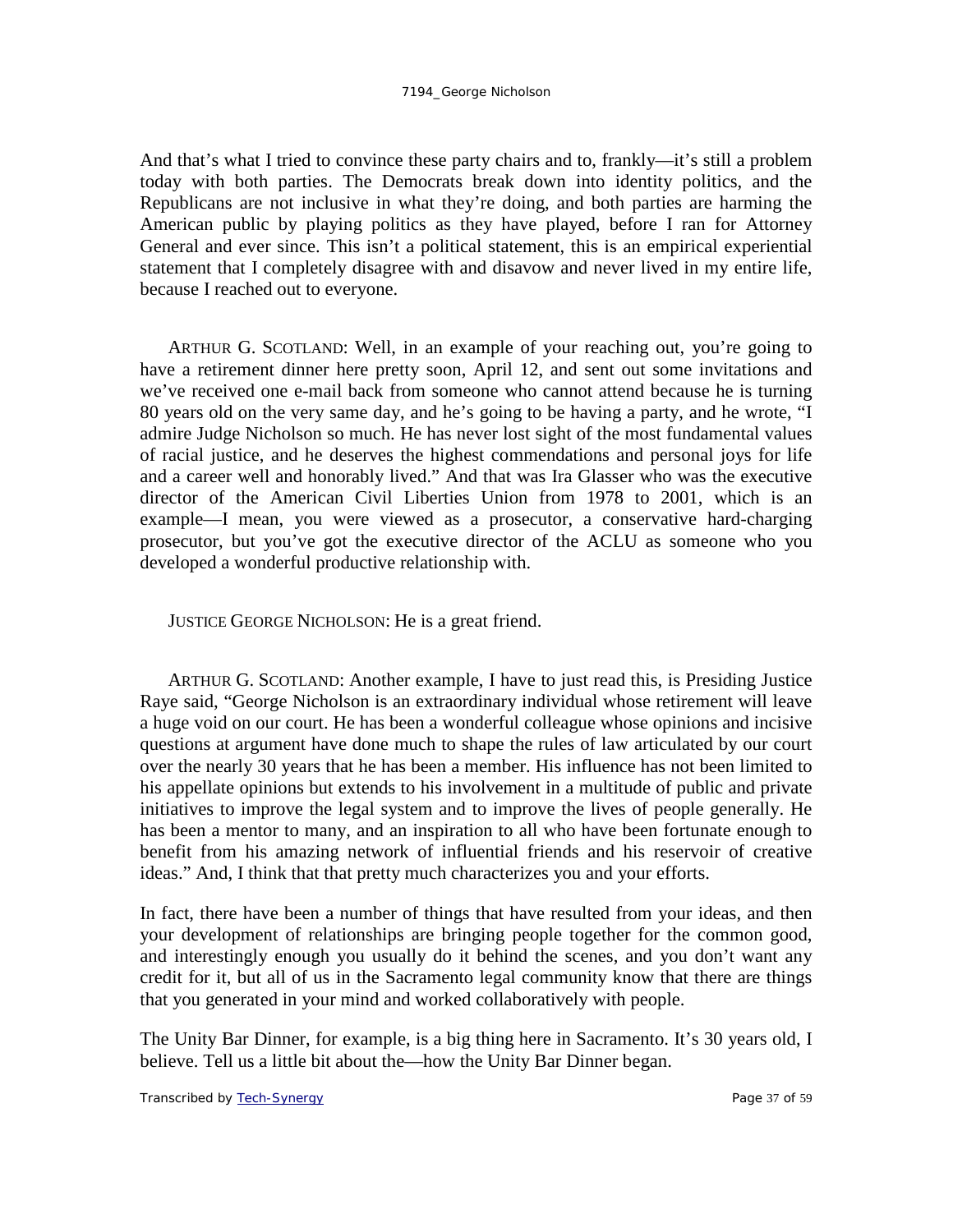And that's what I tried to convince these party chairs and to, frankly—it's still a problem today with both parties. The Democrats break down into identity politics, and the Republicans are not inclusive in what they're doing, and both parties are harming the American public by playing politics as they have played, before I ran for Attorney General and ever since. This isn't a political statement, this is an empirical experiential statement that I completely disagree with and disavow and never lived in my entire life, because I reached out to everyone.

ARTHUR G. SCOTLAND: Well, in an example of your reaching out, you're going to have a retirement dinner here pretty soon, April 12, and sent out some invitations and we've received one e-mail back from someone who cannot attend because he is turning 80 years old on the very same day, and he's going to be having a party, and he wrote, "I admire Judge Nicholson so much. He has never lost sight of the most fundamental values of racial justice, and he deserves the highest commendations and personal joys for life and a career well and honorably lived." And that was Ira Glasser who was the executive director of the American Civil Liberties Union from 1978 to 2001, which is an example—I mean, you were viewed as a prosecutor, a conservative hard-charging prosecutor, but you've got the executive director of the ACLU as someone who you developed a wonderful productive relationship with.

JUSTICE GEORGE NICHOLSON: He is a great friend.

ARTHUR G. SCOTLAND: Another example, I have to just read this, is Presiding Justice Raye said, "George Nicholson is an extraordinary individual whose retirement will leave a huge void on our court. He has been a wonderful colleague whose opinions and incisive questions at argument have done much to shape the rules of law articulated by our court over the nearly 30 years that he has been a member. His influence has not been limited to his appellate opinions but extends to his involvement in a multitude of public and private initiatives to improve the legal system and to improve the lives of people generally. He has been a mentor to many, and an inspiration to all who have been fortunate enough to benefit from his amazing network of influential friends and his reservoir of creative ideas." And, I think that that pretty much characterizes you and your efforts.

In fact, there have been a number of things that have resulted from your ideas, and then your development of relationships are bringing people together for the common good, and interestingly enough you usually do it behind the scenes, and you don't want any credit for it, but all of us in the Sacramento legal community know that there are things that you generated in your mind and worked collaboratively with people.

The Unity Bar Dinner, for example, is a big thing here in Sacramento. It's 30 years old, I believe. Tell us a little bit about the—how the Unity Bar Dinner began.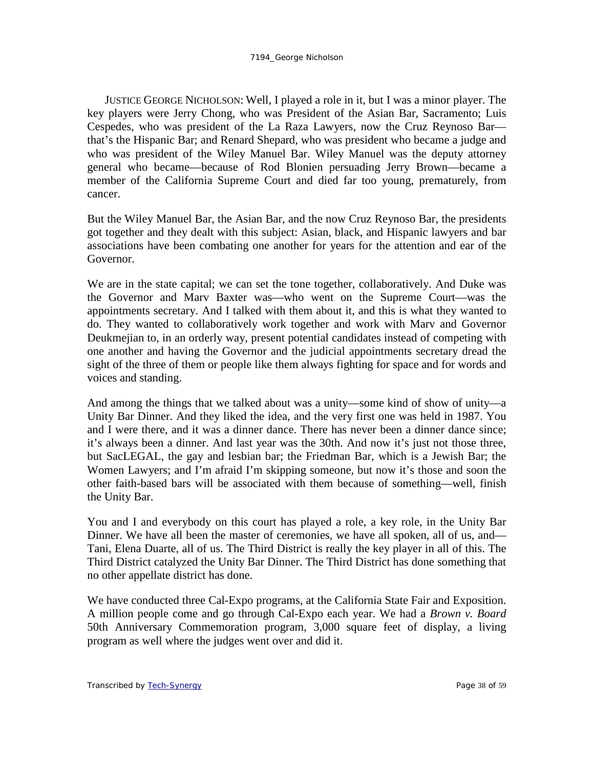JUSTICE GEORGE NICHOLSON: Well, I played a role in it, but I was a minor player. The key players were Jerry Chong, who was President of the Asian Bar, Sacramento; Luis Cespedes, who was president of the La Raza Lawyers, now the Cruz Reynoso Bar—that's the Hispanic Bar; and Renard Shepard, who was president who became a judge and who was president of the Wiley Manuel Bar. Wiley Manuel was the deputy attorney general who became—because of Rod Blonien persuading Jerry Brown—became a member of the California Supreme Court and died far too young, prematurely, from cancer.

But the Wiley Manuel Bar, the Asian Bar, and the now Cruz Reynoso Bar, the presidents got together and they dealt with this subject: Asian, black, and Hispanic lawyers and bar associations have been combating one another for years for the attention and ear of the Governor.

We are in the state capital; we can set the tone together, collaboratively. And Duke was the Governor and Marv Baxter was—who went on the Supreme Court—was the appointments secretary. And I talked with them about it, and this is what they wanted to do. They wanted to collaboratively work together and work with Marv and Governor Deukmejian to, in an orderly way, present potential candidates instead of competing with one another and having the Governor and the judicial appointments secretary dread the sight of the three of them or people like them always fighting for space and for words and voices and standing.

And among the things that we talked about was a unity—some kind of show of unity—a Unity Bar Dinner. And they liked the idea, and the very first one was held in 1987. You and I were there, and it was a dinner dance. There has never been a dinner dance since; it's always been a dinner. And last year was the 30th. And now it's just not those three, but SacLEGAL, the gay and lesbian bar; the Friedman Bar, which is a Jewish Bar; the Women Lawyers; and I'm afraid I'm skipping someone, but now it's those and soon the other faith-based bars will be associated with them because of something—well, finish the Unity Bar.

You and I and everybody on this court has played a role, a key role, in the Unity Bar Dinner. We have all been the master of ceremonies, we have all spoken, all of us, and—Tani, Elena Duarte, all of us. The Third District is really the key player in all of this. The Third District catalyzed the Unity Bar Dinner. The Third District has done something that no other appellate district has done.

We have conducted three Cal-Expo programs, at the California State Fair and Exposition. A million people come and go through Cal-Expo each year. We had a *Brown v. Board* 50th Anniversary Commemoration program, 3,000 square feet of display, a living program as well where the judges went over and did it.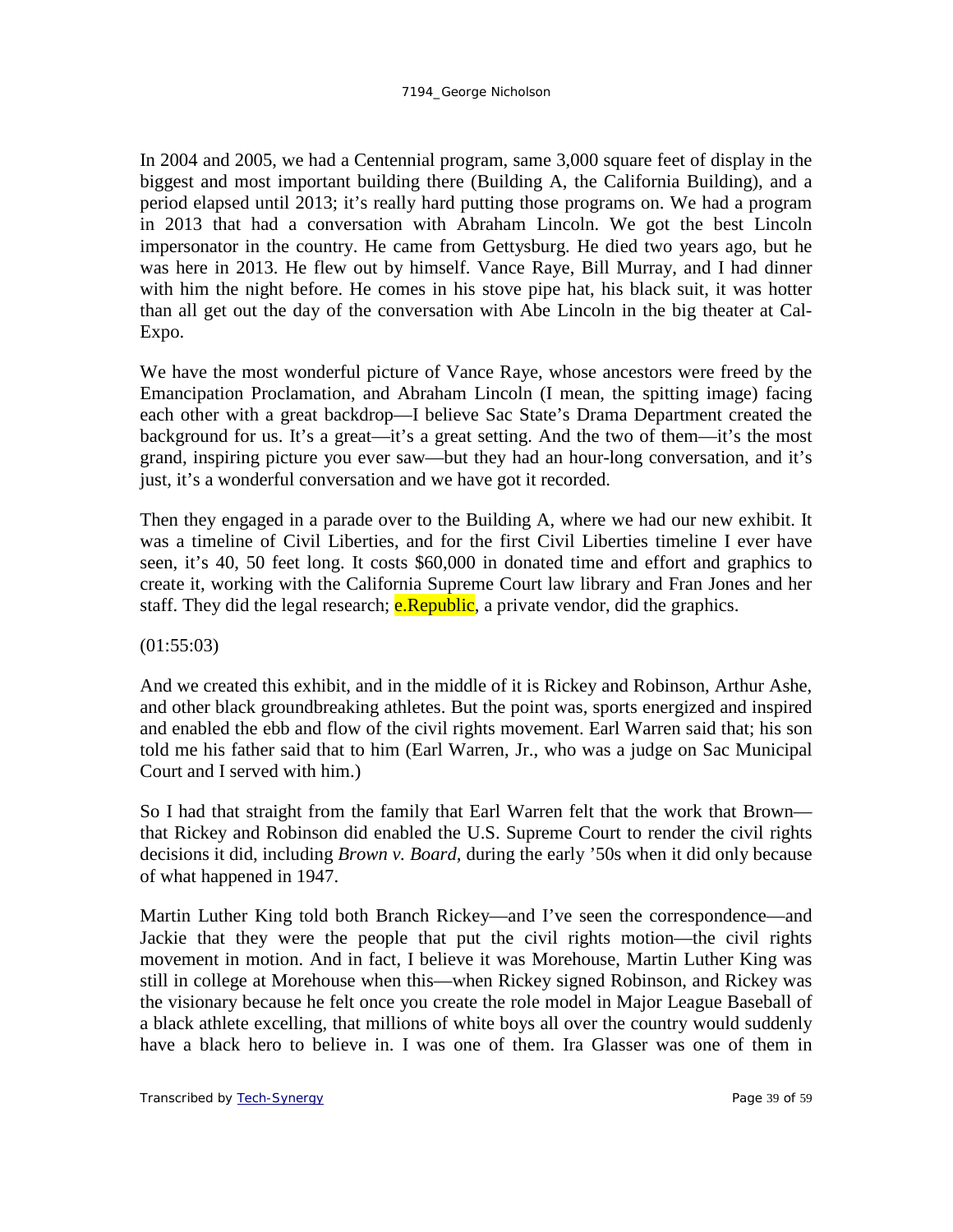In 2004 and 2005, we had a Centennial program, same 3,000 square feet of display in the biggest and most important building there (Building A, the California Building), and a period elapsed until 2013; it's really hard putting those programs on. We had a program in 2013 that had a conversation with Abraham Lincoln. We got the best Lincoln impersonator in the country. He came from Gettysburg. He died two years ago, but he was here in 2013. He flew out by himself. Vance Raye, Bill Murray, and I had dinner with him the night before. He comes in his stove pipe hat, his black suit, it was hotter than all get out the day of the conversation with Abe Lincoln in the big theater at Cal-Expo.

We have the most wonderful picture of Vance Raye, whose ancestors were freed by the Emancipation Proclamation, and Abraham Lincoln (I mean, the spitting image) facing each other with a great backdrop—I believe Sac State's Drama Department created the background for us. It's a great—it's a great setting. And the two of them—it's the most grand, inspiring picture you ever saw—but they had an hour-long conversation, and it's just, it's a wonderful conversation and we have got it recorded.

Then they engaged in a parade over to the Building A, where we had our new exhibit. It was a timeline of Civil Liberties, and for the first Civil Liberties timeline I ever have seen, it's 40, 50 feet long. It costs $60,000 in donated time and effort and graphics to create it, working with the California Supreme Court law library and Fran Jones and her staff. They did the legal research; e.Republic, a private vendor, did the graphics.

(01:55:03)

And we created this exhibit, and in the middle of it is Rickey and Robinson, Arthur Ashe, and other black groundbreaking athletes. But the point was, sports energized and inspired and enabled the ebb and flow of the civil rights movement. Earl Warren said that; his son told me his father said that to him (Earl Warren, Jr., who was a judge on Sac Municipal Court and I served with him.)

So I had that straight from the family that Earl Warren felt that the work that Brown—that Rickey and Robinson did enabled the U.S. Supreme Court to render the civil rights decisions it did, including *Brown v. Board*, during the early '50s when it did only because of what happened in 1947.

Martin Luther King told both Branch Rickey—and I've seen the correspondence—and Jackie that they were the people that put the civil rights motion—the civil rights movement in motion. And in fact, I believe it was Morehouse, Martin Luther King was still in college at Morehouse when this—when Rickey signed Robinson, and Rickey was the visionary because he felt once you create the role model in Major League Baseball of a black athlete excelling, that millions of white boys all over the country would suddenly have a black hero to believe in. I was one of them. Ira Glasser was one of them in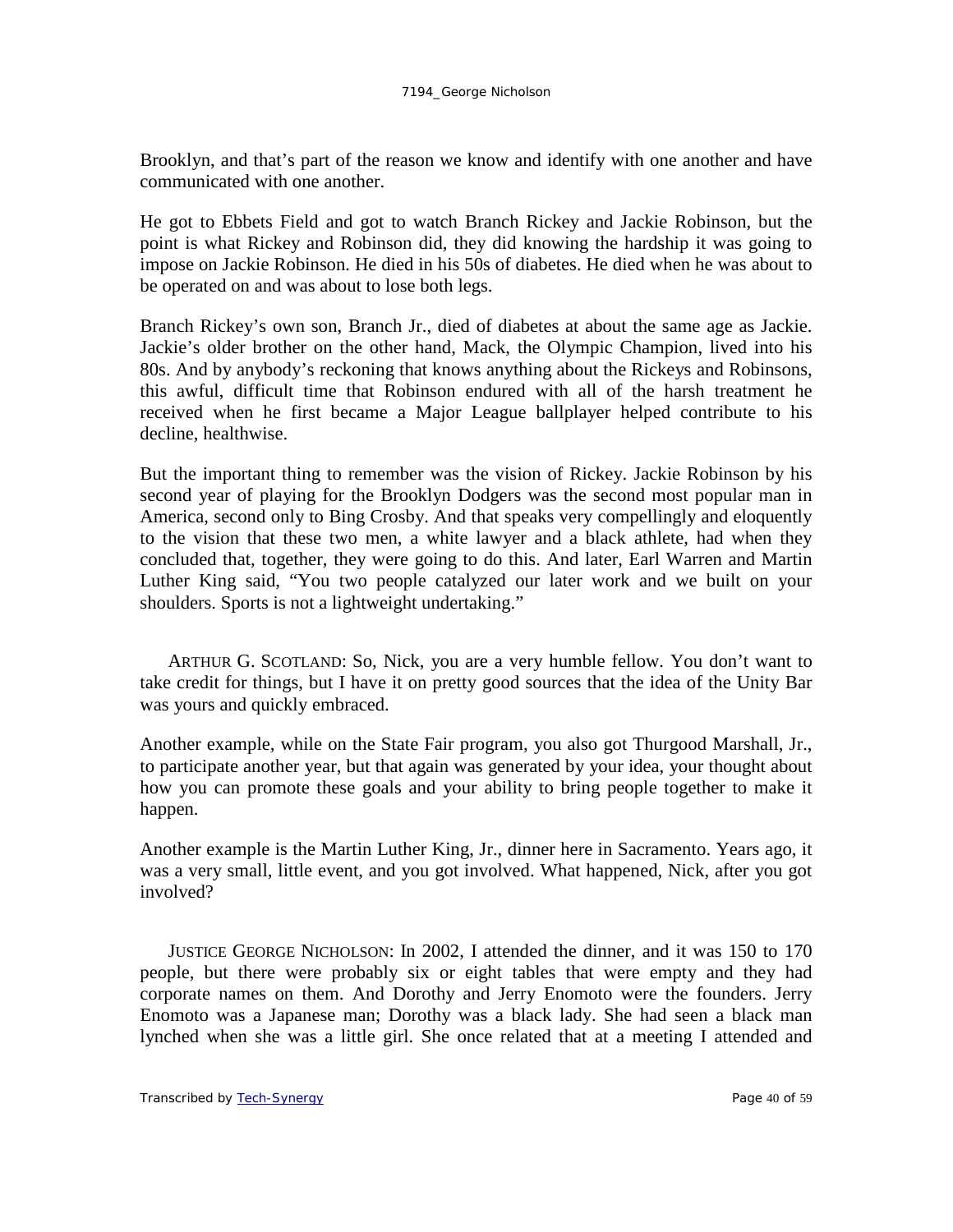Brooklyn, and that's part of the reason we know and identify with one another and have communicated with one another.

He got to Ebbets Field and got to watch Branch Rickey and Jackie Robinson, but the point is what Rickey and Robinson did, they did knowing the hardship it was going to impose on Jackie Robinson. He died in his 50s of diabetes. He died when he was about to be operated on and was about to lose both legs.

Branch Rickey's own son, Branch Jr., died of diabetes at about the same age as Jackie. Jackie's older brother on the other hand, Mack, the Olympic Champion, lived into his 80s. And by anybody's reckoning that knows anything about the Rickeys and Robinsons, this awful, difficult time that Robinson endured with all of the harsh treatment he received when he first became a Major League ballplayer helped contribute to his decline, healthwise.

But the important thing to remember was the vision of Rickey. Jackie Robinson by his second year of playing for the Brooklyn Dodgers was the second most popular man in America, second only to Bing Crosby. And that speaks very compellingly and eloquently to the vision that these two men, a white lawyer and a black athlete, had when they concluded that, together, they were going to do this. And later, Earl Warren and Martin Luther King said, "You two people catalyzed our later work and we built on your shoulders. Sports is not a lightweight undertaking."

ARTHUR G. SCOTLAND: So, Nick, you are a very humble fellow. You don't want to take credit for things, but I have it on pretty good sources that the idea of the Unity Bar was yours and quickly embraced.

Another example, while on the State Fair program, you also got Thurgood Marshall, Jr., to participate another year, but that again was generated by your idea, your thought about how you can promote these goals and your ability to bring people together to make it happen.

Another example is the Martin Luther King, Jr., dinner here in Sacramento. Years ago, it was a very small, little event, and you got involved. What happened, Nick, after you got involved?

JUSTICE GEORGE NICHOLSON: In 2002, I attended the dinner, and it was 150 to 170 people, but there were probably six or eight tables that were empty and they had corporate names on them. And Dorothy and Jerry Enomoto were the founders. Jerry Enomoto was a Japanese man; Dorothy was a black lady. She had seen a black man lynched when she was a little girl. She once related that at a meeting I attended and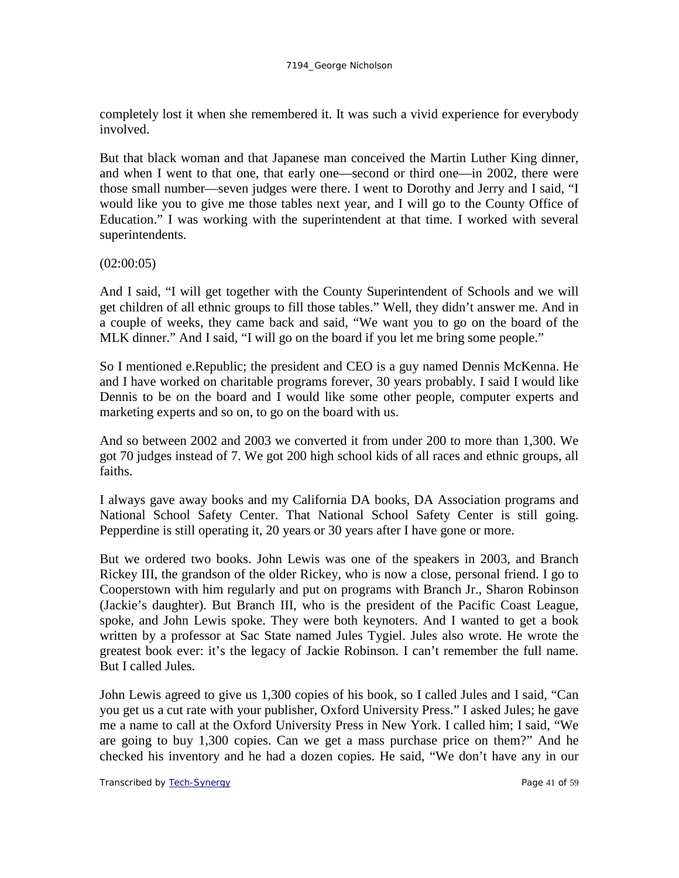completely lost it when she remembered it. It was such a vivid experience for everybody involved.

But that black woman and that Japanese man conceived the Martin Luther King dinner, and when I went to that one, that early one—second or third one—in 2002, there were those small number—seven judges were there. I went to Dorothy and Jerry and I said, "I would like you to give me those tables next year, and I will go to the County Office of Education." I was working with the superintendent at that time. I worked with several superintendents.

(02:00:05)

And I said, "I will get together with the County Superintendent of Schools and we will get children of all ethnic groups to fill those tables." Well, they didn't answer me. And in a couple of weeks, they came back and said, "We want you to go on the board of the MLK dinner." And I said, "I will go on the board if you let me bring some people."

So I mentioned e.Republic; the president and CEO is a guy named Dennis McKenna. He and I have worked on charitable programs forever, 30 years probably. I said I would like Dennis to be on the board and I would like some other people, computer experts and marketing experts and so on, to go on the board with us.

And so between 2002 and 2003 we converted it from under 200 to more than 1,300. We got 70 judges instead of 7. We got 200 high school kids of all races and ethnic groups, all faiths.

I always gave away books and my California DA books, DA Association programs and National School Safety Center. That National School Safety Center is still going. Pepperdine is still operating it, 20 years or 30 years after I have gone or more.

But we ordered two books. John Lewis was one of the speakers in 2003, and Branch Rickey III, the grandson of the older Rickey, who is now a close, personal friend. I go to Cooperstown with him regularly and put on programs with Branch Jr., Sharon Robinson (Jackie's daughter). But Branch III, who is the president of the Pacific Coast League, spoke, and John Lewis spoke. They were both keynoters. And I wanted to get a book written by a professor at Sac State named Jules Tygiel. Jules also wrote. He wrote the greatest book ever: it's the legacy of Jackie Robinson. I can't remember the full name. But I called Jules.

John Lewis agreed to give us 1,300 copies of his book, so I called Jules and I said, "Can you get us a cut rate with your publisher, Oxford University Press." I asked Jules; he gave me a name to call at the Oxford University Press in New York. I called him; I said, "We are going to buy 1,300 copies. Can we get a mass purchase price on them?" And he checked his inventory and he had a dozen copies. He said, "We don't have any in our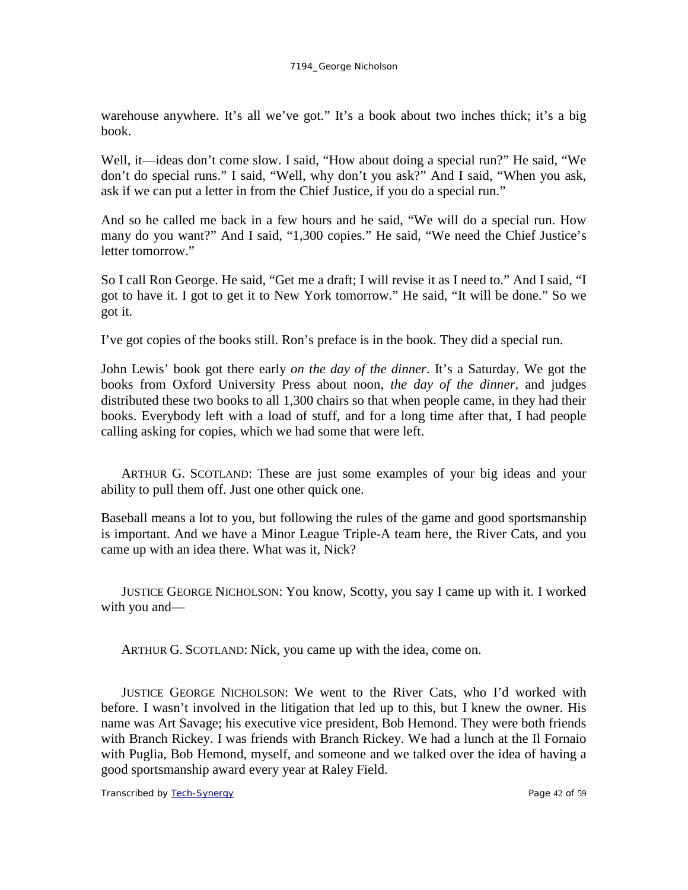warehouse anywhere. It's all we've got." It's a book about two inches thick; it's a big book.

Well, it—ideas don't come slow. I said, "How about doing a special run?" He said, "We don't do special runs." I said, "Well, why don't you ask?" And I said, "When you ask, ask if we can put a letter in from the Chief Justice, if you do a special run."

And so he called me back in a few hours and he said, "We will do a special run. How many do you want?" And I said, "1,300 copies." He said, "We need the Chief Justice's letter tomorrow."

So I call Ron George. He said, "Get me a draft; I will revise it as I need to." And I said, "I got to have it. I got to get it to New York tomorrow." He said, "It will be done." So we got it.

I've got copies of the books still. Ron's preface is in the book. They did a special run.

John Lewis' book got there early *on the day of the dinner*. It's a Saturday. We got the books from Oxford University Press about noon, *the day of the dinner*, and judges distributed these two books to all 1,300 chairs so that when people came, in they had their books. Everybody left with a load of stuff, and for a long time after that, I had people calling asking for copies, which we had some that were left.

ARTHUR G. SCOTLAND: These are just some examples of your big ideas and your ability to pull them off. Just one other quick one.

Baseball means a lot to you, but following the rules of the game and good sportsmanship is important. And we have a Minor League Triple-A team here, the River Cats, and you came up with an idea there. What was it, Nick?

JUSTICE GEORGE NICHOLSON: You know, Scotty, you say I came up with it. I worked with you and—

ARTHUR G. SCOTLAND: Nick, you came up with the idea, come on.

JUSTICE GEORGE NICHOLSON: We went to the River Cats, who I'd worked with before. I wasn't involved in the litigation that led up to this, but I knew the owner. His name was Art Savage; his executive vice president, Bob Hemond. They were both friends with Branch Rickey. I was friends with Branch Rickey. We had a lunch at the Il Fornaio with Puglia, Bob Hemond, myself, and someone and we talked over the idea of having a good sportsmanship award every year at Raley Field.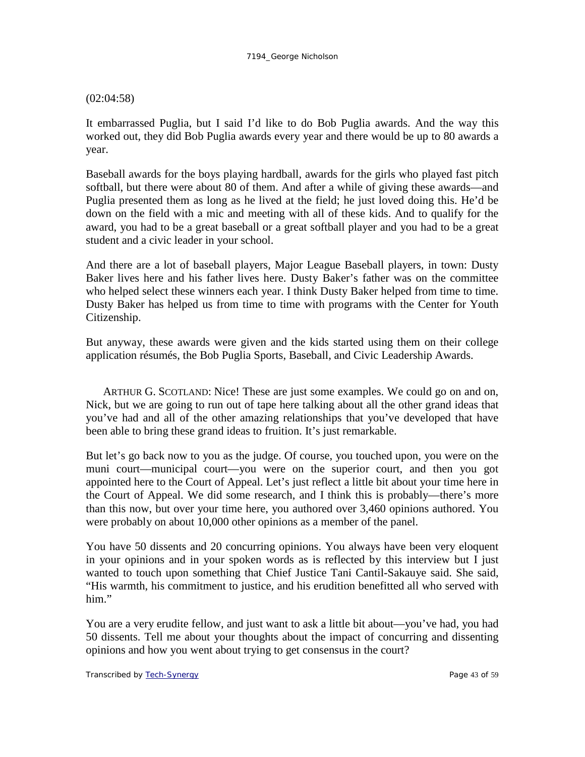(02:04:58)

It embarrassed Puglia, but I said I'd like to do Bob Puglia awards. And the way this worked out, they did Bob Puglia awards every year and there would be up to 80 awards a year.

Baseball awards for the boys playing hardball, awards for the girls who played fast pitch softball, but there were about 80 of them. And after a while of giving these awards—and Puglia presented them as long as he lived at the field; he just loved doing this. He'd be down on the field with a mic and meeting with all of these kids. And to qualify for the award, you had to be a great baseball or a great softball player and you had to be a great student and a civic leader in your school.

And there are a lot of baseball players, Major League Baseball players, in town: Dusty Baker lives here and his father lives here. Dusty Baker's father was on the committee who helped select these winners each year. I think Dusty Baker helped from time to time. Dusty Baker has helped us from time to time with programs with the Center for Youth Citizenship.

But anyway, these awards were given and the kids started using them on their college application résumés, the Bob Puglia Sports, Baseball, and Civic Leadership Awards.

ARTHUR G. SCOTLAND: Nice! These are just some examples. We could go on and on, Nick, but we are going to run out of tape here talking about all the other grand ideas that you've had and all of the other amazing relationships that you've developed that have been able to bring these grand ideas to fruition. It's just remarkable.

But let's go back now to you as the judge. Of course, you touched upon, you were on the muni court—municipal court—you were on the superior court, and then you got appointed here to the Court of Appeal. Let's just reflect a little bit about your time here in the Court of Appeal. We did some research, and I think this is probably—there's more than this now, but over your time here, you authored over 3,460 opinions authored. You were probably on about 10,000 other opinions as a member of the panel.

You have 50 dissents and 20 concurring opinions. You always have been very eloquent in your opinions and in your spoken words as is reflected by this interview but I just wanted to touch upon something that Chief Justice Tani Cantil-Sakauye said. She said, "His warmth, his commitment to justice, and his erudition benefitted all who served with him."

You are a very erudite fellow, and just want to ask a little bit about—you've had, you had 50 dissents. Tell me about your thoughts about the impact of concurring and dissenting opinions and how you went about trying to get consensus in the court?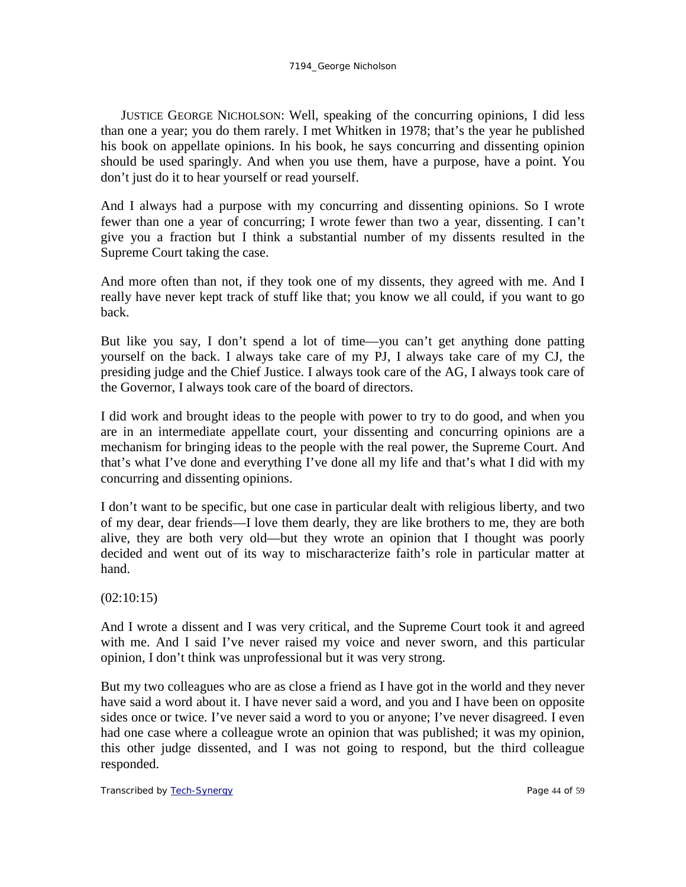JUSTICE GEORGE NICHOLSON: Well, speaking of the concurring opinions, I did less than one a year; you do them rarely. I met Whitken in 1978; that's the year he published his book on appellate opinions. In his book, he says concurring and dissenting opinion should be used sparingly. And when you use them, have a purpose, have a point. You don't just do it to hear yourself or read yourself.

And I always had a purpose with my concurring and dissenting opinions. So I wrote fewer than one a year of concurring; I wrote fewer than two a year, dissenting. I can't give you a fraction but I think a substantial number of my dissents resulted in the Supreme Court taking the case.

And more often than not, if they took one of my dissents, they agreed with me. And I really have never kept track of stuff like that; you know we all could, if you want to go back.

But like you say, I don't spend a lot of time—you can't get anything done patting yourself on the back. I always take care of my PJ, I always take care of my CJ, the presiding judge and the Chief Justice. I always took care of the AG, I always took care of the Governor, I always took care of the board of directors.

I did work and brought ideas to the people with power to try to do good, and when you are in an intermediate appellate court, your dissenting and concurring opinions are a mechanism for bringing ideas to the people with the real power, the Supreme Court. And that's what I've done and everything I've done all my life and that's what I did with my concurring and dissenting opinions.

I don't want to be specific, but one case in particular dealt with religious liberty, and two of my dear, dear friends—I love them dearly, they are like brothers to me, they are both alive, they are both very old—but they wrote an opinion that I thought was poorly decided and went out of its way to mischaracterize faith's role in particular matter at hand.

(02:10:15)

And I wrote a dissent and I was very critical, and the Supreme Court took it and agreed with me. And I said I've never raised my voice and never sworn, and this particular opinion, I don't think was unprofessional but it was very strong.

But my two colleagues who are as close a friend as I have got in the world and they never have said a word about it. I have never said a word, and you and I have been on opposite sides once or twice. I've never said a word to you or anyone; I've never disagreed. I even had one case where a colleague wrote an opinion that was published; it was my opinion, this other judge dissented, and I was not going to respond, but the third colleague responded.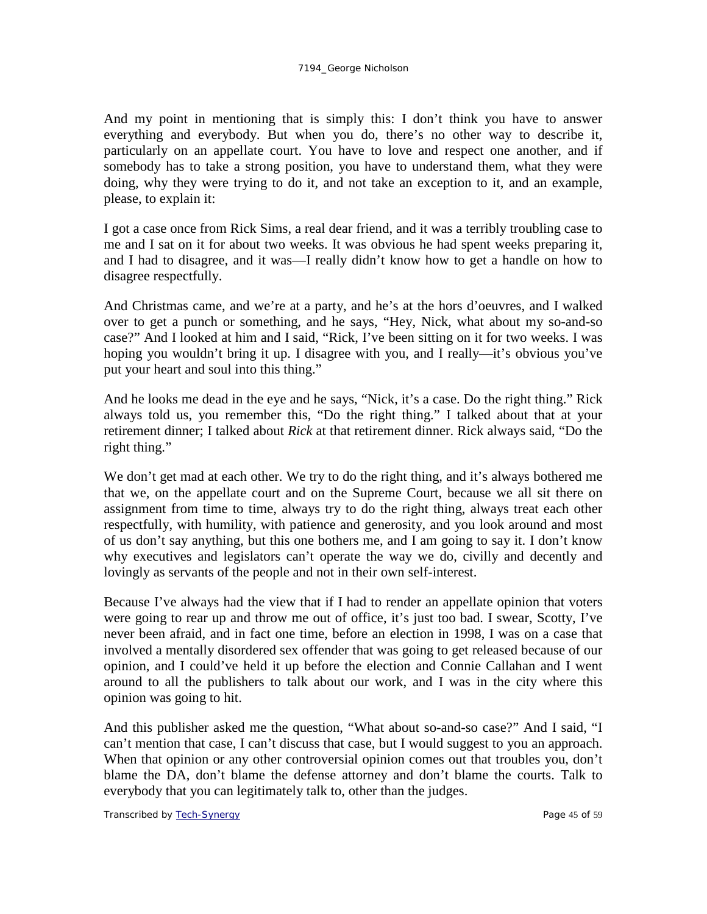And my point in mentioning that is simply this: I don't think you have to answer everything and everybody. But when you do, there's no other way to describe it, particularly on an appellate court. You have to love and respect one another, and if somebody has to take a strong position, you have to understand them, what they were doing, why they were trying to do it, and not take an exception to it, and an example, please, to explain it:

I got a case once from Rick Sims, a real dear friend, and it was a terribly troubling case to me and I sat on it for about two weeks. It was obvious he had spent weeks preparing it, and I had to disagree, and it was—I really didn't know how to get a handle on how to disagree respectfully.

And Christmas came, and we're at a party, and he's at the hors d'oeuvres, and I walked over to get a punch or something, and he says, "Hey, Nick, what about my so-and-so case?" And I looked at him and I said, "Rick, I've been sitting on it for two weeks. I was hoping you wouldn't bring it up. I disagree with you, and I really—it's obvious you've put your heart and soul into this thing."

And he looks me dead in the eye and he says, "Nick, it's a case. Do the right thing." Rick always told us, you remember this, "Do the right thing." I talked about that at your retirement dinner; I talked about *Rick* at that retirement dinner. Rick always said, "Do the right thing."

We don't get mad at each other. We try to do the right thing, and it's always bothered me that we, on the appellate court and on the Supreme Court, because we all sit there on assignment from time to time, always try to do the right thing, always treat each other respectfully, with humility, with patience and generosity, and you look around and most of us don't say anything, but this one bothers me, and I am going to say it. I don't know why executives and legislators can't operate the way we do, civilly and decently and lovingly as servants of the people and not in their own self-interest.

Because I've always had the view that if I had to render an appellate opinion that voters were going to rear up and throw me out of office, it's just too bad. I swear, Scotty, I've never been afraid, and in fact one time, before an election in 1998, I was on a case that involved a mentally disordered sex offender that was going to get released because of our opinion, and I could've held it up before the election and Connie Callahan and I went around to all the publishers to talk about our work, and I was in the city where this opinion was going to hit.

And this publisher asked me the question, "What about so-and-so case?" And I said, "I can't mention that case, I can't discuss that case, but I would suggest to you an approach. When that opinion or any other controversial opinion comes out that troubles you, don't blame the DA, don't blame the defense attorney and don't blame the courts. Talk to everybody that you can legitimately talk to, other than the judges.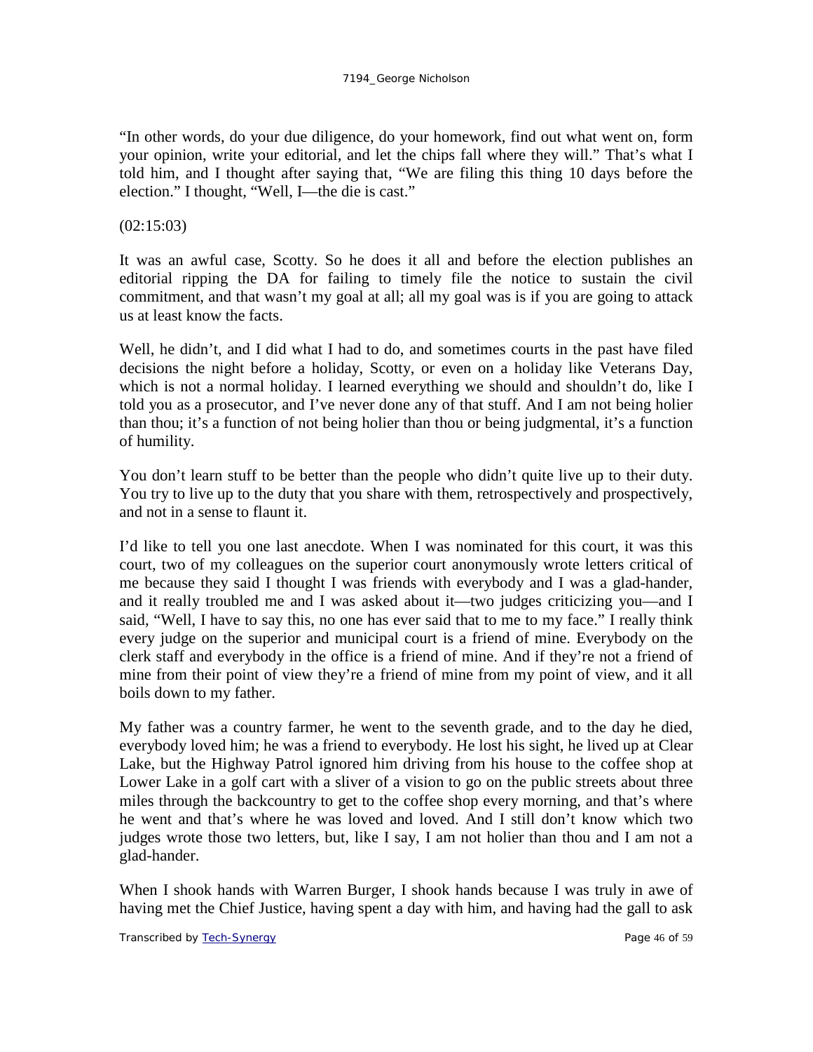"In other words, do your due diligence, do your homework, find out what went on, form your opinion, write your editorial, and let the chips fall where they will." That's what I told him, and I thought after saying that, "We are filing this thing 10 days before the election." I thought, "Well, I—the die is cast."

(02:15:03)

It was an awful case, Scotty. So he does it all and before the election publishes an editorial ripping the DA for failing to timely file the notice to sustain the civil commitment, and that wasn't my goal at all; all my goal was is if you are going to attack us at least know the facts.

Well, he didn't, and I did what I had to do, and sometimes courts in the past have filed decisions the night before a holiday, Scotty, or even on a holiday like Veterans Day, which is not a normal holiday. I learned everything we should and shouldn't do, like I told you as a prosecutor, and I've never done any of that stuff. And I am not being holier than thou; it's a function of not being holier than thou or being judgmental, it's a function of humility.

You don't learn stuff to be better than the people who didn't quite live up to their duty. You try to live up to the duty that you share with them, retrospectively and prospectively, and not in a sense to flaunt it.

I'd like to tell you one last anecdote. When I was nominated for this court, it was this court, two of my colleagues on the superior court anonymously wrote letters critical of me because they said I thought I was friends with everybody and I was a glad-hander, and it really troubled me and I was asked about it—two judges criticizing you—and I said, "Well, I have to say this, no one has ever said that to me to my face." I really think every judge on the superior and municipal court is a friend of mine. Everybody on the clerk staff and everybody in the office is a friend of mine. And if they're not a friend of mine from their point of view they're a friend of mine from my point of view, and it all boils down to my father.

My father was a country farmer, he went to the seventh grade, and to the day he died, everybody loved him; he was a friend to everybody. He lost his sight, he lived up at Clear Lake, but the Highway Patrol ignored him driving from his house to the coffee shop at Lower Lake in a golf cart with a sliver of a vision to go on the public streets about three miles through the backcountry to get to the coffee shop every morning, and that's where he went and that's where he was loved and loved. And I still don't know which two judges wrote those two letters, but, like I say, I am not holier than thou and I am not a glad-hander.

When I shook hands with Warren Burger, I shook hands because I was truly in awe of having met the Chief Justice, having spent a day with him, and having had the gall to ask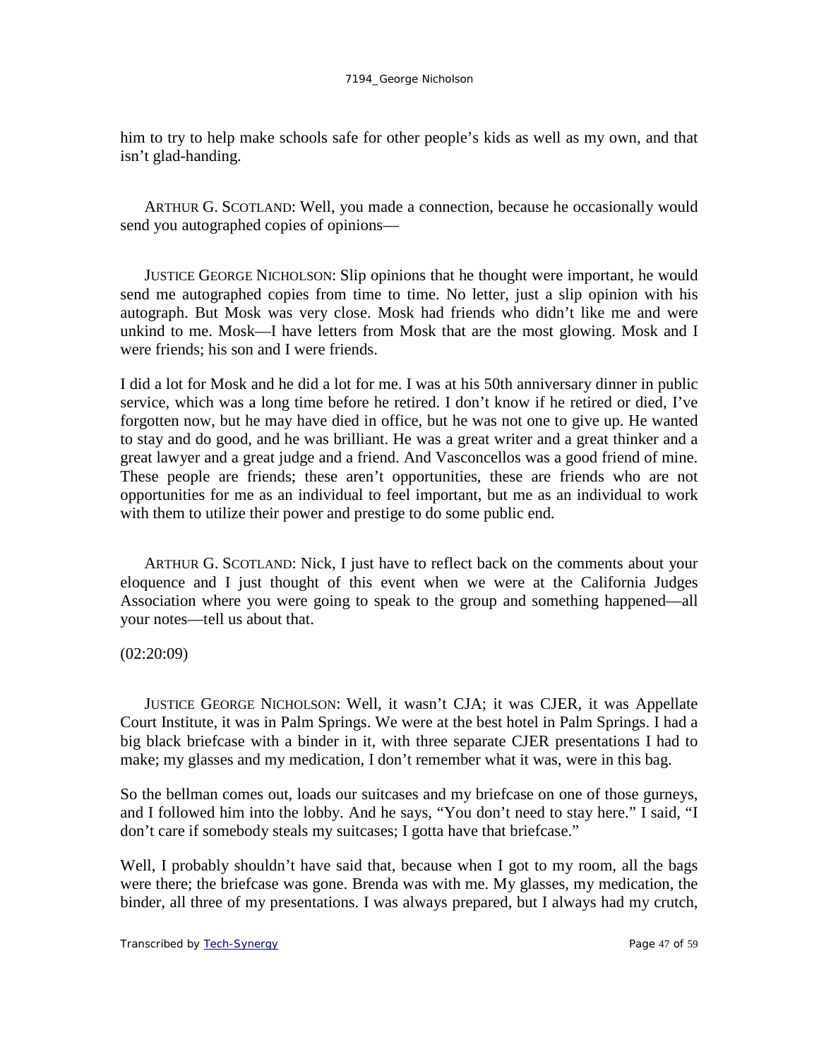him to try to help make schools safe for other people's kids as well as my own, and that isn't glad-handing.

ARTHUR G. SCOTLAND: Well, you made a connection, because he occasionally would send you autographed copies of opinions—

JUSTICE GEORGE NICHOLSON: Slip opinions that he thought were important, he would send me autographed copies from time to time. No letter, just a slip opinion with his autograph. But Mosk was very close. Mosk had friends who didn't like me and were unkind to me. Mosk—I have letters from Mosk that are the most glowing. Mosk and I were friends; his son and I were friends.

I did a lot for Mosk and he did a lot for me. I was at his 50th anniversary dinner in public service, which was a long time before he retired. I don't know if he retired or died, I've forgotten now, but he may have died in office, but he was not one to give up. He wanted to stay and do good, and he was brilliant. He was a great writer and a great thinker and a great lawyer and a great judge and a friend. And Vasconcellos was a good friend of mine. These people are friends; these aren't opportunities, these are friends who are not opportunities for me as an individual to feel important, but me as an individual to work with them to utilize their power and prestige to do some public end.

ARTHUR G. SCOTLAND: Nick, I just have to reflect back on the comments about your eloquence and I just thought of this event when we were at the California Judges Association where you were going to speak to the group and something happened—all your notes—tell us about that.

(02:20:09)

JUSTICE GEORGE NICHOLSON: Well, it wasn't CJA; it was CJER, it was Appellate Court Institute, it was in Palm Springs. We were at the best hotel in Palm Springs. I had a big black briefcase with a binder in it, with three separate CJER presentations I had to make; my glasses and my medication, I don't remember what it was, were in this bag.

So the bellman comes out, loads our suitcases and my briefcase on one of those gurneys, and I followed him into the lobby. And he says, "You don't need to stay here." I said, "I don't care if somebody steals my suitcases; I gotta have that briefcase."

Well, I probably shouldn't have said that, because when I got to my room, all the bags were there; the briefcase was gone. Brenda was with me. My glasses, my medication, the binder, all three of my presentations. I was always prepared, but I always had my crutch,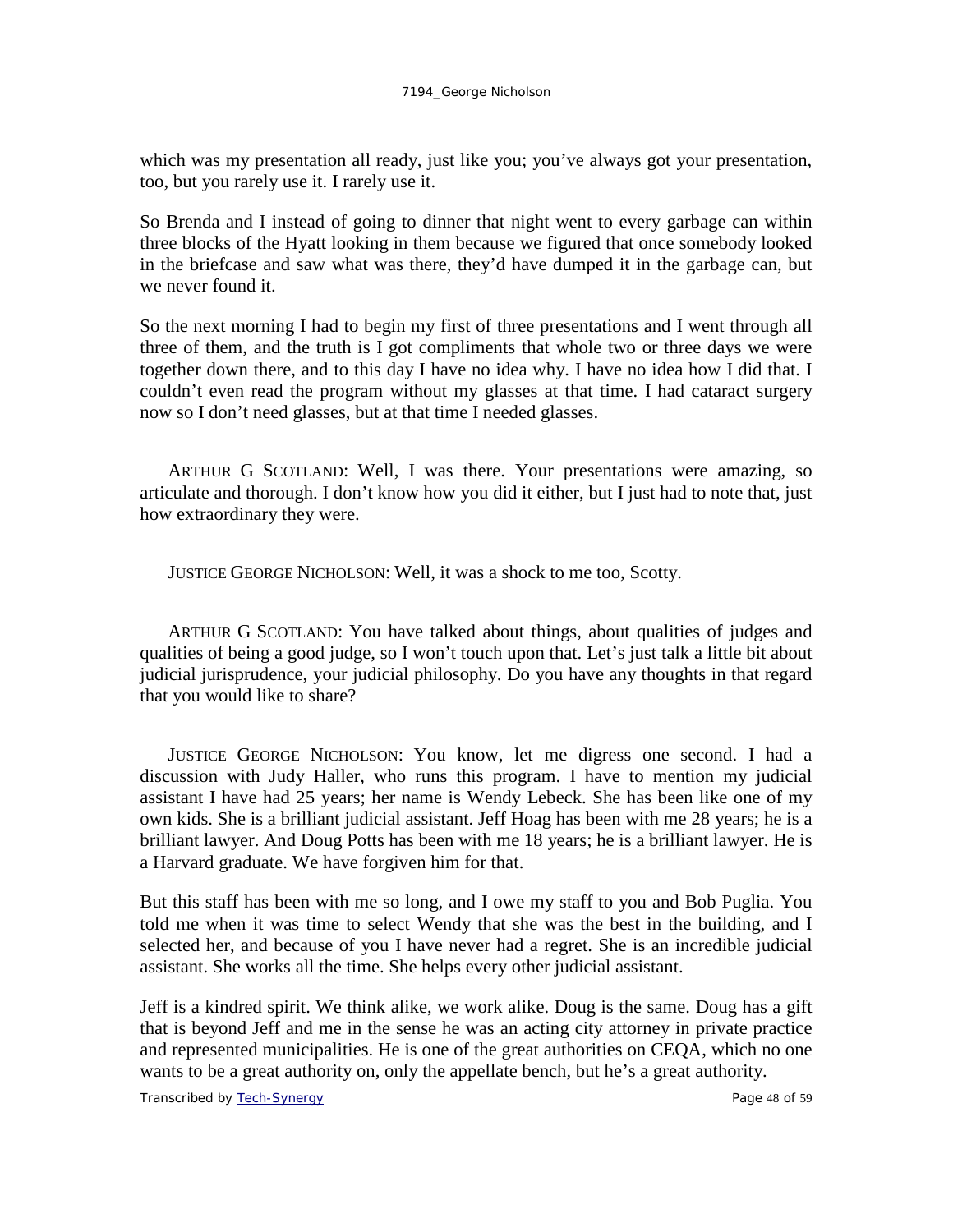which was my presentation all ready, just like you; you've always got your presentation, too, but you rarely use it. I rarely use it.

So Brenda and I instead of going to dinner that night went to every garbage can within three blocks of the Hyatt looking in them because we figured that once somebody looked in the briefcase and saw what was there, they'd have dumped it in the garbage can, but we never found it.

So the next morning I had to begin my first of three presentations and I went through all three of them, and the truth is I got compliments that whole two or three days we were together down there, and to this day I have no idea why. I have no idea how I did that. I couldn't even read the program without my glasses at that time. I had cataract surgery now so I don't need glasses, but at that time I needed glasses.

ARTHUR G SCOTLAND: Well, I was there. Your presentations were amazing, so articulate and thorough. I don't know how you did it either, but I just had to note that, just how extraordinary they were.

JUSTICE GEORGE NICHOLSON: Well, it was a shock to me too, Scotty.

ARTHUR G SCOTLAND: You have talked about things, about qualities of judges and qualities of being a good judge, so I won't touch upon that. Let's just talk a little bit about judicial jurisprudence, your judicial philosophy. Do you have any thoughts in that regard that you would like to share?

JUSTICE GEORGE NICHOLSON: You know, let me digress one second. I had a discussion with Judy Haller, who runs this program. I have to mention my judicial assistant I have had 25 years; her name is Wendy Lebeck. She has been like one of my own kids. She is a brilliant judicial assistant. Jeff Hoag has been with me 28 years; he is a brilliant lawyer. And Doug Potts has been with me 18 years; he is a brilliant lawyer. He is a Harvard graduate. We have forgiven him for that.

But this staff has been with me so long, and I owe my staff to you and Bob Puglia. You told me when it was time to select Wendy that she was the best in the building, and I selected her, and because of you I have never had a regret. She is an incredible judicial assistant. She works all the time. She helps every other judicial assistant.

Jeff is a kindred spirit. We think alike, we work alike. Doug is the same. Doug has a gift that is beyond Jeff and me in the sense he was an acting city attorney in private practice and represented municipalities. He is one of the great authorities on CEQA, which no one wants to be a great authority on, only the appellate bench, but he's a great authority.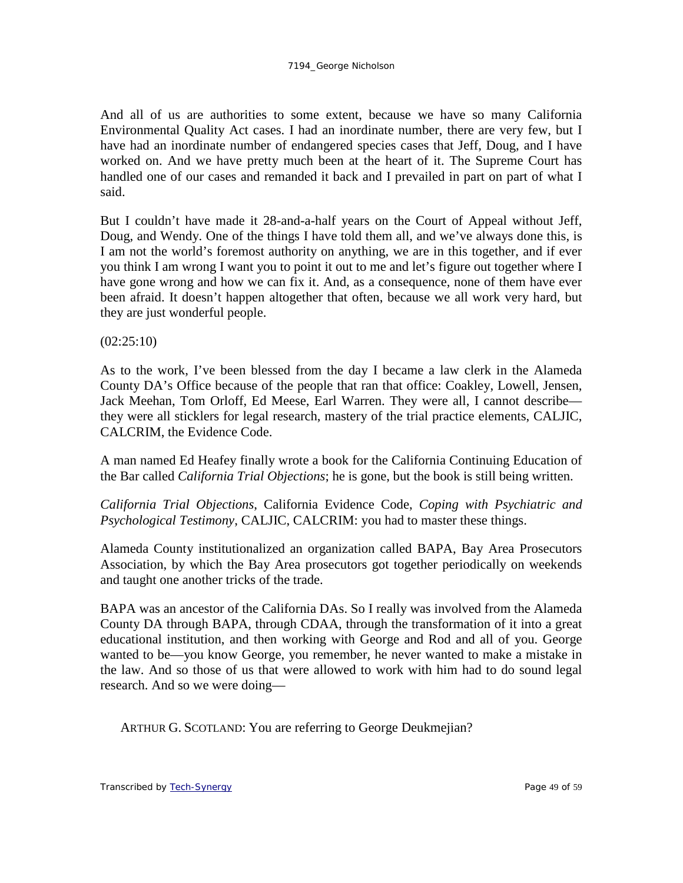And all of us are authorities to some extent, because we have so many California Environmental Quality Act cases. I had an inordinate number, there are very few, but I have had an inordinate number of endangered species cases that Jeff, Doug, and I have worked on. And we have pretty much been at the heart of it. The Supreme Court has handled one of our cases and remanded it back and I prevailed in part on part of what I said.

But I couldn't have made it 28-and-a-half years on the Court of Appeal without Jeff, Doug, and Wendy. One of the things I have told them all, and we've always done this, is I am not the world's foremost authority on anything, we are in this together, and if ever you think I am wrong I want you to point it out to me and let's figure out together where I have gone wrong and how we can fix it. And, as a consequence, none of them have ever been afraid. It doesn't happen altogether that often, because we all work very hard, but they are just wonderful people.

(02:25:10)

As to the work, I've been blessed from the day I became a law clerk in the Alameda County DA's Office because of the people that ran that office: Coakley, Lowell, Jensen, Jack Meehan, Tom Orloff, Ed Meese, Earl Warren. They were all, I cannot describe—they were all sticklers for legal research, mastery of the trial practice elements, CALJIC, CALCRIM, the Evidence Code.

A man named Ed Heafey finally wrote a book for the California Continuing Education of the Bar called *California Trial Objections*; he is gone, but the book is still being written.

*California Trial Objections*, California Evidence Code, *Coping with Psychiatric and Psychological Testimony*, CALJIC, CALCRIM: you had to master these things.

Alameda County institutionalized an organization called BAPA, Bay Area Prosecutors Association, by which the Bay Area prosecutors got together periodically on weekends and taught one another tricks of the trade.

BAPA was an ancestor of the California DAs. So I really was involved from the Alameda County DA through BAPA, through CDAA, through the transformation of it into a great educational institution, and then working with George and Rod and all of you. George wanted to be—you know George, you remember, he never wanted to make a mistake in the law. And so those of us that were allowed to work with him had to do sound legal research. And so we were doing—

ARTHUR G. SCOTLAND: You are referring to George Deukmejian?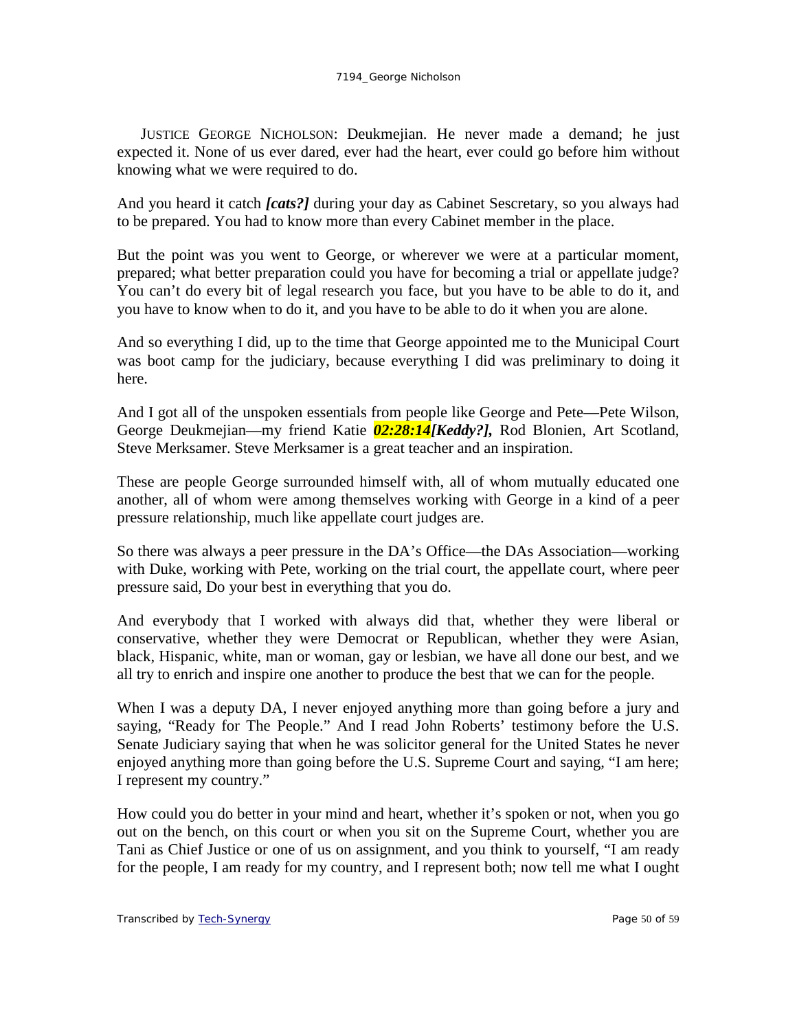JUSTICE GEORGE NICHOLSON: Deukmejian. He never made a demand; he just expected it. None of us ever dared, ever had the heart, ever could go before him without knowing what we were required to do.

And you heard it catch ***[cats?]*** during your day as Cabinet Sescretary, so you always had to be prepared. You had to know more than every Cabinet member in the place.

But the point was you went to George, or wherever we were at a particular moment, prepared; what better preparation could you have for becoming a trial or appellate judge? You can't do every bit of legal research you face, but you have to be able to do it, and you have to know when to do it, and you have to be able to do it when you are alone.

And so everything I did, up to the time that George appointed me to the Municipal Court was boot camp for the judiciary, because everything I did was preliminary to doing it here.

And I got all of the unspoken essentials from people like George and Pete—Pete Wilson, George Deukmejian—my friend Katie ***02:28:14[Keddy?],*** Rod Blonien, Art Scotland, Steve Merksamer. Steve Merksamer is a great teacher and an inspiration.

These are people George surrounded himself with, all of whom mutually educated one another, all of whom were among themselves working with George in a kind of a peer pressure relationship, much like appellate court judges are.

So there was always a peer pressure in the DA's Office—the DAs Association—working with Duke, working with Pete, working on the trial court, the appellate court, where peer pressure said, Do your best in everything that you do.

And everybody that I worked with always did that, whether they were liberal or conservative, whether they were Democrat or Republican, whether they were Asian, black, Hispanic, white, man or woman, gay or lesbian, we have all done our best, and we all try to enrich and inspire one another to produce the best that we can for the people.

When I was a deputy DA, I never enjoyed anything more than going before a jury and saying, "Ready for The People." And I read John Roberts' testimony before the U.S. Senate Judiciary saying that when he was solicitor general for the United States he never enjoyed anything more than going before the U.S. Supreme Court and saying, "I am here; I represent my country."

How could you do better in your mind and heart, whether it's spoken or not, when you go out on the bench, on this court or when you sit on the Supreme Court, whether you are Tani as Chief Justice or one of us on assignment, and you think to yourself, "I am ready for the people, I am ready for my country, and I represent both; now tell me what I ought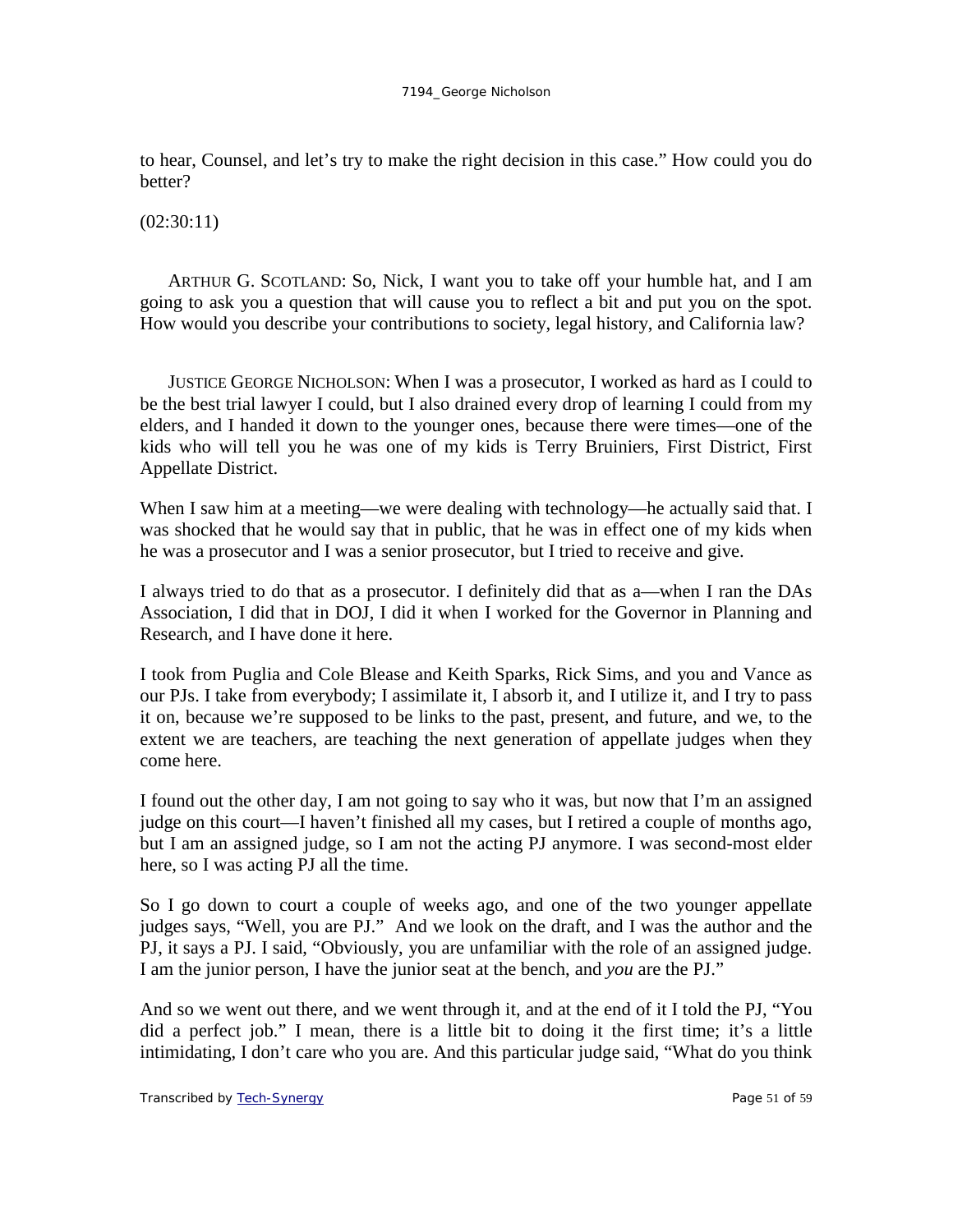to hear, Counsel, and let's try to make the right decision in this case." How could you do better?

(02:30:11)

ARTHUR G. SCOTLAND: So, Nick, I want you to take off your humble hat, and I am going to ask you a question that will cause you to reflect a bit and put you on the spot. How would you describe your contributions to society, legal history, and California law?

JUSTICE GEORGE NICHOLSON: When I was a prosecutor, I worked as hard as I could to be the best trial lawyer I could, but I also drained every drop of learning I could from my elders, and I handed it down to the younger ones, because there were times—one of the kids who will tell you he was one of my kids is Terry Bruiniers, First District, First Appellate District.

When I saw him at a meeting—we were dealing with technology—he actually said that. I was shocked that he would say that in public, that he was in effect one of my kids when he was a prosecutor and I was a senior prosecutor, but I tried to receive and give.

I always tried to do that as a prosecutor. I definitely did that as a—when I ran the DAs Association, I did that in DOJ, I did it when I worked for the Governor in Planning and Research, and I have done it here.

I took from Puglia and Cole Blease and Keith Sparks, Rick Sims, and you and Vance as our PJs. I take from everybody; I assimilate it, I absorb it, and I utilize it, and I try to pass it on, because we're supposed to be links to the past, present, and future, and we, to the extent we are teachers, are teaching the next generation of appellate judges when they come here.

I found out the other day, I am not going to say who it was, but now that I'm an assigned judge on this court—I haven't finished all my cases, but I retired a couple of months ago, but I am an assigned judge, so I am not the acting PJ anymore. I was second-most elder here, so I was acting PJ all the time.

So I go down to court a couple of weeks ago, and one of the two younger appellate judges says, "Well, you are PJ." And we look on the draft, and I was the author and the PJ, it says a PJ. I said, "Obviously, you are unfamiliar with the role of an assigned judge. I am the junior person, I have the junior seat at the bench, and *you* are the PJ."

And so we went out there, and we went through it, and at the end of it I told the PJ, "You did a perfect job." I mean, there is a little bit to doing it the first time; it's a little intimidating, I don't care who you are. And this particular judge said, "What do you think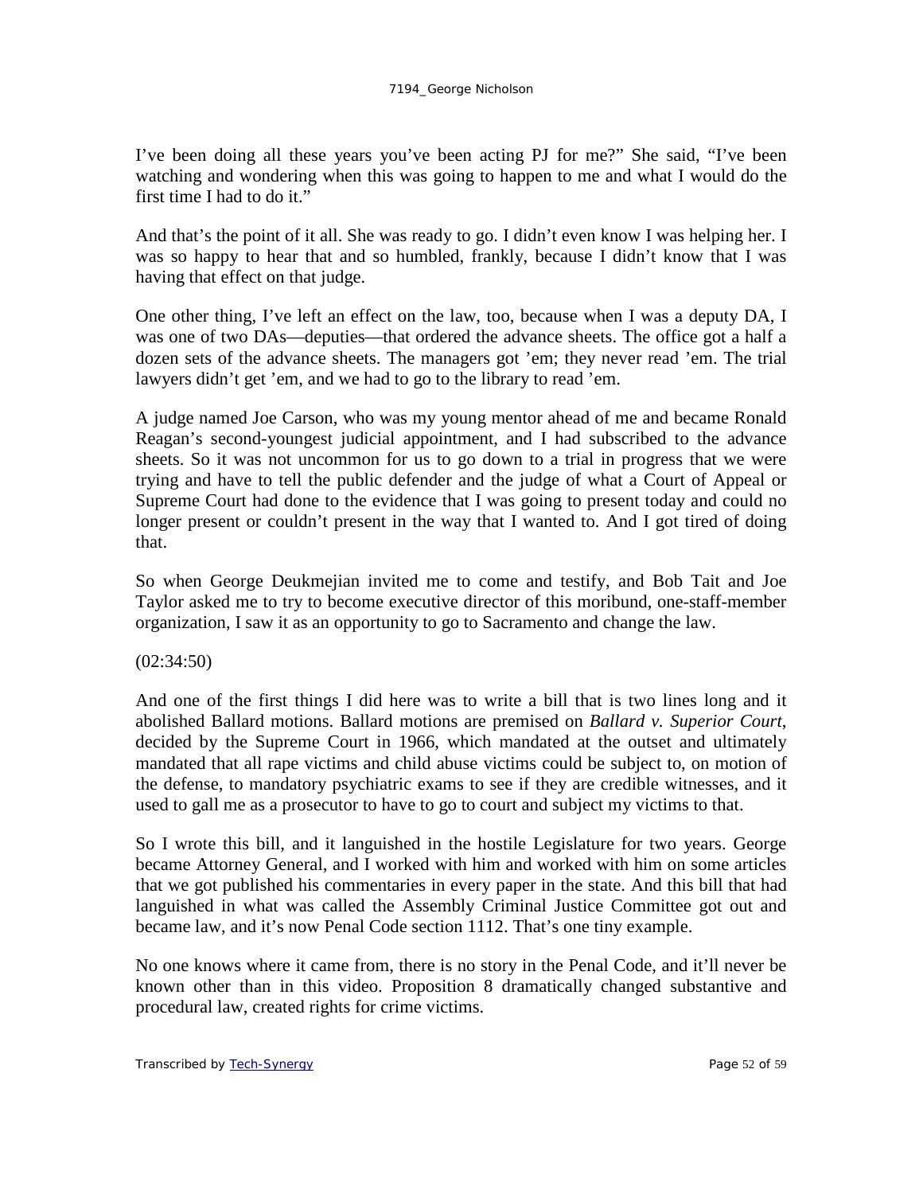I've been doing all these years you've been acting PJ for me?" She said, "I've been watching and wondering when this was going to happen to me and what I would do the first time I had to do it."

And that's the point of it all. She was ready to go. I didn't even know I was helping her. I was so happy to hear that and so humbled, frankly, because I didn't know that I was having that effect on that judge.

One other thing, I've left an effect on the law, too, because when I was a deputy DA, I was one of two DAs—deputies—that ordered the advance sheets. The office got a half a dozen sets of the advance sheets. The managers got 'em; they never read 'em. The trial lawyers didn't get 'em, and we had to go to the library to read 'em.

A judge named Joe Carson, who was my young mentor ahead of me and became Ronald Reagan's second-youngest judicial appointment, and I had subscribed to the advance sheets. So it was not uncommon for us to go down to a trial in progress that we were trying and have to tell the public defender and the judge of what a Court of Appeal or Supreme Court had done to the evidence that I was going to present today and could no longer present or couldn't present in the way that I wanted to. And I got tired of doing that.

So when George Deukmejian invited me to come and testify, and Bob Tait and Joe Taylor asked me to try to become executive director of this moribund, one-staff-member organization, I saw it as an opportunity to go to Sacramento and change the law.

(02:34:50)

And one of the first things I did here was to write a bill that is two lines long and it abolished Ballard motions. Ballard motions are premised on *Ballard v. Superior Court*, decided by the Supreme Court in 1966, which mandated at the outset and ultimately mandated that all rape victims and child abuse victims could be subject to, on motion of the defense, to mandatory psychiatric exams to see if they are credible witnesses, and it used to gall me as a prosecutor to have to go to court and subject my victims to that.

So I wrote this bill, and it languished in the hostile Legislature for two years. George became Attorney General, and I worked with him and worked with him on some articles that we got published his commentaries in every paper in the state. And this bill that had languished in what was called the Assembly Criminal Justice Committee got out and became law, and it's now Penal Code section 1112. That's one tiny example.

No one knows where it came from, there is no story in the Penal Code, and it'll never be known other than in this video. Proposition 8 dramatically changed substantive and procedural law, created rights for crime victims.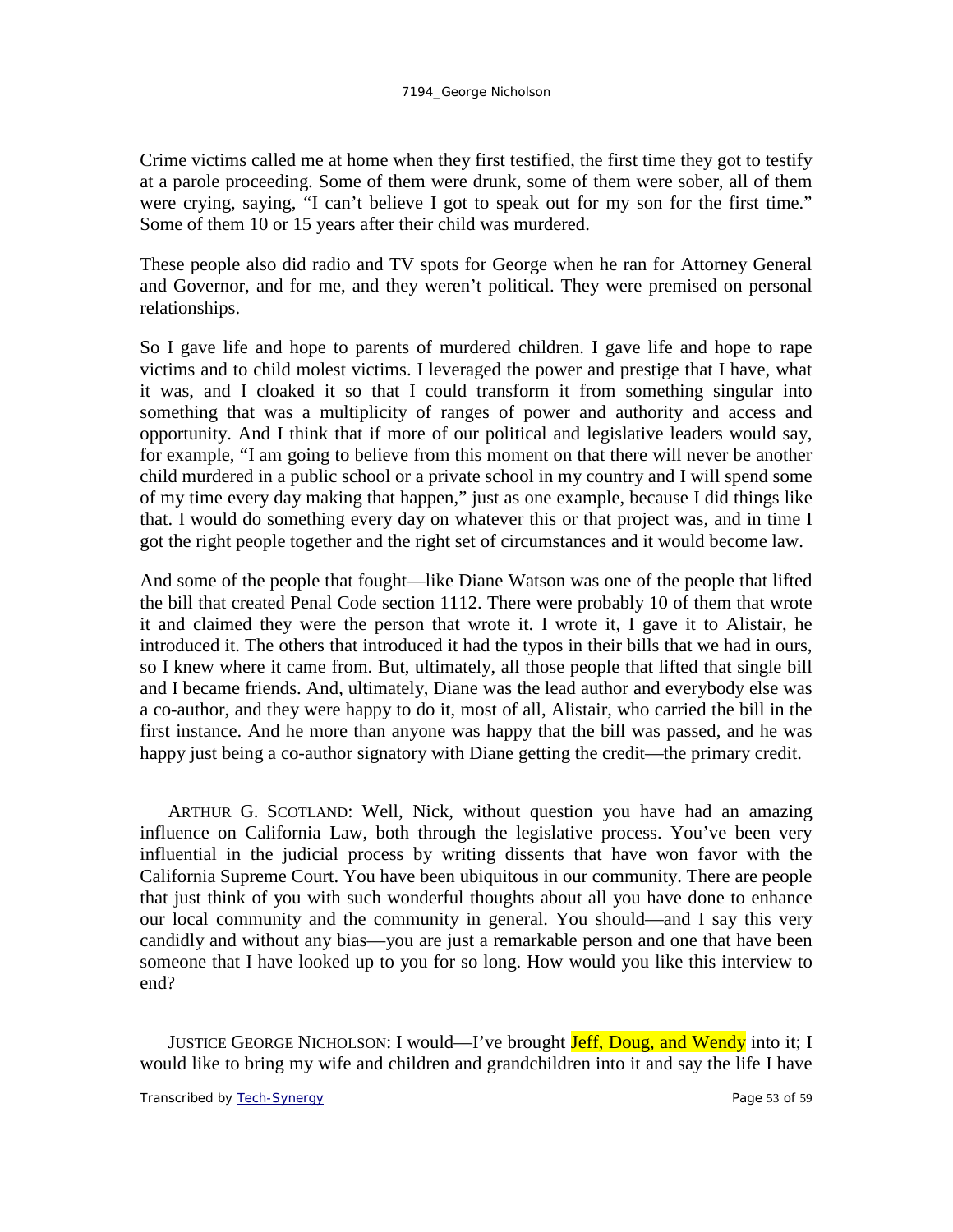Crime victims called me at home when they first testified, the first time they got to testify at a parole proceeding. Some of them were drunk, some of them were sober, all of them were crying, saying, "I can't believe I got to speak out for my son for the first time." Some of them 10 or 15 years after their child was murdered.

These people also did radio and TV spots for George when he ran for Attorney General and Governor, and for me, and they weren't political. They were premised on personal relationships.

So I gave life and hope to parents of murdered children. I gave life and hope to rape victims and to child molest victims. I leveraged the power and prestige that I have, what it was, and I cloaked it so that I could transform it from something singular into something that was a multiplicity of ranges of power and authority and access and opportunity. And I think that if more of our political and legislative leaders would say, for example, "I am going to believe from this moment on that there will never be another child murdered in a public school or a private school in my country and I will spend some of my time every day making that happen," just as one example, because I did things like that. I would do something every day on whatever this or that project was, and in time I got the right people together and the right set of circumstances and it would become law.

And some of the people that fought—like Diane Watson was one of the people that lifted the bill that created Penal Code section 1112. There were probably 10 of them that wrote it and claimed they were the person that wrote it. I wrote it, I gave it to Alistair, he introduced it. The others that introduced it had the typos in their bills that we had in ours, so I knew where it came from. But, ultimately, all those people that lifted that single bill and I became friends. And, ultimately, Diane was the lead author and everybody else was a co-author, and they were happy to do it, most of all, Alistair, who carried the bill in the first instance. And he more than anyone was happy that the bill was passed, and he was happy just being a co-author signatory with Diane getting the credit—the primary credit.

ARTHUR G. SCOTLAND: Well, Nick, without question you have had an amazing influence on California Law, both through the legislative process. You've been very influential in the judicial process by writing dissents that have won favor with the California Supreme Court. You have been ubiquitous in our community. There are people that just think of you with such wonderful thoughts about all you have done to enhance our local community and the community in general. You should—and I say this very candidly and without any bias—you are just a remarkable person and one that have been someone that I have looked up to you for so long. How would you like this interview to end?

JUSTICE GEORGE NICHOLSON: I would—I've brought Jeff, Doug, and Wendy into it; I would like to bring my wife and children and grandchildren into it and say the life I have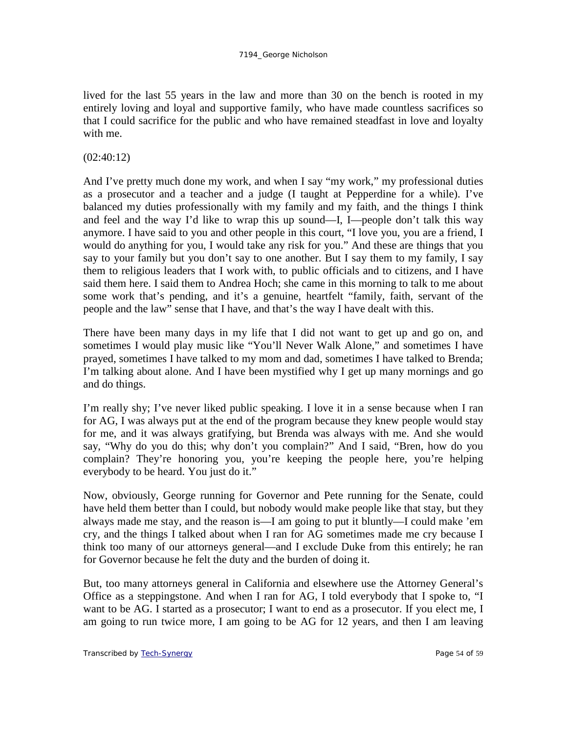lived for the last 55 years in the law and more than 30 on the bench is rooted in my entirely loving and loyal and supportive family, who have made countless sacrifices so that I could sacrifice for the public and who have remained steadfast in love and loyalty with me.

(02:40:12)

And I've pretty much done my work, and when I say "my work," my professional duties as a prosecutor and a teacher and a judge (I taught at Pepperdine for a while). I've balanced my duties professionally with my family and my faith, and the things I think and feel and the way I'd like to wrap this up sound—I, I—people don't talk this way anymore. I have said to you and other people in this court, "I love you, you are a friend, I would do anything for you, I would take any risk for you." And these are things that you say to your family but you don't say to one another. But I say them to my family, I say them to religious leaders that I work with, to public officials and to citizens, and I have said them here. I said them to Andrea Hoch; she came in this morning to talk to me about some work that's pending, and it's a genuine, heartfelt "family, faith, servant of the people and the law" sense that I have, and that's the way I have dealt with this.

There have been many days in my life that I did not want to get up and go on, and sometimes I would play music like "You'll Never Walk Alone," and sometimes I have prayed, sometimes I have talked to my mom and dad, sometimes I have talked to Brenda; I'm talking about alone. And I have been mystified why I get up many mornings and go and do things.

I'm really shy; I've never liked public speaking. I love it in a sense because when I ran for AG, I was always put at the end of the program because they knew people would stay for me, and it was always gratifying, but Brenda was always with me. And she would say, "Why do you do this; why don't you complain?" And I said, "Bren, how do you complain? They're honoring you, you're keeping the people here, you're helping everybody to be heard. You just do it."

Now, obviously, George running for Governor and Pete running for the Senate, could have held them better than I could, but nobody would make people like that stay, but they always made me stay, and the reason is—I am going to put it bluntly—I could make 'em cry, and the things I talked about when I ran for AG sometimes made me cry because I think too many of our attorneys general—and I exclude Duke from this entirely; he ran for Governor because he felt the duty and the burden of doing it.

But, too many attorneys general in California and elsewhere use the Attorney General's Office as a steppingstone. And when I ran for AG, I told everybody that I spoke to, "I want to be AG. I started as a prosecutor; I want to end as a prosecutor. If you elect me, I am going to run twice more, I am going to be AG for 12 years, and then I am leaving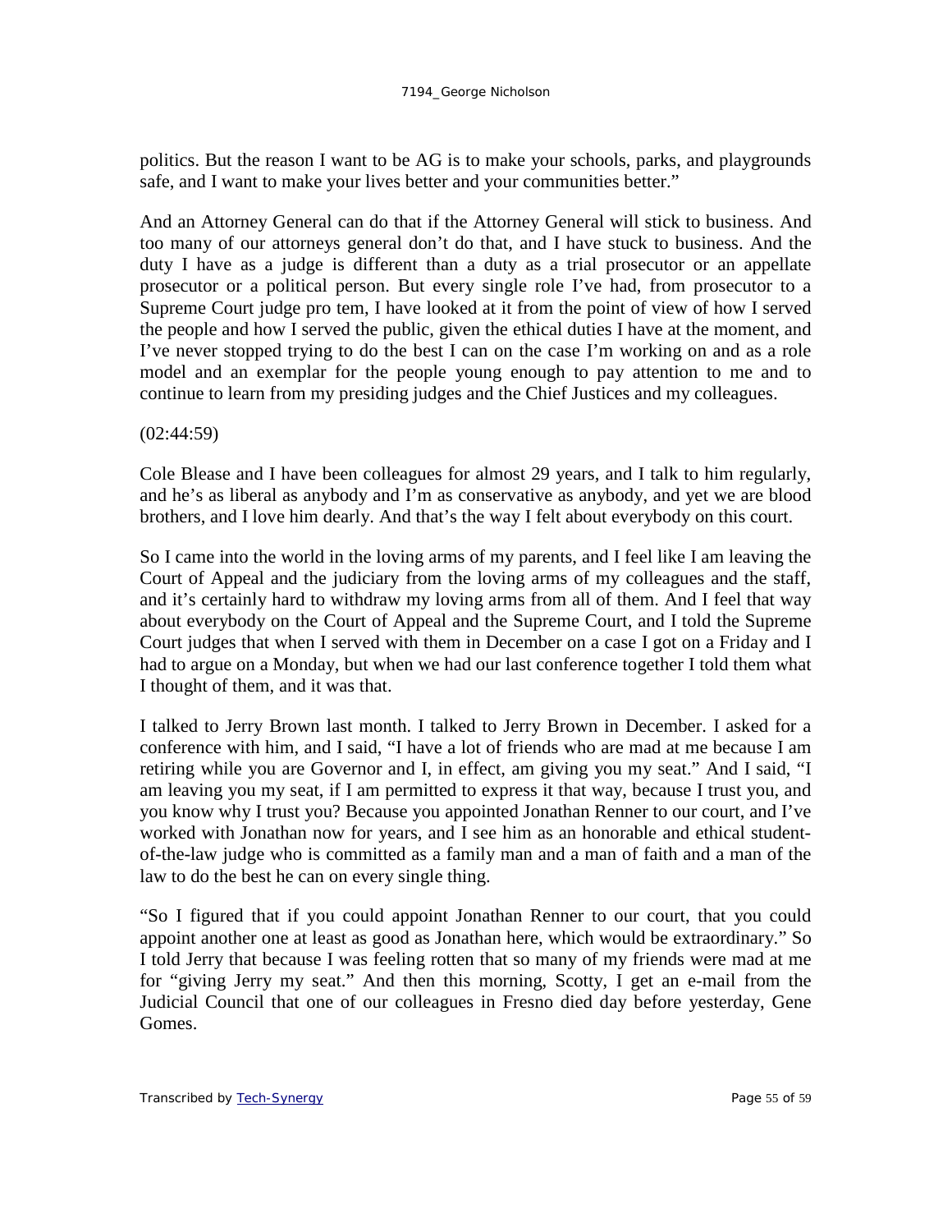politics. But the reason I want to be AG is to make your schools, parks, and playgrounds safe, and I want to make your lives better and your communities better."

And an Attorney General can do that if the Attorney General will stick to business. And too many of our attorneys general don't do that, and I have stuck to business. And the duty I have as a judge is different than a duty as a trial prosecutor or an appellate prosecutor or a political person. But every single role I've had, from prosecutor to a Supreme Court judge pro tem, I have looked at it from the point of view of how I served the people and how I served the public, given the ethical duties I have at the moment, and I've never stopped trying to do the best I can on the case I'm working on and as a role model and an exemplar for the people young enough to pay attention to me and to continue to learn from my presiding judges and the Chief Justices and my colleagues.

(02:44:59)

Cole Blease and I have been colleagues for almost 29 years, and I talk to him regularly, and he's as liberal as anybody and I'm as conservative as anybody, and yet we are blood brothers, and I love him dearly. And that's the way I felt about everybody on this court.

So I came into the world in the loving arms of my parents, and I feel like I am leaving the Court of Appeal and the judiciary from the loving arms of my colleagues and the staff, and it's certainly hard to withdraw my loving arms from all of them. And I feel that way about everybody on the Court of Appeal and the Supreme Court, and I told the Supreme Court judges that when I served with them in December on a case I got on a Friday and I had to argue on a Monday, but when we had our last conference together I told them what I thought of them, and it was that.

I talked to Jerry Brown last month. I talked to Jerry Brown in December. I asked for a conference with him, and I said, "I have a lot of friends who are mad at me because I am retiring while you are Governor and I, in effect, am giving you my seat." And I said, "I am leaving you my seat, if I am permitted to express it that way, because I trust you, and you know why I trust you? Because you appointed Jonathan Renner to our court, and I've worked with Jonathan now for years, and I see him as an honorable and ethical student-of-the-law judge who is committed as a family man and a man of faith and a man of the law to do the best he can on every single thing.

"So I figured that if you could appoint Jonathan Renner to our court, that you could appoint another one at least as good as Jonathan here, which would be extraordinary." So I told Jerry that because I was feeling rotten that so many of my friends were mad at me for "giving Jerry my seat." And then this morning, Scotty, I get an e-mail from the Judicial Council that one of our colleagues in Fresno died day before yesterday, Gene Gomes.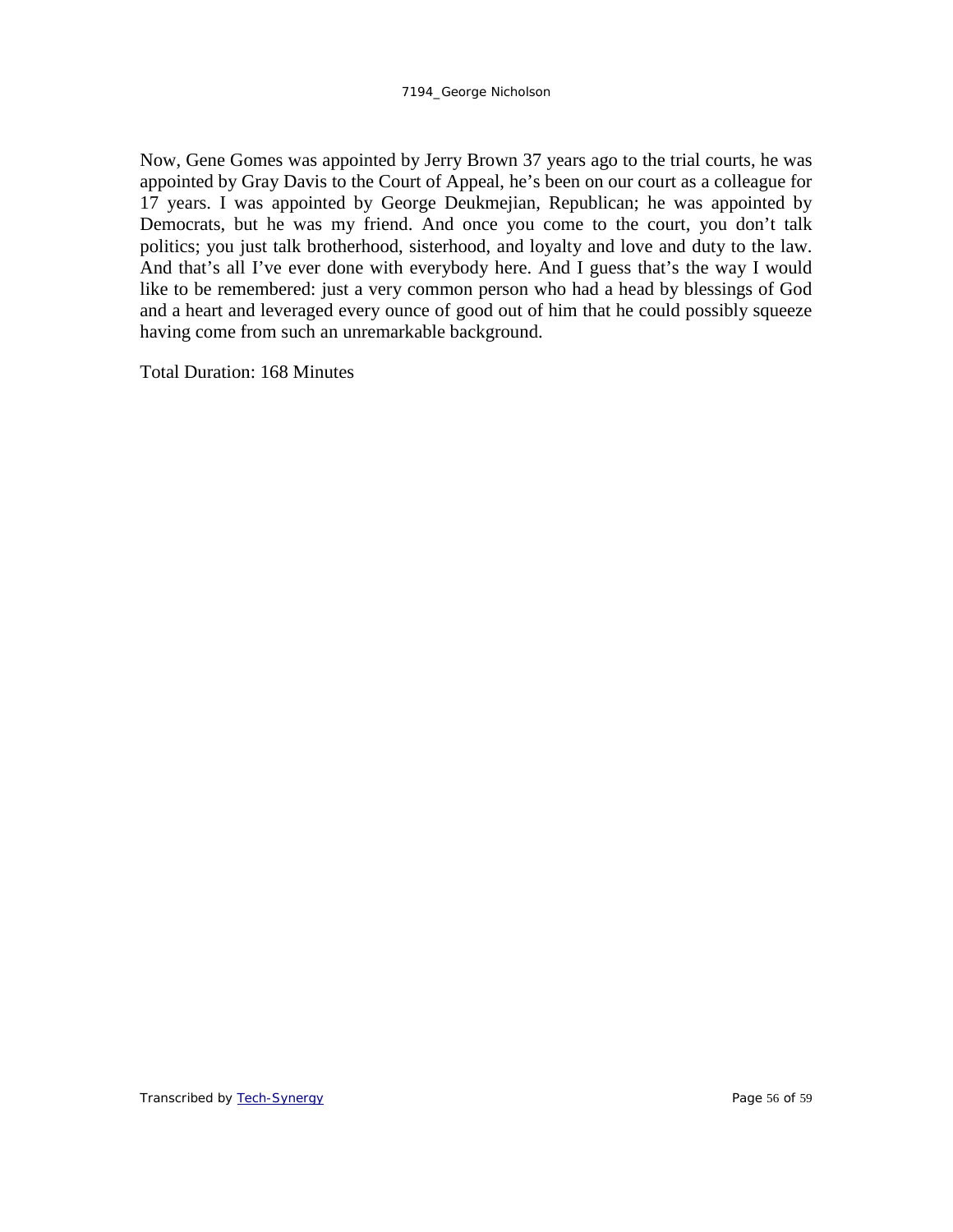Now, Gene Gomes was appointed by Jerry Brown 37 years ago to the trial courts, he was appointed by Gray Davis to the Court of Appeal, he's been on our court as a colleague for 17 years. I was appointed by George Deukmejian, Republican; he was appointed by Democrats, but he was my friend. And once you come to the court, you don't talk politics; you just talk brotherhood, sisterhood, and loyalty and love and duty to the law. And that's all I've ever done with everybody here. And I guess that's the way I would like to be remembered: just a very common person who had a head by blessings of God and a heart and leveraged every ounce of good out of him that he could possibly squeeze having come from such an unremarkable background.

Total Duration: 168 Minutes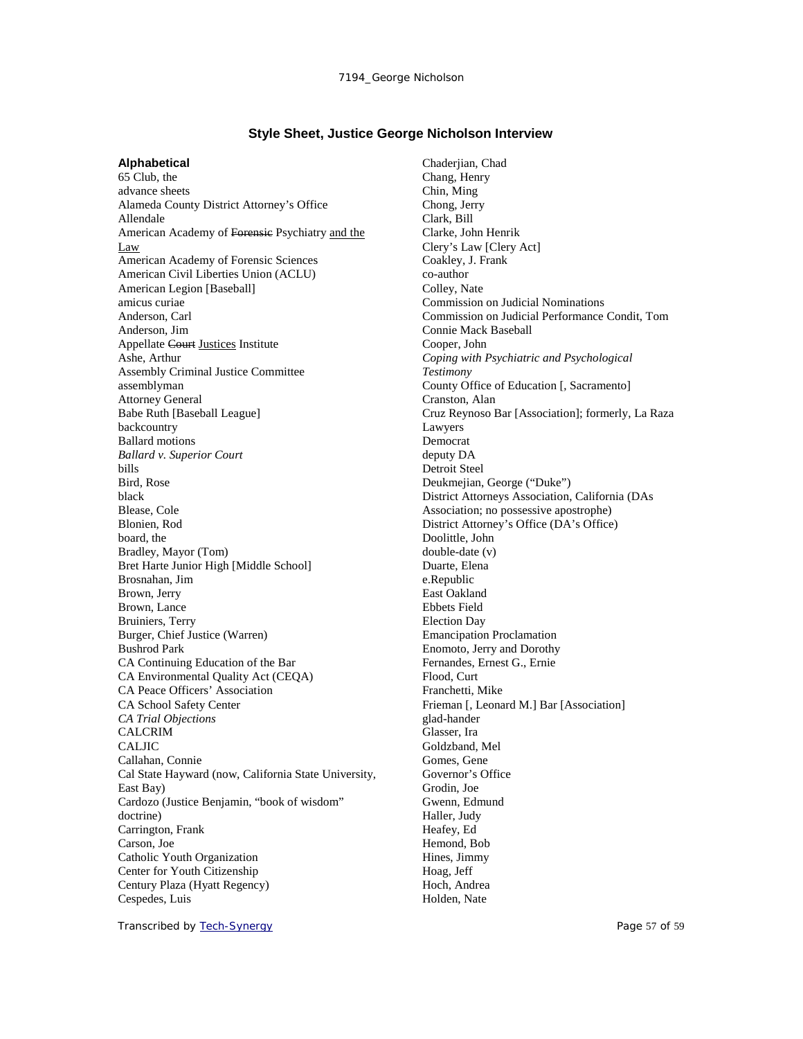### Style Sheet, Justice George Nicholson Interview

**Alphabetical**

65 Club, the
advance sheets
Alameda County District Attorney's Office
Allendale
American Academy of ~~Forensic~~ Psychiatry <u>and the Law</u>
American Academy of Forensic Sciences
American Civil Liberties Union (ACLU)
American Legion [Baseball]
amicus curiae
Anderson, Carl
Anderson, Jim
Appellate ~~Court~~ <u>Justices</u> Institute
Ashe, Arthur
Assembly Criminal Justice Committee
assemblyman
Attorney General
Babe Ruth [Baseball League]
backcountry
Ballard motions
*Ballard v. Superior Court*
bills
Bird, Rose
black
Blease, Cole
Blonien, Rod
board, the
Bradley, Mayor (Tom)
Bret Harte Junior High [Middle School]
Brosnahan, Jim
Brown, Jerry
Brown, Lance
Bruiniers, Terry
Burger, Chief Justice (Warren)
Bushrod Park
CA Continuing Education of the Bar
CA Environmental Quality Act (CEQA)
CA Peace Officers' Association
CA School Safety Center
*CA Trial Objections*
CALCRIM
CALJIC
Callahan, Connie
Cal State Hayward (now, California State University, East Bay)
Cardozo (Justice Benjamin, "book of wisdom" doctrine)
Carrington, Frank
Carson, Joe
Catholic Youth Organization
Center for Youth Citizenship
Century Plaza (Hyatt Regency)
Cespedes, Luis
Chaderjian, Chad
Chang, Henry
Chin, Ming
Chong, Jerry
Clark, Bill
Clarke, John Henrik
Clery's Law [Clery Act]
Coakley, J. Frank
co-author
Colley, Nate
Commission on Judicial Nominations
Commission on Judicial Performance Condit, Tom
Connie Mack Baseball
Cooper, John
*Coping with Psychiatric and Psychological Testimony*
County Office of Education [, Sacramento]
Cranston, Alan
Cruz Reynoso Bar [Association]; formerly, La Raza Lawyers
Democrat
deputy DA
Detroit Steel
Deukmejian, George ("Duke")
District Attorneys Association, California (DAs Association; no possessive apostrophe)
District Attorney's Office (DA's Office)
Doolittle, John
double-date (v)
Duarte, Elena
e.Republic
East Oakland
Ebbets Field
Election Day
Emancipation Proclamation
Enomoto, Jerry and Dorothy
Fernandes, Ernest G., Ernie
Flood, Curt
Franchetti, Mike
Frieman [, Leonard M.] Bar [Association]
glad-hander
Glasser, Ira
Goldzband, Mel
Gomes, Gene
Governor's Office
Grodin, Joe
Gwenn, Edmund
Haller, Judy
Heafey, Ed
Hemond, Bob
Hines, Jimmy
Hoag, Jeff
Hoch, Andrea
Holden, Nate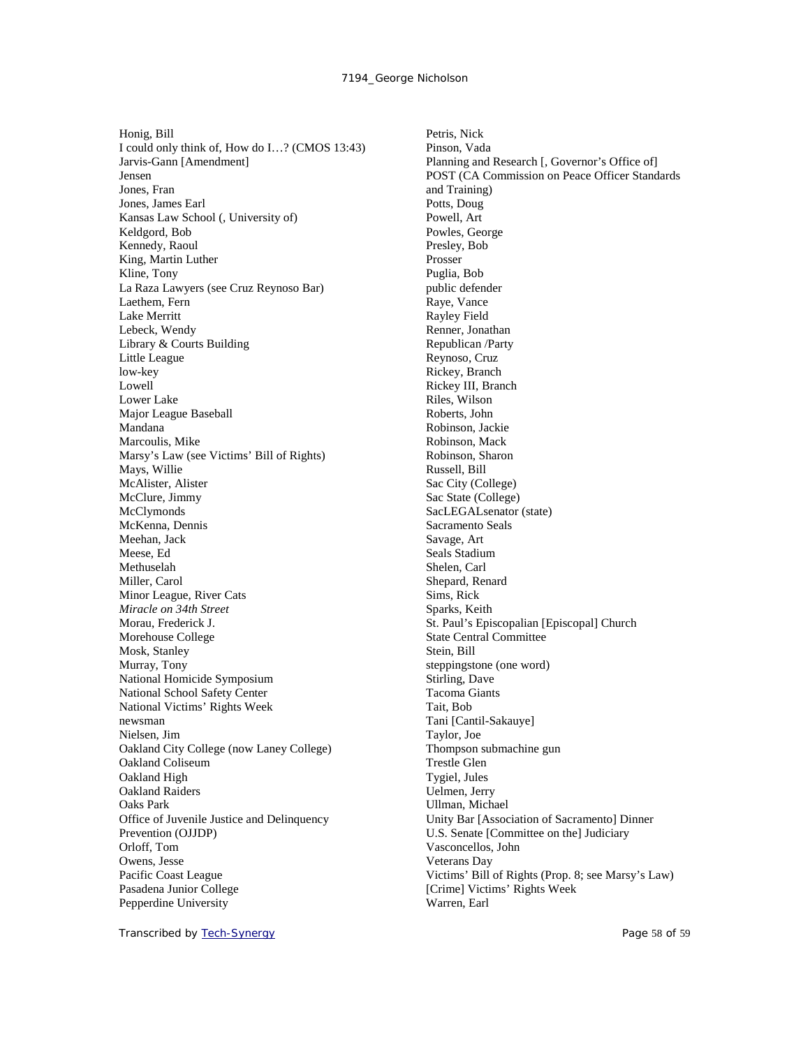Honig, Bill
I could only think of, How do I…? (CMOS 13:43)
Jarvis-Gann [Amendment]
Jensen
Jones, Fran
Jones, James Earl
Kansas Law School (, University of)
Keldgord, Bob
Kennedy, Raoul
King, Martin Luther
Kline, Tony
La Raza Lawyers (see Cruz Reynoso Bar)
Laethem, Fern
Lake Merritt
Lebeck, Wendy
Library & Courts Building
Little League
low-key
Lowell
Lower Lake
Major League Baseball
Mandana
Marcoulis, Mike
Marsy's Law (see Victims' Bill of Rights)
Mays, Willie
McAlister, Alister
McClure, Jimmy
McClymonds
McKenna, Dennis
Meehan, Jack
Meese, Ed
Methuselah
Miller, Carol
Minor League, River Cats
*Miracle on 34th Street*
Morau, Frederick J.
Morehouse College
Mosk, Stanley
Murray, Tony
National Homicide Symposium
National School Safety Center
National Victims' Rights Week
newsman
Nielsen, Jim
Oakland City College (now Laney College)
Oakland Coliseum
Oakland High
Oakland Raiders
Oaks Park
Office of Juvenile Justice and Delinquency Prevention (OJJDP)
Orloff, Tom
Owens, Jesse
Pacific Coast League
Pasadena Junior College
Pepperdine University
Petris, Nick
Pinson, Vada
Planning and Research [, Governor's Office of]
POST (CA Commission on Peace Officer Standards and Training)
Potts, Doug
Powell, Art
Powles, George
Presley, Bob
Prosser
Puglia, Bob
public defender
Raye, Vance
Rayley Field
Renner, Jonathan
Republican /Party
Reynoso, Cruz
Rickey, Branch
Rickey III, Branch
Riles, Wilson
Roberts, John
Robinson, Jackie
Robinson, Mack
Robinson, Sharon
Russell, Bill
Sac City (College)
Sac State (College)
SacLEGALsenator (state)
Sacramento Seals
Savage, Art
Seals Stadium
Shelen, Carl
Shepard, Renard
Sims, Rick
Sparks, Keith
St. Paul's Episcopalian [Episcopal] Church
State Central Committee
Stein, Bill
steppingstone (one word)
Stirling, Dave
Tacoma Giants
Tait, Bob
Tani [Cantil-Sakauye]
Taylor, Joe
Thompson submachine gun
Trestle Glen
Tygiel, Jules
Uelmen, Jerry
Ullman, Michael
Unity Bar [Association of Sacramento] Dinner
U.S. Senate [Committee on the] Judiciary
Vasconcellos, John
Veterans Day
Victims' Bill of Rights (Prop. 8; see Marsy's Law)
[Crime] Victims' Rights Week
Warren, Earl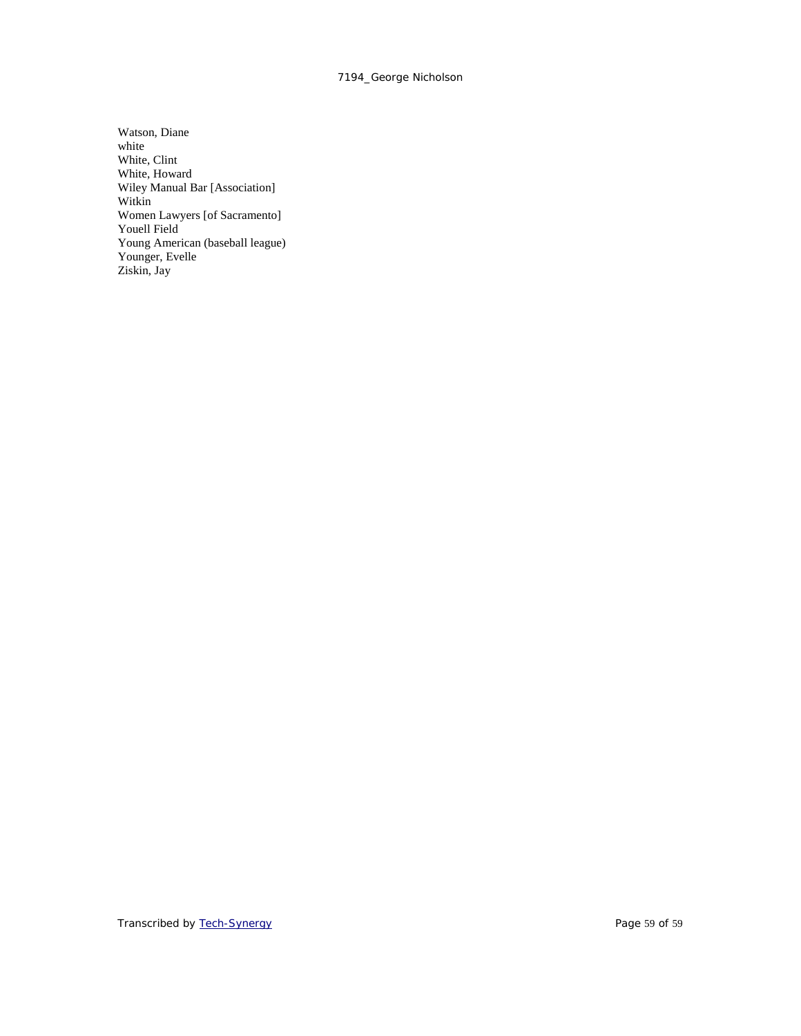Watson, Diane
white
White, Clint
White, Howard
Wiley Manual Bar [Association]
Witkin
Women Lawyers [of Sacramento]
Youell Field
Young American (baseball league)
Younger, Evelle
Ziskin, Jay